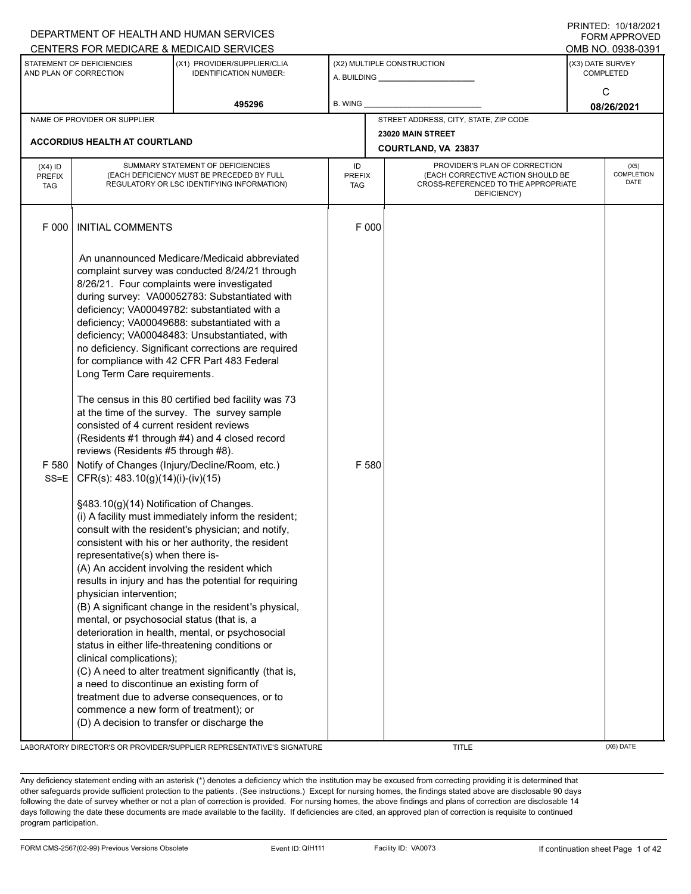DEPARTMENT OF HEALTH AND HUMAN SERVICES
CENTERS FOR MEDICARE & MEDICAID SERVICES

PRINTED: 10/18/2021
FORM APPROVED
OMB NO. 0938-0391

| STATEMENT OF DEFICIENCIES AND PLAN OF CORRECTION | (X1) PROVIDER/SUPPLIER/CLIA IDENTIFICATION NUMBER: | (X2) MULTIPLE CONSTRUCTION | (X3) DATE SURVEY COMPLETED |
|---|---|---|---|
| | 495296 | A. BUILDING ______ B. WING ______ | C 08/26/2021 |

| NAME OF PROVIDER OR SUPPLIER | STREET ADDRESS, CITY, STATE, ZIP CODE |
|---|---|
| ACCORDIUS HEALTH AT COURTLAND | 23020 MAIN STREET COURTLAND, VA 23837 |

| (X4) ID PREFIX TAG | SUMMARY STATEMENT OF DEFICIENCIES (EACH DEFICIENCY MUST BE PRECEDED BY FULL REGULATORY OR LSC IDENTIFYING INFORMATION) | ID PREFIX TAG | PROVIDER'S PLAN OF CORRECTION (EACH CORRECTIVE ACTION SHOULD BE CROSS-REFERENCED TO THE APPROPRIATE DEFICIENCY) | (X5) COMPLETION DATE |
|---|---|---|---|---|
| F 000 | INITIAL COMMENTS<br><br>An unannounced Medicare/Medicaid abbreviated complaint survey was conducted 8/24/21 through 8/26/21. Four complaints were investigated during survey: VA00052783: Substantiated with deficiency; VA00049782: substantiated with a deficiency; VA00049688: substantiated with a deficiency; VA00048483: Unsubstantiated, with no deficiency. Significant corrections are required for compliance with 42 CFR Part 483 Federal Long Term Care requirements.<br><br>The census in this 80 certified bed facility was 73 at the time of the survey. The survey sample consisted of 4 current resident reviews (Residents #1 through #4) and 4 closed record reviews (Residents #5 through #8). | F 000 | | |
| F 580 SS=E | Notify of Changes (Injury/Decline/Room, etc.) CFR(s): 483.10(g)(14)(i)-(iv)(15)<br><br>§483.10(g)(14) Notification of Changes.<br>(i) A facility must immediately inform the resident; consult with the resident's physician; and notify, consistent with his or her authority, the resident representative(s) when there is-<br>(A) An accident involving the resident which results in injury and has the potential for requiring physician intervention;<br>(B) A significant change in the resident's physical, mental, or psychosocial status (that is, a deterioration in health, mental, or psychosocial status in either life-threatening conditions or clinical complications);<br>(C) A need to alter treatment significantly (that is, a need to discontinue an existing form of treatment due to adverse consequences, or to commence a new form of treatment); or<br>(D) A decision to transfer or discharge the | F 580 | | |

LABORATORY DIRECTOR'S OR PROVIDER/SUPPLIER REPRESENTATIVE'S SIGNATURE | TITLE | (X6) DATE

Any deficiency statement ending with an asterisk (*) denotes a deficiency which the institution may be excused from correcting providing it is determined that other safeguards provide sufficient protection to the patients. (See instructions.) Except for nursing homes, the findings stated above are disclosable 90 days following the date of survey whether or not a plan of correction is provided. For nursing homes, the above findings and plans of correction are disclosable 14 days following the date these documents are made available to the facility. If deficiencies are cited, an approved plan of correction is requisite to continued program participation.

FORM CMS-2567(02-99) Previous Versions Obsolete | Event ID: QIH111 | Facility ID: VA0073 | If continuation sheet Page 1 of 42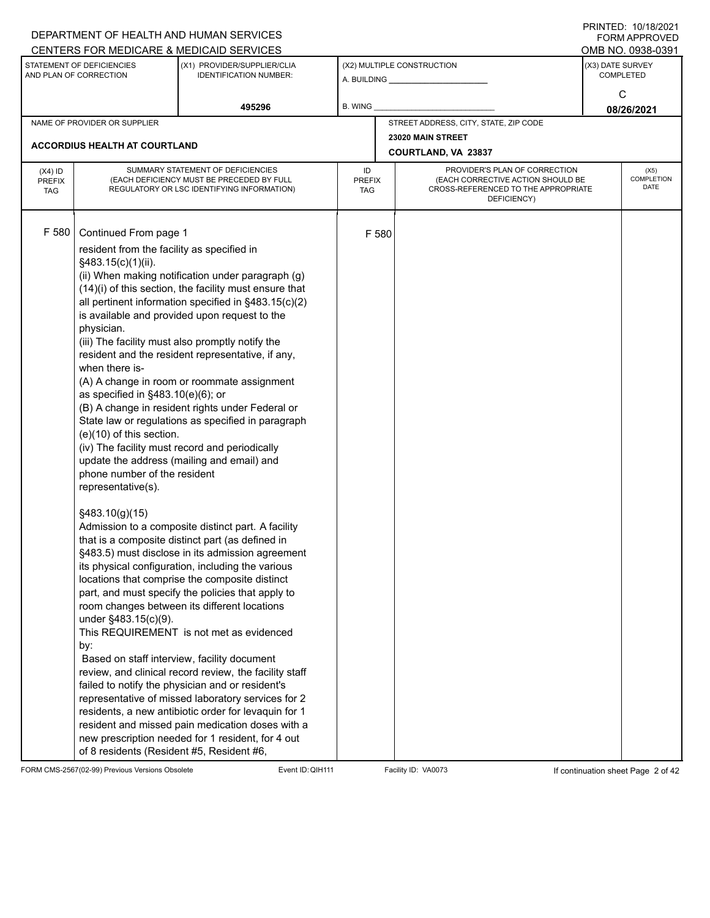DEPARTMENT OF HEALTH AND HUMAN SERVICES
CENTERS FOR MEDICARE & MEDICAID SERVICES

PRINTED: 10/18/2021
FORM APPROVED
OMB NO. 0938-0391

| STATEMENT OF DEFICIENCIES AND PLAN OF CORRECTION | (X1) PROVIDER/SUPPLIER/CLIA IDENTIFICATION NUMBER: | (X2) MULTIPLE CONSTRUCTION | (X3) DATE SURVEY COMPLETED |
|---|---|---|---|
| | 495296 | A. BUILDING ______ B. WING ______ | C 08/26/2021 |

| NAME OF PROVIDER OR SUPPLIER | STREET ADDRESS, CITY, STATE, ZIP CODE |
|---|---|
| ACCORDIUS HEALTH AT COURTLAND | 23020 MAIN STREET COURTLAND, VA 23837 |

| (X4) ID PREFIX TAG | SUMMARY STATEMENT OF DEFICIENCIES (EACH DEFICIENCY MUST BE PRECEDED BY FULL REGULATORY OR LSC IDENTIFYING INFORMATION) | ID PREFIX TAG | PROVIDER'S PLAN OF CORRECTION (EACH CORRECTIVE ACTION SHOULD BE CROSS-REFERENCED TO THE APPROPRIATE DEFICIENCY) | (X5) COMPLETION DATE |
|---|---|---|---|---|
| F 580 | Continued From page 1 | F 580 | | |

resident from the facility as specified in §483.15(c)(1)(ii).
(ii) When making notification under paragraph (g)(14)(i) of this section, the facility must ensure that all pertinent information specified in §483.15(c)(2) is available and provided upon request to the physician.
(iii) The facility must also promptly notify the resident and the resident representative, if any, when there is-
(A) A change in room or roommate assignment as specified in §483.10(e)(6); or
(B) A change in resident rights under Federal or State law or regulations as specified in paragraph (e)(10) of this section.
(iv) The facility must record and periodically update the address (mailing and email) and phone number of the resident representative(s).

§483.10(g)(15)
Admission to a composite distinct part. A facility that is a composite distinct part (as defined in §483.5) must disclose in its admission agreement its physical configuration, including the various locations that comprise the composite distinct part, and must specify the policies that apply to room changes between its different locations under §483.15(c)(9).
This REQUIREMENT is not met as evidenced by:
Based on staff interview, facility document review, and clinical record review, the facility staff failed to notify the physician and or resident's representative of missed laboratory services for 2 residents, a new antibiotic order for levaquin for 1 resident and missed pain medication doses with a new prescription needed for 1 resident, for 4 out of 8 residents (Resident #5, Resident #6,

FORM CMS-2567(02-99) Previous Versions Obsolete Event ID: QIH111 Facility ID: VA0073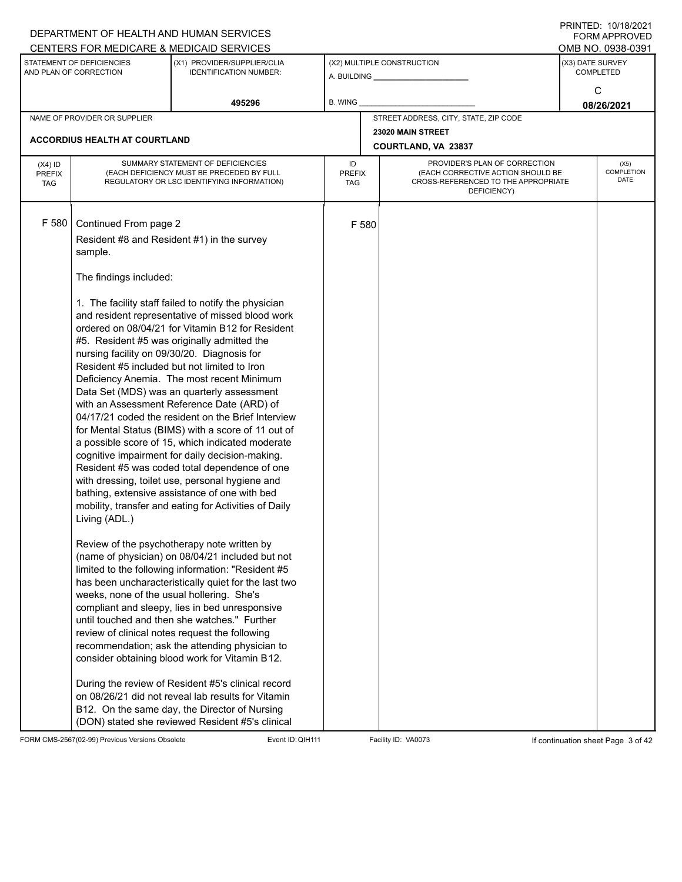| (X4) ID PREFIX TAG | SUMMARY STATEMENT OF DEFICIENCIES (EACH DEFICIENCY MUST BE PRECEDED BY FULL REGULATORY OR LSC IDENTIFYING INFORMATION) | ID PREFIX TAG | PROVIDER'S PLAN OF CORRECTION (EACH CORRECTIVE ACTION SHOULD BE CROSS-REFERENCED TO THE APPROPRIATE DEFICIENCY) | (X5) COMPLETION DATE |
|---|---|---|---|---|
| F 580 | Continued From page 2 | F 580 | | |

Resident #8 and Resident #1) in the survey sample.

The findings included:

1. The facility staff failed to notify the physician and resident representative of missed blood work ordered on 08/04/21 for Vitamin B12 for Resident #5. Resident #5 was originally admitted the nursing facility on 09/30/20. Diagnosis for Resident #5 included but not limited to Iron Deficiency Anemia. The most recent Minimum Data Set (MDS) was an quarterly assessment with an Assessment Reference Date (ARD) of 04/17/21 coded the resident on the Brief Interview for Mental Status (BIMS) with a score of 11 out of a possible score of 15, which indicated moderate cognitive impairment for daily decision-making. Resident #5 was coded total dependence of one with dressing, toilet use, personal hygiene and bathing, extensive assistance of one with bed mobility, transfer and eating for Activities of Daily Living (ADL.)

Review of the psychotherapy note written by (name of physician) on 08/04/21 included but not limited to the following information: "Resident #5 has been uncharacteristically quiet for the last two weeks, none of the usual hollering. She's compliant and sleepy, lies in bed unresponsive until touched and then she watches." Further review of clinical notes request the following recommendation; ask the attending physician to consider obtaining blood work for Vitamin B12.

During the review of Resident #5's clinical record on 08/26/21 did not reveal lab results for Vitamin B12. On the same day, the Director of Nursing (DON) stated she reviewed Resident #5's clinical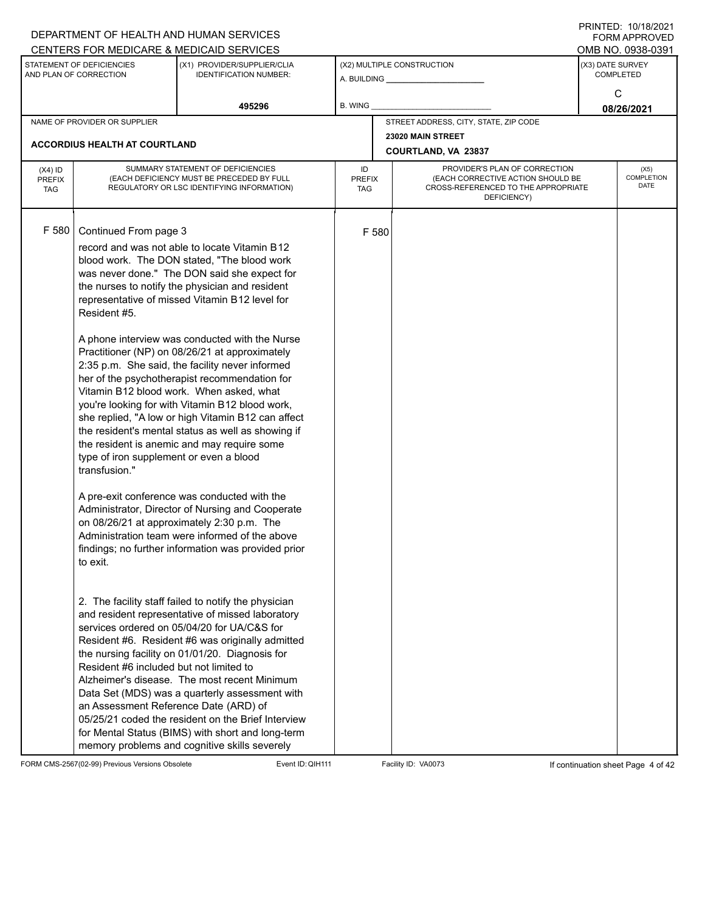DEPARTMENT OF HEALTH AND HUMAN SERVICES
CENTERS FOR MEDICARE & MEDICAID SERVICES

PRINTED: 10/18/2021
FORM APPROVED
OMB NO. 0938-0391

| STATEMENT OF DEFICIENCIES AND PLAN OF CORRECTION | (X1) PROVIDER/SUPPLIER/CLIA IDENTIFICATION NUMBER: | (X2) MULTIPLE CONSTRUCTION | (X3) DATE SURVEY COMPLETED |
|---|---|---|---|
| | 495296 | A. BUILDING ______ B. WING ______ | C 08/26/2021 |

| NAME OF PROVIDER OR SUPPLIER | STREET ADDRESS, CITY, STATE, ZIP CODE |
|---|---|
| ACCORDIUS HEALTH AT COURTLAND | 23020 MAIN STREET COURTLAND, VA 23837 |

| (X4) ID PREFIX TAG | SUMMARY STATEMENT OF DEFICIENCIES (EACH DEFICIENCY MUST BE PRECEDED BY FULL REGULATORY OR LSC IDENTIFYING INFORMATION) | ID PREFIX TAG | PROVIDER'S PLAN OF CORRECTION (EACH CORRECTIVE ACTION SHOULD BE CROSS-REFERENCED TO THE APPROPRIATE DEFICIENCY) | (X5) COMPLETION DATE |
|---|---|---|---|---|
| F 580 | Continued From page 3 | F 580 | | |

record and was not able to locate Vitamin B12 blood work. The DON stated, "The blood work was never done." The DON said she expect for the nurses to notify the physician and resident representative of missed Vitamin B12 level for Resident #5.

A phone interview was conducted with the Nurse Practitioner (NP) on 08/26/21 at approximately 2:35 p.m. She said, the facility never informed her of the psychotherapist recommendation for Vitamin B12 blood work. When asked, what you're looking for with Vitamin B12 blood work, she replied, "A low or high Vitamin B12 can affect the resident's mental status as well as showing if the resident is anemic and may require some type of iron supplement or even a blood transfusion."

A pre-exit conference was conducted with the Administrator, Director of Nursing and Cooperate on 08/26/21 at approximately 2:30 p.m. The Administration team were informed of the above findings; no further information was provided prior to exit.

2. The facility staff failed to notify the physician and resident representative of missed laboratory services ordered on 05/04/20 for UA/C&S for Resident #6. Resident #6 was originally admitted the nursing facility on 01/01/20. Diagnosis for Resident #6 included but not limited to Alzheimer's disease. The most recent Minimum Data Set (MDS) was a quarterly assessment with an Assessment Reference Date (ARD) of 05/25/21 coded the resident on the Brief Interview for Mental Status (BIMS) with short and long-term memory problems and cognitive skills severely

FORM CMS-2567(02-99) Previous Versions Obsolete Event ID: QIH111 Facility ID: VA0073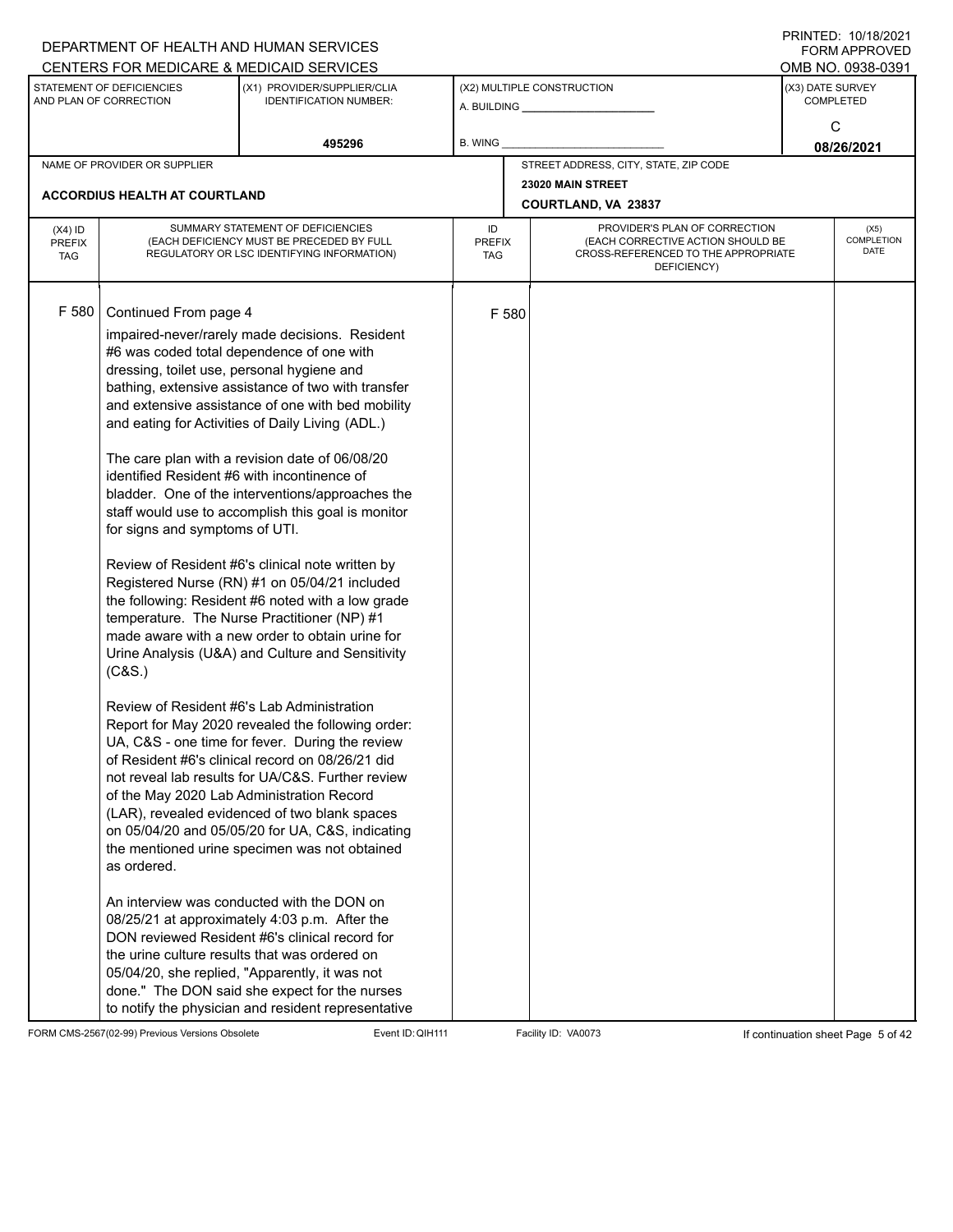DEPARTMENT OF HEALTH AND HUMAN SERVICES
CENTERS FOR MEDICARE & MEDICAID SERVICES

PRINTED: 10/18/2021
FORM APPROVED
OMB NO. 0938-0391

| STATEMENT OF DEFICIENCIES AND PLAN OF CORRECTION | (X1) PROVIDER/SUPPLIER/CLIA IDENTIFICATION NUMBER: | (X2) MULTIPLE CONSTRUCTION | (X3) DATE SURVEY COMPLETED |
|---|---|---|---|
| | 495296 | A. BUILDING ______ B. WING ______ | C 08/26/2021 |

| NAME OF PROVIDER OR SUPPLIER | STREET ADDRESS, CITY, STATE, ZIP CODE |
|---|---|
| ACCORDIUS HEALTH AT COURTLAND | 23020 MAIN STREET COURTLAND, VA 23837 |

| (X4) ID PREFIX TAG | SUMMARY STATEMENT OF DEFICIENCIES (EACH DEFICIENCY MUST BE PRECEDED BY FULL REGULATORY OR LSC IDENTIFYING INFORMATION) | ID PREFIX TAG | PROVIDER'S PLAN OF CORRECTION (EACH CORRECTIVE ACTION SHOULD BE CROSS-REFERENCED TO THE APPROPRIATE DEFICIENCY) | (X5) COMPLETION DATE |
|---|---|---|---|---|
| F 580 | Continued From page 4 | F 580 | | |

impaired-never/rarely made decisions. Resident #6 was coded total dependence of one with dressing, toilet use, personal hygiene and bathing, extensive assistance of two with transfer and extensive assistance of one with bed mobility and eating for Activities of Daily Living (ADL.)

The care plan with a revision date of 06/08/20 identified Resident #6 with incontinence of bladder. One of the interventions/approaches the staff would use to accomplish this goal is monitor for signs and symptoms of UTI.

Review of Resident #6's clinical note written by Registered Nurse (RN) #1 on 05/04/21 included the following: Resident #6 noted with a low grade temperature. The Nurse Practitioner (NP) #1 made aware with a new order to obtain urine for Urine Analysis (U&A) and Culture and Sensitivity (C&S.)

Review of Resident #6's Lab Administration Report for May 2020 revealed the following order: UA, C&S - one time for fever. During the review of Resident #6's clinical record on 08/26/21 did not reveal lab results for UA/C&S. Further review of the May 2020 Lab Administration Record (LAR), revealed evidenced of two blank spaces on 05/04/20 and 05/05/20 for UA, C&S, indicating the mentioned urine specimen was not obtained as ordered.

An interview was conducted with the DON on 08/25/21 at approximately 4:03 p.m. After the DON reviewed Resident #6's clinical record for the urine culture results that was ordered on 05/04/20, she replied, "Apparently, it was not done." The DON said she expect for the nurses to notify the physician and resident representative

FORM CMS-2567(02-99) Previous Versions Obsolete Event ID: QIH111 Facility ID: VA0073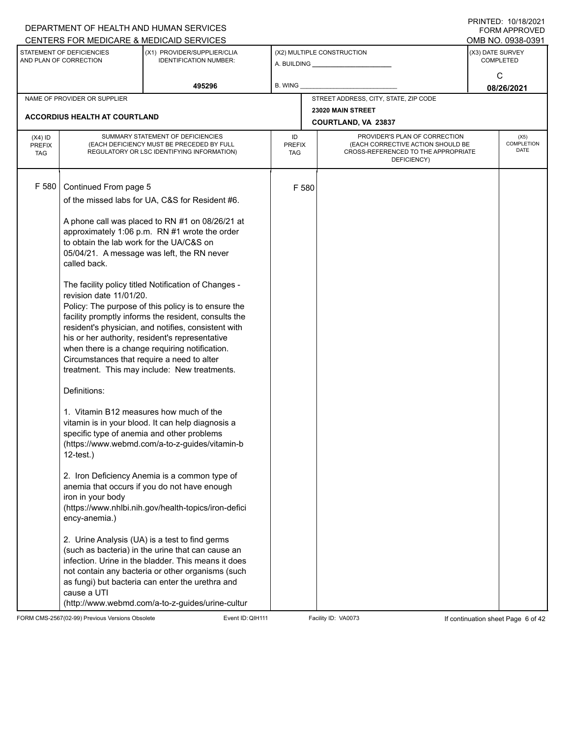DEPARTMENT OF HEALTH AND HUMAN SERVICES
CENTERS FOR MEDICARE & MEDICAID SERVICES

PRINTED: 10/18/2021
FORM APPROVED
OMB NO. 0938-0391

| STATEMENT OF DEFICIENCIES AND PLAN OF CORRECTION | (X1) PROVIDER/SUPPLIER/CLIA IDENTIFICATION NUMBER: | (X2) MULTIPLE CONSTRUCTION | (X3) DATE SURVEY COMPLETED |
|---|---|---|---|
| | 495296 | A. BUILDING ______ B. WING ______ | C 08/26/2021 |

| NAME OF PROVIDER OR SUPPLIER | STREET ADDRESS, CITY, STATE, ZIP CODE |
|---|---|
| ACCORDIUS HEALTH AT COURTLAND | 23020 MAIN STREET COURTLAND, VA 23837 |

| (X4) ID PREFIX TAG | SUMMARY STATEMENT OF DEFICIENCIES (EACH DEFICIENCY MUST BE PRECEDED BY FULL REGULATORY OR LSC IDENTIFYING INFORMATION) | ID PREFIX TAG | PROVIDER'S PLAN OF CORRECTION (EACH CORRECTIVE ACTION SHOULD BE CROSS-REFERENCED TO THE APPROPRIATE DEFICIENCY) | (X5) COMPLETION DATE |
|---|---|---|---|---|
| F 580 | Continued From page 5 | F 580 | | |

of the missed labs for UA, C&S for Resident #6.

A phone call was placed to RN #1 on 08/26/21 at approximately 1:06 p.m. RN #1 wrote the order to obtain the lab work for the UA/C&S on 05/04/21. A message was left, the RN never called back.

The facility policy titled Notification of Changes - revision date 11/01/20.
Policy: The purpose of this policy is to ensure the facility promptly informs the resident, consults the resident's physician, and notifies, consistent with his or her authority, resident's representative when there is a change requiring notification. Circumstances that require a need to alter treatment. This may include: New treatments.

Definitions:

1. Vitamin B12 measures how much of the vitamin is in your blood. It can help diagnosis a specific type of anemia and other problems (https://www.webmd.com/a-to-z-guides/vitamin-b12-test.)

2. Iron Deficiency Anemia is a common type of anemia that occurs if you do not have enough iron in your body (https://www.nhlbi.nih.gov/health-topics/iron-deficiency-anemia.)

2. Urine Analysis (UA) is a test to find germs (such as bacteria) in the urine that can cause an infection. Urine in the bladder. This means it does not contain any bacteria or other organisms (such as fungi) but bacteria can enter the urethra and cause a UTI (http://www.webmd.com/a-to-z-guides/urine-cultur

FORM CMS-2567(02-99) Previous Versions Obsolete Event ID: QIH111 Facility ID: VA0073 If continuation sheet Page 6 of 42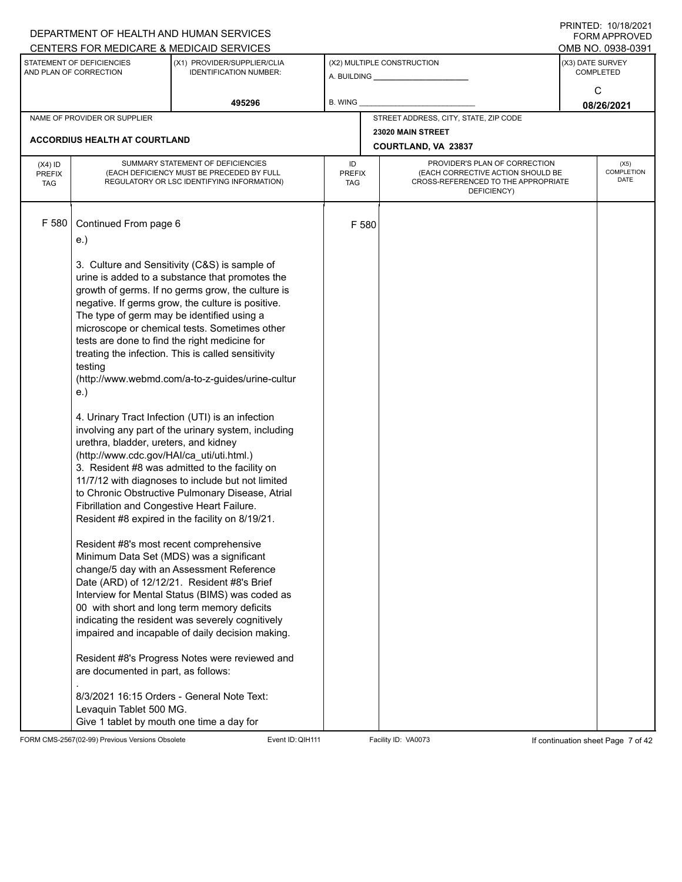DEPARTMENT OF HEALTH AND HUMAN SERVICES
CENTERS FOR MEDICARE & MEDICAID SERVICES

PRINTED: 10/18/2021
FORM APPROVED
OMB NO. 0938-0391

| STATEMENT OF DEFICIENCIES AND PLAN OF CORRECTION | (X1) PROVIDER/SUPPLIER/CLIA IDENTIFICATION NUMBER: | (X2) MULTIPLE CONSTRUCTION | (X3) DATE SURVEY COMPLETED |
|---|---|---|---|
| | 495296 | A. BUILDING ______ B. WING ______ | C 08/26/2021 |

| NAME OF PROVIDER OR SUPPLIER | STREET ADDRESS, CITY, STATE, ZIP CODE |
|---|---|
| ACCORDIUS HEALTH AT COURTLAND | 23020 MAIN STREET COURTLAND, VA 23837 |

| (X4) ID PREFIX TAG | SUMMARY STATEMENT OF DEFICIENCIES (EACH DEFICIENCY MUST BE PRECEDED BY FULL REGULATORY OR LSC IDENTIFYING INFORMATION) | ID PREFIX TAG | PROVIDER'S PLAN OF CORRECTION (EACH CORRECTIVE ACTION SHOULD BE CROSS-REFERENCED TO THE APPROPRIATE DEFICIENCY) | (X5) COMPLETION DATE |
|---|---|---|---|---|
| F 580 | Continued From page 6 | F 580 | | |

e.)

3. Culture and Sensitivity (C&S) is sample of urine is added to a substance that promotes the growth of germs. If no germs grow, the culture is negative. If germs grow, the culture is positive. The type of germ may be identified using a microscope or chemical tests. Sometimes other tests are done to find the right medicine for treating the infection. This is called sensitivity testing
(http://www.webmd.com/a-to-z-guides/urine-culture.)

4. Urinary Tract Infection (UTI) is an infection involving any part of the urinary system, including urethra, bladder, ureters, and kidney
(http://www.cdc.gov/HAI/ca_uti/uti.html.)
3. Resident #8 was admitted to the facility on 11/7/12 with diagnoses to include but not limited to Chronic Obstructive Pulmonary Disease, Atrial Fibrillation and Congestive Heart Failure. Resident #8 expired in the facility on 8/19/21.

Resident #8's most recent comprehensive Minimum Data Set (MDS) was a significant change/5 day with an Assessment Reference Date (ARD) of 12/12/21. Resident #8's Brief Interview for Mental Status (BIMS) was coded as 00 with short and long term memory deficits indicating the resident was severely cognitively impaired and incapable of daily decision making.

Resident #8's Progress Notes were reviewed and are documented in part, as follows:

.
8/3/2021 16:15 Orders - General Note Text:
Levaquin Tablet 500 MG.
Give 1 tablet by mouth one time a day for

FORM CMS-2567(02-99) Previous Versions Obsolete Event ID: QIH111 Facility ID: VA0073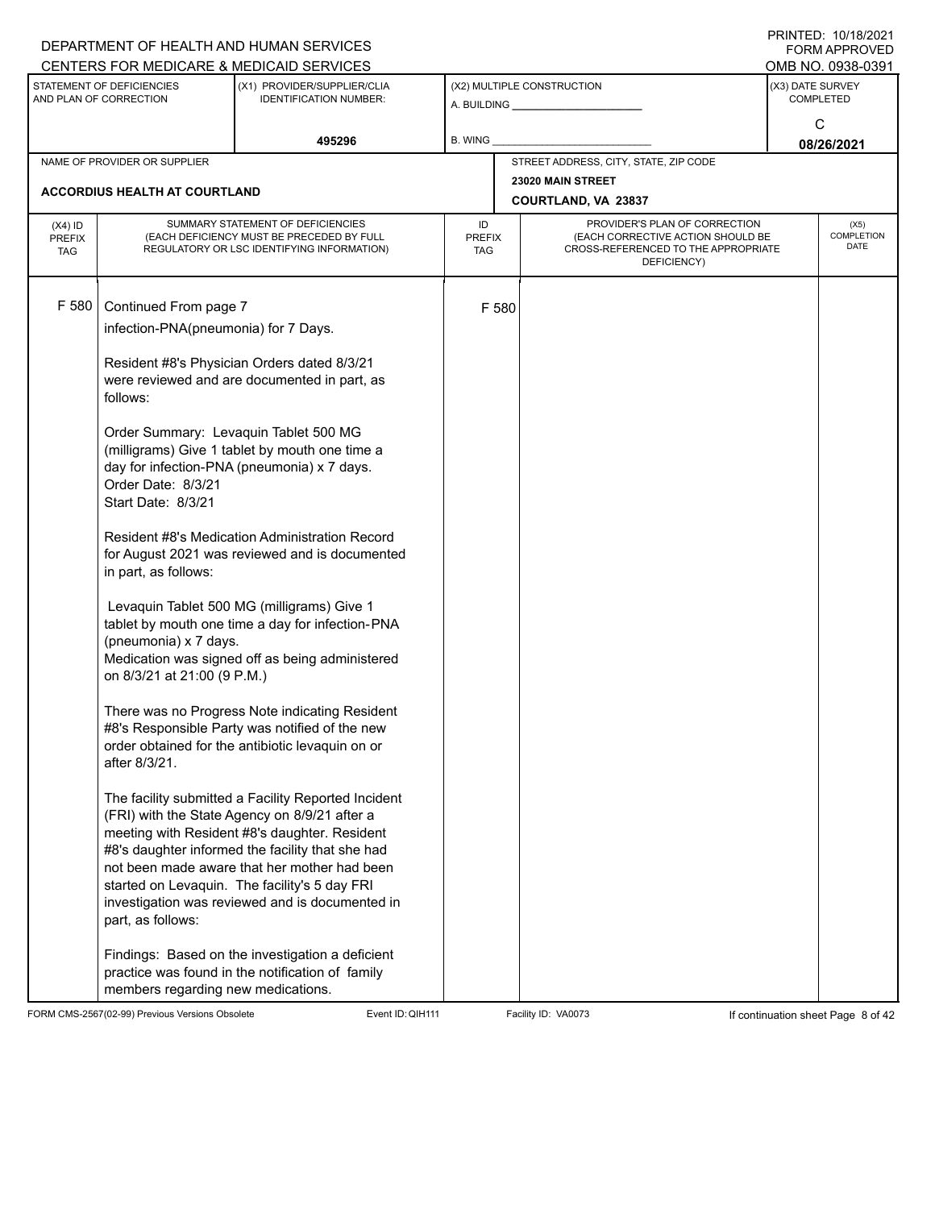| (X4) ID PREFIX TAG | SUMMARY STATEMENT OF DEFICIENCIES (EACH DEFICIENCY MUST BE PRECEDED BY FULL REGULATORY OR LSC IDENTIFYING INFORMATION) | ID PREFIX TAG | PROVIDER'S PLAN OF CORRECTION (EACH CORRECTIVE ACTION SHOULD BE CROSS-REFERENCED TO THE APPROPRIATE DEFICIENCY) | (X5) COMPLETION DATE |
|---|---|---|---|---|
| F 580 | Continued From page 7 | F 580 | | |

infection-PNA(pneumonia) for 7 Days.

Resident #8's Physician Orders dated 8/3/21 were reviewed and are documented in part, as follows:

Order Summary: Levaquin Tablet 500 MG (milligrams) Give 1 tablet by mouth one time a day for infection-PNA (pneumonia) x 7 days.
Order Date: 8/3/21
Start Date: 8/3/21

Resident #8's Medication Administration Record for August 2021 was reviewed and is documented in part, as follows:

Levaquin Tablet 500 MG (milligrams) Give 1 tablet by mouth one time a day for infection-PNA (pneumonia) x 7 days.
Medication was signed off as being administered on 8/3/21 at 21:00 (9 P.M.)

There was no Progress Note indicating Resident #8's Responsible Party was notified of the new order obtained for the antibiotic levaquin on or after 8/3/21.

The facility submitted a Facility Reported Incident (FRI) with the State Agency on 8/9/21 after a meeting with Resident #8's daughter. Resident #8's daughter informed the facility that she had not been made aware that her mother had been started on Levaquin. The facility's 5 day FRI investigation was reviewed and is documented in part, as follows:

Findings: Based on the investigation a deficient practice was found in the notification of family members regarding new medications.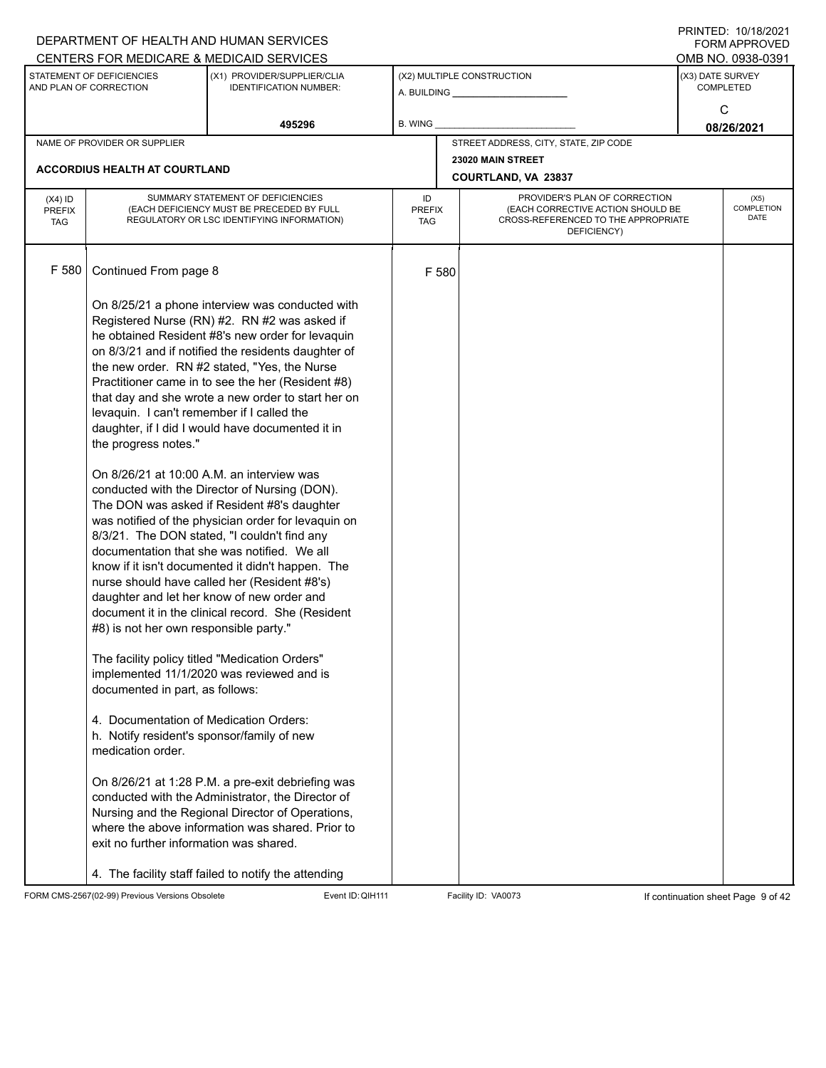DEPARTMENT OF HEALTH AND HUMAN SERVICES
CENTERS FOR MEDICARE & MEDICAID SERVICES

PRINTED: 10/18/2021
FORM APPROVED
OMB NO. 0938-0391

| STATEMENT OF DEFICIENCIES AND PLAN OF CORRECTION | (X1) PROVIDER/SUPPLIER/CLIA IDENTIFICATION NUMBER: | (X2) MULTIPLE CONSTRUCTION | (X3) DATE SURVEY COMPLETED |
|---|---|---|---|
| | 495296 | A. BUILDING ______ B. WING ______ | C 08/26/2021 |

| NAME OF PROVIDER OR SUPPLIER | STREET ADDRESS, CITY, STATE, ZIP CODE |
|---|---|
| ACCORDIUS HEALTH AT COURTLAND | 23020 MAIN STREET COURTLAND, VA 23837 |

| (X4) ID PREFIX TAG | SUMMARY STATEMENT OF DEFICIENCIES (EACH DEFICIENCY MUST BE PRECEDED BY FULL REGULATORY OR LSC IDENTIFYING INFORMATION) | ID PREFIX TAG | PROVIDER'S PLAN OF CORRECTION (EACH CORRECTIVE ACTION SHOULD BE CROSS-REFERENCED TO THE APPROPRIATE DEFICIENCY) | (X5) COMPLETION DATE |
|---|---|---|---|---|
| F 580 | Continued From page 8 | F 580 | | |

On 8/25/21 a phone interview was conducted with Registered Nurse (RN) #2. RN #2 was asked if he obtained Resident #8's new order for levaquin on 8/3/21 and if notified the residents daughter of the new order. RN #2 stated, "Yes, the Nurse Practitioner came in to see the her (Resident #8) that day and she wrote a new order to start her on levaquin. I can't remember if I called the daughter, if I did I would have documented it in the progress notes."

On 8/26/21 at 10:00 A.M. an interview was conducted with the Director of Nursing (DON). The DON was asked if Resident #8's daughter was notified of the physician order for levaquin on 8/3/21. The DON stated, "I couldn't find any documentation that she was notified. We all know if it isn't documented it didn't happen. The nurse should have called her (Resident #8's) daughter and let her know of new order and document it in the clinical record. She (Resident #8) is not her own responsible party."

The facility policy titled "Medication Orders" implemented 11/1/2020 was reviewed and is documented in part, as follows:

4. Documentation of Medication Orders:
h. Notify resident's sponsor/family of new medication order.

On 8/26/21 at 1:28 P.M. a pre-exit debriefing was conducted with the Administrator, the Director of Nursing and the Regional Director of Operations, where the above information was shared. Prior to exit no further information was shared.

4. The facility staff failed to notify the attending

FORM CMS-2567(02-99) Previous Versions Obsolete Event ID: QIH111 Facility ID: VA0073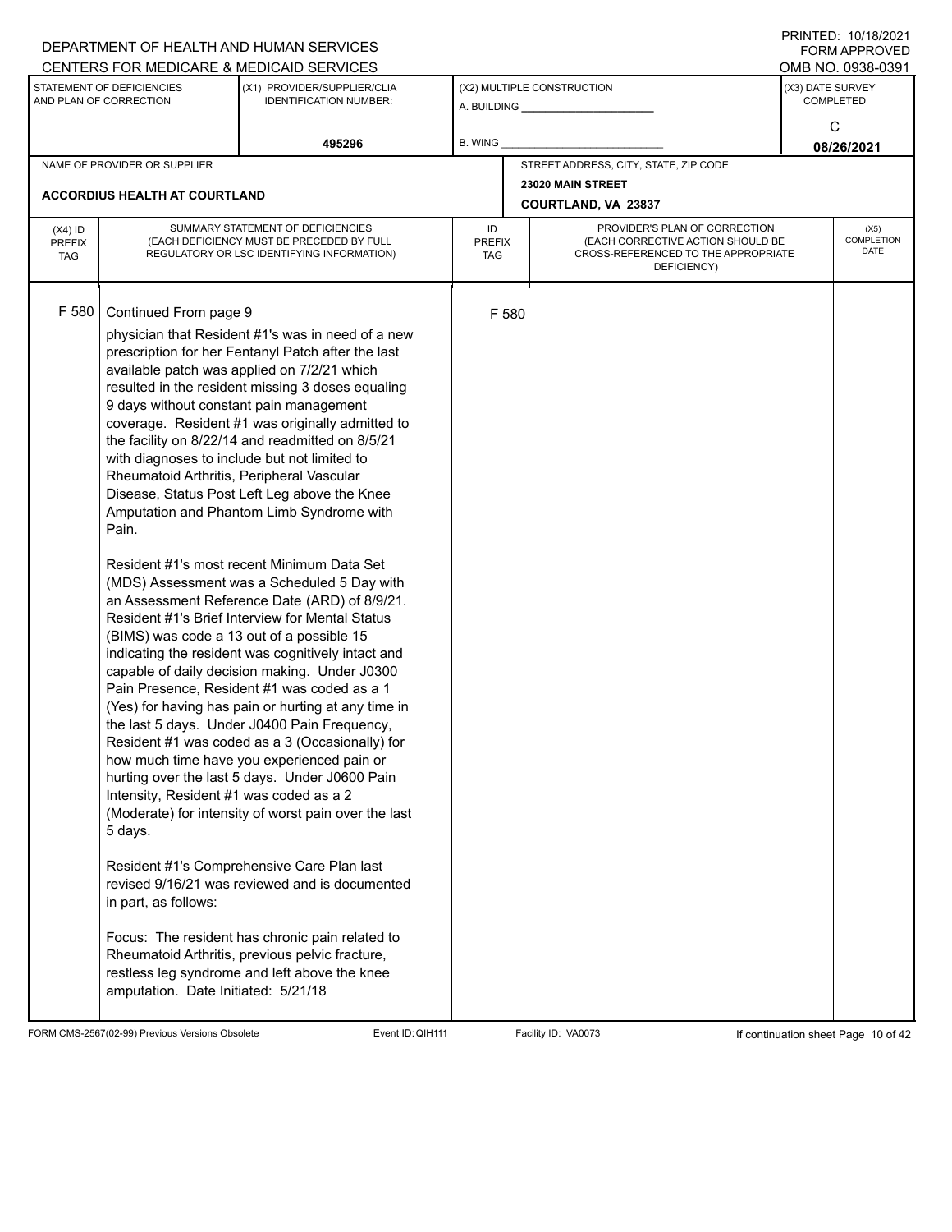DEPARTMENT OF HEALTH AND HUMAN SERVICES
CENTERS FOR MEDICARE & MEDICAID SERVICES

PRINTED: 10/18/2021
FORM APPROVED
OMB NO. 0938-0391

| STATEMENT OF DEFICIENCIES AND PLAN OF CORRECTION | (X1) PROVIDER/SUPPLIER/CLIA IDENTIFICATION NUMBER: | (X2) MULTIPLE CONSTRUCTION | (X3) DATE SURVEY COMPLETED |
|---|---|---|---|
| | 495296 | A. BUILDING ______ B. WING ______ | C 08/26/2021 |

| NAME OF PROVIDER OR SUPPLIER | STREET ADDRESS, CITY, STATE, ZIP CODE |
|---|---|
| ACCORDIUS HEALTH AT COURTLAND | 23020 MAIN STREET COURTLAND, VA 23837 |

| (X4) ID PREFIX TAG | SUMMARY STATEMENT OF DEFICIENCIES (EACH DEFICIENCY MUST BE PRECEDED BY FULL REGULATORY OR LSC IDENTIFYING INFORMATION) | ID PREFIX TAG | PROVIDER'S PLAN OF CORRECTION (EACH CORRECTIVE ACTION SHOULD BE CROSS-REFERENCED TO THE APPROPRIATE DEFICIENCY) | (X5) COMPLETION DATE |
|---|---|---|---|---|
| F 580 | Continued From page 9 | F 580 | | |

physician that Resident #1's was in need of a new prescription for her Fentanyl Patch after the last available patch was applied on 7/2/21 which resulted in the resident missing 3 doses equaling 9 days without constant pain management coverage. Resident #1 was originally admitted to the facility on 8/22/14 and readmitted on 8/5/21 with diagnoses to include but not limited to Rheumatoid Arthritis, Peripheral Vascular Disease, Status Post Left Leg above the Knee Amputation and Phantom Limb Syndrome with Pain.

Resident #1's most recent Minimum Data Set (MDS) Assessment was a Scheduled 5 Day with an Assessment Reference Date (ARD) of 8/9/21. Resident #1's Brief Interview for Mental Status (BIMS) was code a 13 out of a possible 15 indicating the resident was cognitively intact and capable of daily decision making. Under J0300 Pain Presence, Resident #1 was coded as a 1 (Yes) for having has pain or hurting at any time in the last 5 days. Under J0400 Pain Frequency, Resident #1 was coded as a 3 (Occasionally) for how much time have you experienced pain or hurting over the last 5 days. Under J0600 Pain Intensity, Resident #1 was coded as a 2 (Moderate) for intensity of worst pain over the last 5 days.

Resident #1's Comprehensive Care Plan last revised 9/16/21 was reviewed and is documented in part, as follows:

Focus: The resident has chronic pain related to Rheumatoid Arthritis, previous pelvic fracture, restless leg syndrome and left above the knee amputation. Date Initiated: 5/21/18

FORM CMS-2567(02-99) Previous Versions Obsolete Event ID: QIH111 Facility ID: VA0073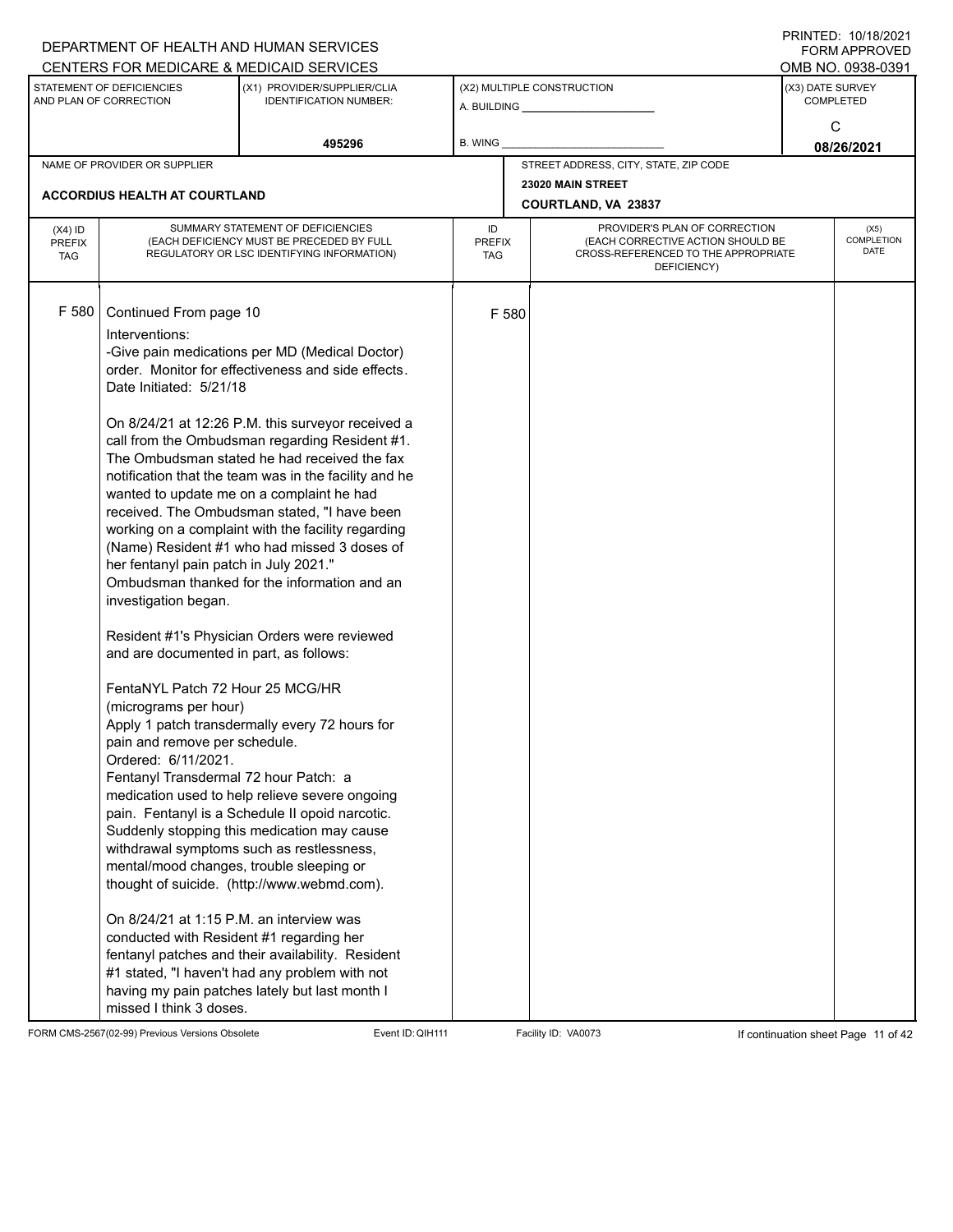DEPARTMENT OF HEALTH AND HUMAN SERVICES
CENTERS FOR MEDICARE & MEDICAID SERVICES

PRINTED: 10/18/2021
FORM APPROVED
OMB NO. 0938-0391

| STATEMENT OF DEFICIENCIES AND PLAN OF CORRECTION | (X1) PROVIDER/SUPPLIER/CLIA IDENTIFICATION NUMBER: | (X2) MULTIPLE CONSTRUCTION | (X3) DATE SURVEY COMPLETED |
|---|---|---|---|
| | 495296 | A. BUILDING ___ B. WING ___ | C 08/26/2021 |

| NAME OF PROVIDER OR SUPPLIER | STREET ADDRESS, CITY, STATE, ZIP CODE |
|---|---|
| ACCORDIUS HEALTH AT COURTLAND | 23020 MAIN STREET COURTLAND, VA 23837 |

| (X4) ID PREFIX TAG | SUMMARY STATEMENT OF DEFICIENCIES (EACH DEFICIENCY MUST BE PRECEDED BY FULL REGULATORY OR LSC IDENTIFYING INFORMATION) | ID PREFIX TAG | PROVIDER'S PLAN OF CORRECTION (EACH CORRECTIVE ACTION SHOULD BE CROSS-REFERENCED TO THE APPROPRIATE DEFICIENCY) | (X5) COMPLETION DATE |
|---|---|---|---|---|
| F 580 | Continued From page 10 | F 580 | | |

Interventions:
-Give pain medications per MD (Medical Doctor) order. Monitor for effectiveness and side effects.
Date Initiated: 5/21/18

On 8/24/21 at 12:26 P.M. this surveyor received a call from the Ombudsman regarding Resident #1. The Ombudsman stated he had received the fax notification that the team was in the facility and he wanted to update me on a complaint he had received. The Ombudsman stated, "I have been working on a complaint with the facility regarding (Name) Resident #1 who had missed 3 doses of her fentanyl pain patch in July 2021."
Ombudsman thanked for the information and an investigation began.

Resident #1's Physician Orders were reviewed and are documented in part, as follows:

FentaNYL Patch 72 Hour 25 MCG/HR (micrograms per hour)
Apply 1 patch transdermally every 72 hours for pain and remove per schedule.
Ordered: 6/11/2021.
Fentanyl Transdermal 72 hour Patch: a medication used to help relieve severe ongoing pain. Fentanyl is a Schedule II opoid narcotic. Suddenly stopping this medication may cause withdrawal symptoms such as restlessness, mental/mood changes, trouble sleeping or thought of suicide. (http://www.webmd.com).

On 8/24/21 at 1:15 P.M. an interview was conducted with Resident #1 regarding her fentanyl patches and their availability. Resident #1 stated, "I haven't had any problem with not having my pain patches lately but last month I missed I think 3 doses.

FORM CMS-2567(02-99) Previous Versions Obsolete | Event ID: QIH111 | Facility ID: VA0073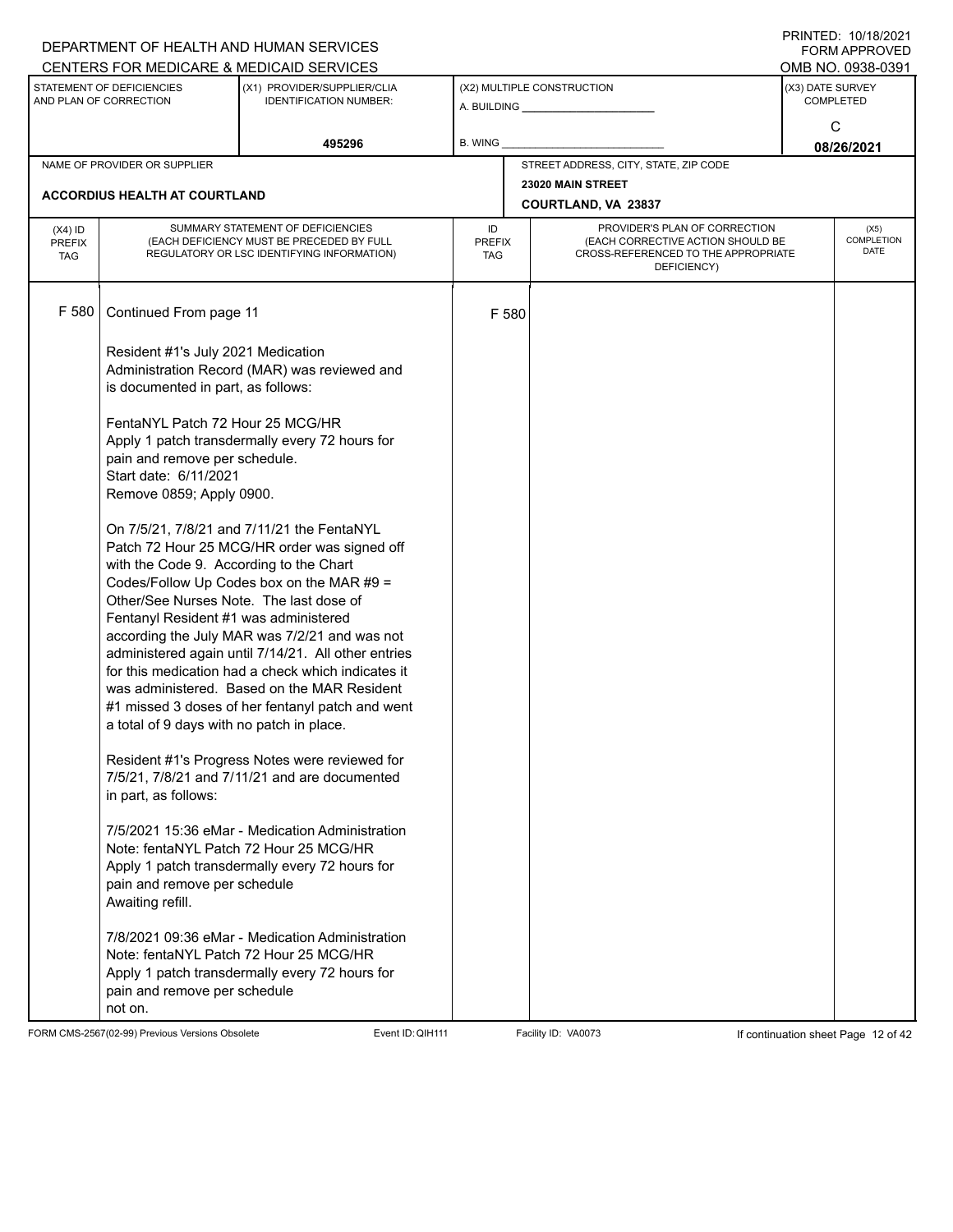DEPARTMENT OF HEALTH AND HUMAN SERVICES
CENTERS FOR MEDICARE & MEDICAID SERVICES

PRINTED: 10/18/2021
FORM APPROVED
OMB NO. 0938-0391

| STATEMENT OF DEFICIENCIES AND PLAN OF CORRECTION | (X1) PROVIDER/SUPPLIER/CLIA IDENTIFICATION NUMBER: | (X2) MULTIPLE CONSTRUCTION | (X3) DATE SURVEY COMPLETED |
|---|---|---|---|
| | 495296 | A. BUILDING ___ B. WING ___ | C 08/26/2021 |

| NAME OF PROVIDER OR SUPPLIER | STREET ADDRESS, CITY, STATE, ZIP CODE |
|---|---|
| ACCORDIUS HEALTH AT COURTLAND | 23020 MAIN STREET COURTLAND, VA 23837 |

| (X4) ID PREFIX TAG | SUMMARY STATEMENT OF DEFICIENCIES (EACH DEFICIENCY MUST BE PRECEDED BY FULL REGULATORY OR LSC IDENTIFYING INFORMATION) | ID PREFIX TAG | PROVIDER'S PLAN OF CORRECTION (EACH CORRECTIVE ACTION SHOULD BE CROSS-REFERENCED TO THE APPROPRIATE DEFICIENCY) | (X5) COMPLETION DATE |
|---|---|---|---|---|
| F 580 | Continued From page 11 | F 580 | | |

Resident #1's July 2021 Medication Administration Record (MAR) was reviewed and is documented in part, as follows:

FentaNYL Patch 72 Hour 25 MCG/HR
Apply 1 patch transdermally every 72 hours for pain and remove per schedule.
Start date: 6/11/2021
Remove 0859; Apply 0900.

On 7/5/21, 7/8/21 and 7/11/21 the FentaNYL Patch 72 Hour 25 MCG/HR order was signed off with the Code 9. According to the Chart Codes/Follow Up Codes box on the MAR #9 = Other/See Nurses Note. The last dose of Fentanyl Resident #1 was administered according the July MAR was 7/2/21 and was not administered again until 7/14/21. All other entries for this medication had a check which indicates it was administered. Based on the MAR Resident #1 missed 3 doses of her fentanyl patch and went a total of 9 days with no patch in place.

Resident #1's Progress Notes were reviewed for 7/5/21, 7/8/21 and 7/11/21 and are documented in part, as follows:

7/5/2021 15:36 eMar - Medication Administration Note: fentaNYL Patch 72 Hour 25 MCG/HR
Apply 1 patch transdermally every 72 hours for pain and remove per schedule
Awaiting refill.

7/8/2021 09:36 eMar - Medication Administration Note: fentaNYL Patch 72 Hour 25 MCG/HR
Apply 1 patch transdermally every 72 hours for pain and remove per schedule
not on.

FORM CMS-2567(02-99) Previous Versions Obsolete    Event ID: QIH111    Facility ID: VA0073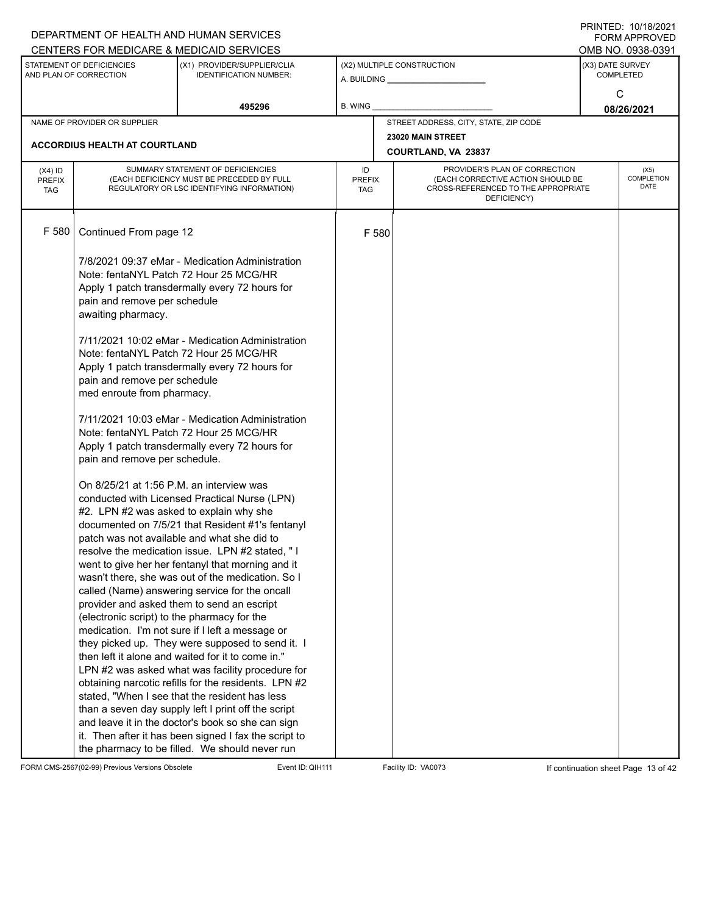DEPARTMENT OF HEALTH AND HUMAN SERVICES
CENTERS FOR MEDICARE & MEDICAID SERVICES

PRINTED: 10/18/2021
FORM APPROVED
OMB NO. 0938-0391

| STATEMENT OF DEFICIENCIES AND PLAN OF CORRECTION | (X1) PROVIDER/SUPPLIER/CLIA IDENTIFICATION NUMBER: | (X2) MULTIPLE CONSTRUCTION | (X3) DATE SURVEY COMPLETED |
|---|---|---|---|
| | 495296 | A. BUILDING ______ B. WING ______ | C 08/26/2021 |

| NAME OF PROVIDER OR SUPPLIER | STREET ADDRESS, CITY, STATE, ZIP CODE |
|---|---|
| ACCORDIUS HEALTH AT COURTLAND | 23020 MAIN STREET COURTLAND, VA 23837 |

| (X4) ID PREFIX TAG | SUMMARY STATEMENT OF DEFICIENCIES (EACH DEFICIENCY MUST BE PRECEDED BY FULL REGULATORY OR LSC IDENTIFYING INFORMATION) | ID PREFIX TAG | PROVIDER'S PLAN OF CORRECTION (EACH CORRECTIVE ACTION SHOULD BE CROSS-REFERENCED TO THE APPROPRIATE DEFICIENCY) | (X5) COMPLETION DATE |
|---|---|---|---|---|
| F 580 | Continued From page 12 | F 580 | | |

7/8/2021 09:37 eMar - Medication Administration Note: fentaNYL Patch 72 Hour 25 MCG/HR Apply 1 patch transdermally every 72 hours for pain and remove per schedule awaiting pharmacy.

7/11/2021 10:02 eMar - Medication Administration Note: fentaNYL Patch 72 Hour 25 MCG/HR Apply 1 patch transdermally every 72 hours for pain and remove per schedule med enroute from pharmacy.

7/11/2021 10:03 eMar - Medication Administration Note: fentaNYL Patch 72 Hour 25 MCG/HR Apply 1 patch transdermally every 72 hours for pain and remove per schedule.

On 8/25/21 at 1:56 P.M. an interview was conducted with Licensed Practical Nurse (LPN) #2. LPN #2 was asked to explain why she documented on 7/5/21 that Resident #1's fentanyl patch was not available and what she did to resolve the medication issue. LPN #2 stated, " I went to give her her fentanyl that morning and it wasn't there, she was out of the medication. So I called (Name) answering service for the oncall provider and asked them to send an escript (electronic script) to the pharmacy for the medication. I'm not sure if I left a message or they picked up. They were supposed to send it. I then left it alone and waited for it to come in." LPN #2 was asked what was facility procedure for obtaining narcotic refills for the residents. LPN #2 stated, "When I see that the resident has less than a seven day supply left I print off the script and leave it in the doctor's book so she can sign it. Then after it has been signed I fax the script to the pharmacy to be filled. We should never run

FORM CMS-2567(02-99) Previous Versions Obsolete Event ID: QIH111 Facility ID: VA0073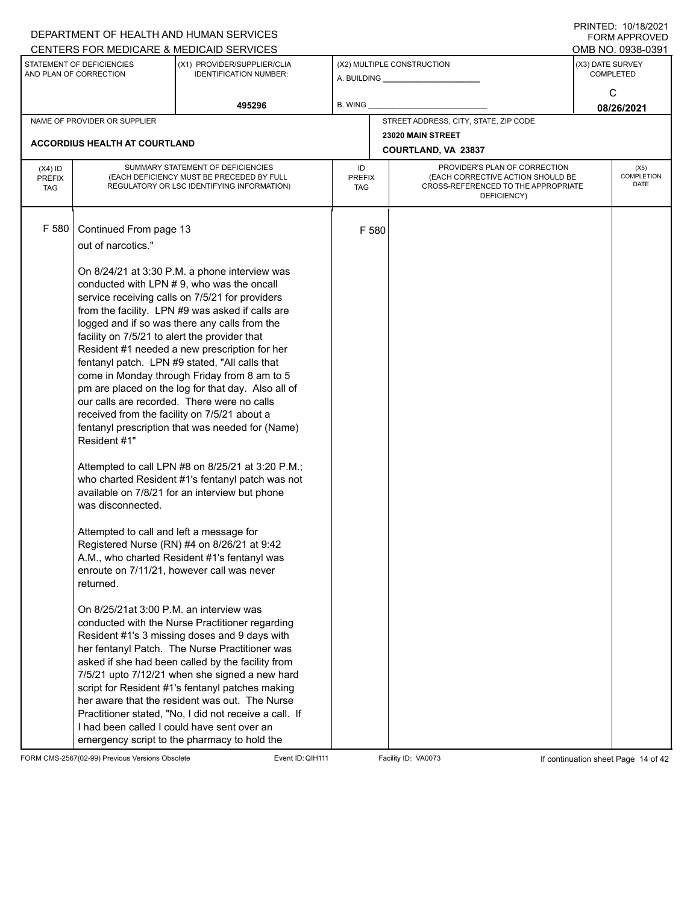DEPARTMENT OF HEALTH AND HUMAN SERVICES
CENTERS FOR MEDICARE & MEDICAID SERVICES

PRINTED: 10/18/2021
FORM APPROVED
OMB NO. 0938-0391

| STATEMENT OF DEFICIENCIES AND PLAN OF CORRECTION | (X1) PROVIDER/SUPPLIER/CLIA IDENTIFICATION NUMBER: | (X2) MULTIPLE CONSTRUCTION | (X3) DATE SURVEY COMPLETED |
|---|---|---|---|
| | 495296 | A. BUILDING ___ B. WING ___ | C 08/26/2021 |

NAME OF PROVIDER OR SUPPLIER: **ACCORDIUS HEALTH AT COURTLAND**

STREET ADDRESS, CITY, STATE, ZIP CODE: **23020 MAIN STREET, COURTLAND, VA 23837**

| (X4) ID PREFIX TAG | SUMMARY STATEMENT OF DEFICIENCIES (EACH DEFICIENCY MUST BE PRECEDED BY FULL REGULATORY OR LSC IDENTIFYING INFORMATION) | ID PREFIX TAG | PROVIDER'S PLAN OF CORRECTION (EACH CORRECTIVE ACTION SHOULD BE CROSS-REFERENCED TO THE APPROPRIATE DEFICIENCY) | (X5) COMPLETION DATE |
|---|---|---|---|---|
| F 580 | Continued From page 13 | F 580 | | |

out of narcotics."

On 8/24/21 at 3:30 P.M. a phone interview was conducted with LPN # 9, who was the oncall service receiving calls on 7/5/21 for providers from the facility. LPN #9 was asked if calls are logged and if so was there any calls from the facility on 7/5/21 to alert the provider that Resident #1 needed a new prescription for her fentanyl patch. LPN #9 stated, "All calls that come in Monday through Friday from 8 am to 5 pm are placed on the log for that day. Also all of our calls are recorded. There were no calls received from the facility on 7/5/21 about a fentanyl prescription that was needed for (Name) Resident #1"

Attempted to call LPN #8 on 8/25/21 at 3:20 P.M.; who charted Resident #1's fentanyl patch was not available on 7/8/21 for an interview but phone was disconnected.

Attempted to call and left a message for Registered Nurse (RN) #4 on 8/26/21 at 9:42 A.M., who charted Resident #1's fentanyl was enroute on 7/11/21, however call was never returned.

On 8/25/21at 3:00 P.M. an interview was conducted with the Nurse Practitioner regarding Resident #1's 3 missing doses and 9 days with her fentanyl Patch. The Nurse Practitioner was asked if she had been called by the facility from 7/5/21 upto 7/12/21 when she signed a new hard script for Resident #1's fentanyl patches making her aware that the resident was out. The Nurse Practitioner stated, "No, I did not receive a call. If I had been called I could have sent over an emergency script to the pharmacy to hold the

FORM CMS-2567(02-99) Previous Versions Obsolete Event ID: QIH111 Facility ID: VA0073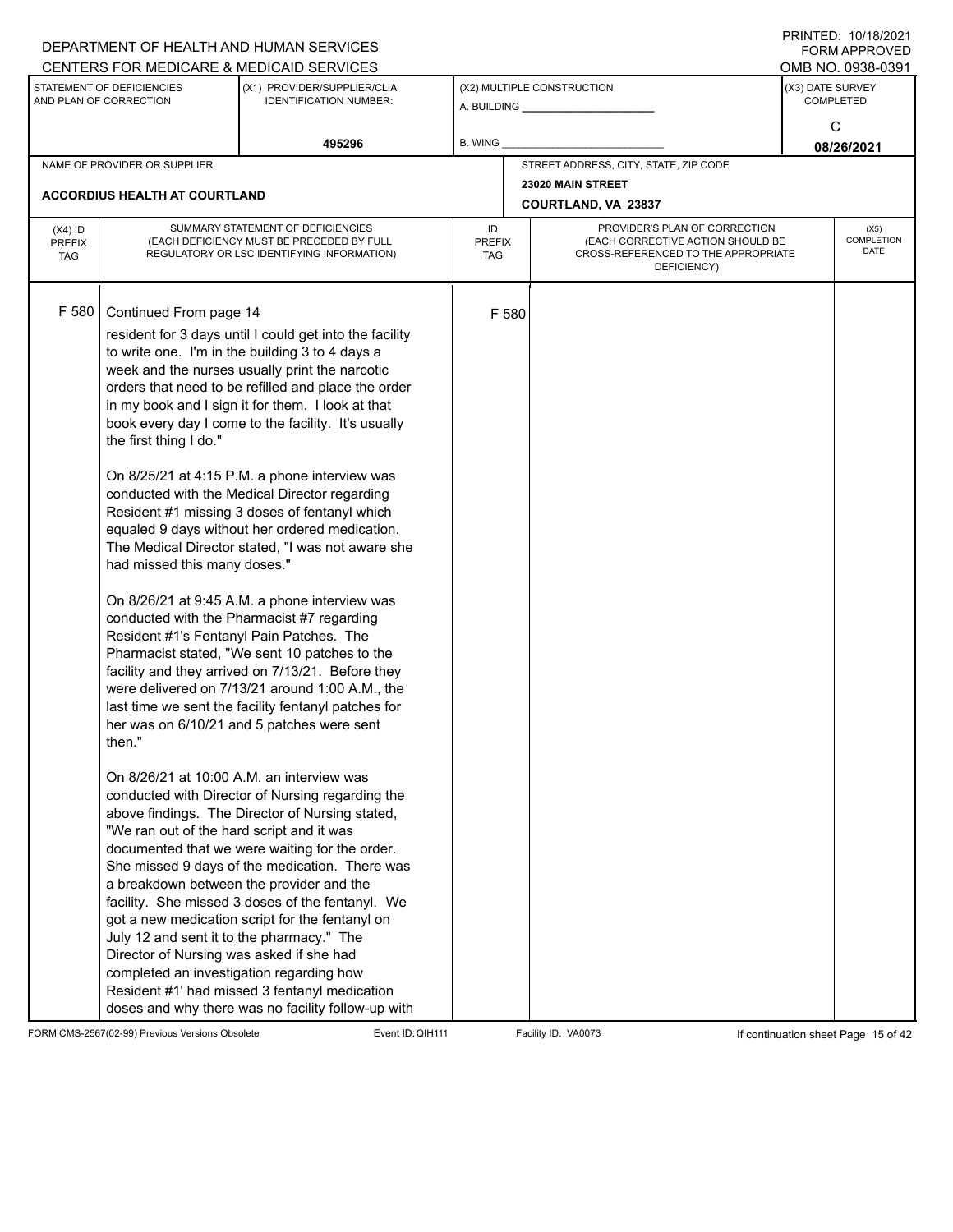DEPARTMENT OF HEALTH AND HUMAN SERVICES
CENTERS FOR MEDICARE & MEDICAID SERVICES

PRINTED: 10/18/2021
FORM APPROVED
OMB NO. 0938-0391

| STATEMENT OF DEFICIENCIES AND PLAN OF CORRECTION | (X1) PROVIDER/SUPPLIER/CLIA IDENTIFICATION NUMBER: | (X2) MULTIPLE CONSTRUCTION | (X3) DATE SURVEY COMPLETED |
|---|---|---|---|
| | 495296 | A. BUILDING ______ B. WING ______ | C 08/26/2021 |

NAME OF PROVIDER OR SUPPLIER: **ACCORDIUS HEALTH AT COURTLAND**

STREET ADDRESS, CITY, STATE, ZIP CODE: **23020 MAIN STREET, COURTLAND, VA 23837**

| (X4) ID PREFIX TAG | SUMMARY STATEMENT OF DEFICIENCIES (EACH DEFICIENCY MUST BE PRECEDED BY FULL REGULATORY OR LSC IDENTIFYING INFORMATION) | ID PREFIX TAG | PROVIDER'S PLAN OF CORRECTION (EACH CORRECTIVE ACTION SHOULD BE CROSS-REFERENCED TO THE APPROPRIATE DEFICIENCY) | (X5) COMPLETION DATE |
|---|---|---|---|---|
| F 580 | Continued From page 14 | F 580 | | |

resident for 3 days until I could get into the facility to write one. I'm in the building 3 to 4 days a week and the nurses usually print the narcotic orders that need to be refilled and place the order in my book and I sign it for them. I look at that book every day I come to the facility. It's usually the first thing I do."

On 8/25/21 at 4:15 P.M. a phone interview was conducted with the Medical Director regarding Resident #1 missing 3 doses of fentanyl which equaled 9 days without her ordered medication. The Medical Director stated, "I was not aware she had missed this many doses."

On 8/26/21 at 9:45 A.M. a phone interview was conducted with the Pharmacist #7 regarding Resident #1's Fentanyl Pain Patches. The Pharmacist stated, "We sent 10 patches to the facility and they arrived on 7/13/21. Before they were delivered on 7/13/21 around 1:00 A.M., the last time we sent the facility fentanyl patches for her was on 6/10/21 and 5 patches were sent then."

On 8/26/21 at 10:00 A.M. an interview was conducted with Director of Nursing regarding the above findings. The Director of Nursing stated, "We ran out of the hard script and it was documented that we were waiting for the order. She missed 9 days of the medication. There was a breakdown between the provider and the facility. She missed 3 doses of the fentanyl. We got a new medication script for the fentanyl on July 12 and sent it to the pharmacy." The Director of Nursing was asked if she had completed an investigation regarding how Resident #1' had missed 3 fentanyl medication doses and why there was no facility follow-up with

FORM CMS-2567(02-99) Previous Versions Obsolete — Event ID: QIH111 — Facility ID: VA0073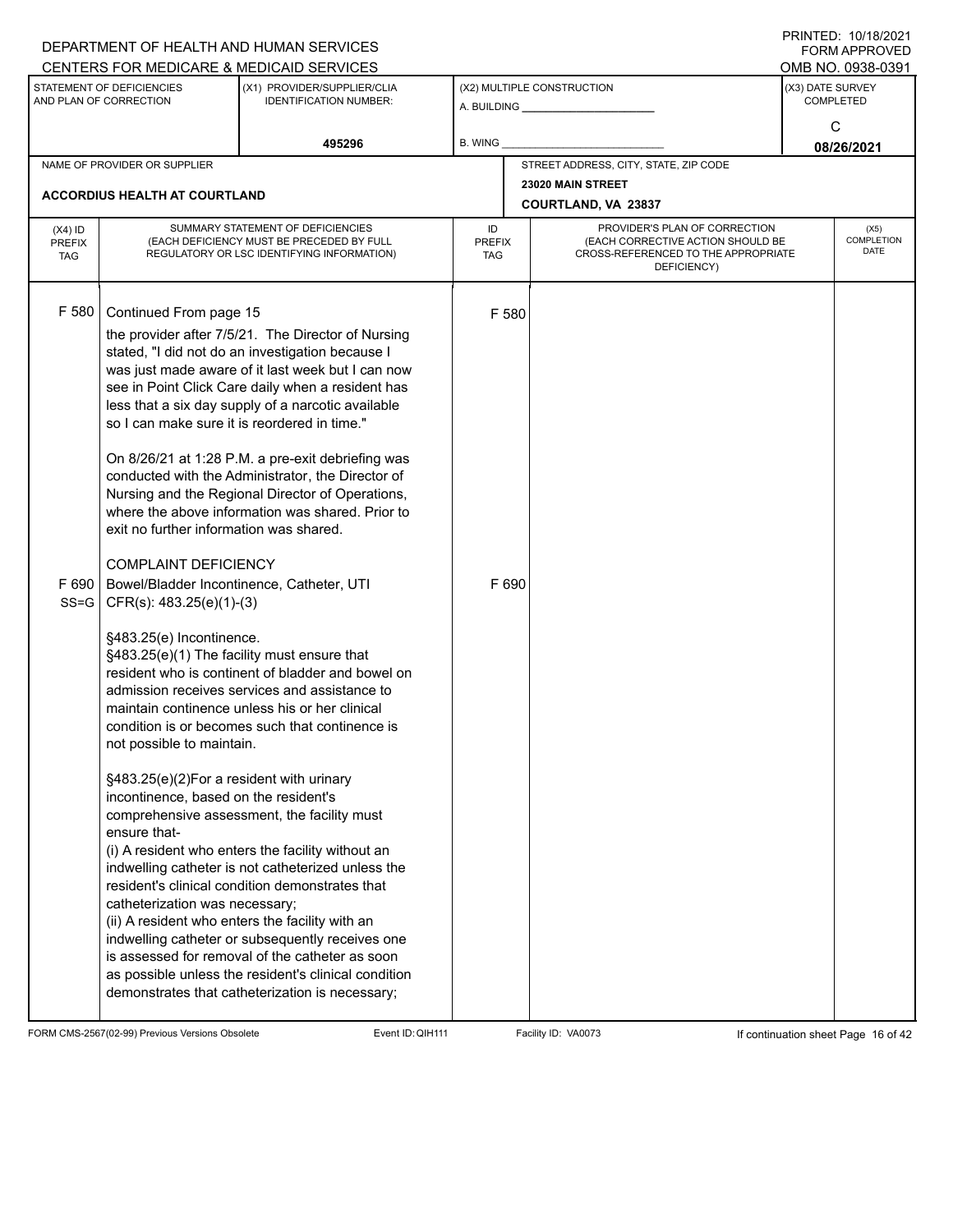DEPARTMENT OF HEALTH AND HUMAN SERVICES
CENTERS FOR MEDICARE & MEDICAID SERVICES

PRINTED: 10/18/2021
FORM APPROVED
OMB NO. 0938-0391

| STATEMENT OF DEFICIENCIES AND PLAN OF CORRECTION | (X1) PROVIDER/SUPPLIER/CLIA IDENTIFICATION NUMBER: | (X2) MULTIPLE CONSTRUCTION | (X3) DATE SURVEY COMPLETED |
|---|---|---|---|
| | 495296 | A. BUILDING ______ B. WING ______ | C 08/26/2021 |

| NAME OF PROVIDER OR SUPPLIER | STREET ADDRESS, CITY, STATE, ZIP CODE |
|---|---|
| ACCORDIUS HEALTH AT COURTLAND | 23020 MAIN STREET COURTLAND, VA 23837 |

| (X4) ID PREFIX TAG | SUMMARY STATEMENT OF DEFICIENCIES (EACH DEFICIENCY MUST BE PRECEDED BY FULL REGULATORY OR LSC IDENTIFYING INFORMATION) | ID PREFIX TAG | PROVIDER'S PLAN OF CORRECTION (EACH CORRECTIVE ACTION SHOULD BE CROSS-REFERENCED TO THE APPROPRIATE DEFICIENCY) | (X5) COMPLETION DATE |
|---|---|---|---|---|
| F 580 | Continued From page 15<br>the provider after 7/5/21. The Director of Nursing stated, "I did not do an investigation because I was just made aware of it last week but I can now see in Point Click Care daily when a resident has less that a six day supply of a narcotic available so I can make sure it is reordered in time."<br><br>On 8/26/21 at 1:28 P.M. a pre-exit debriefing was conducted with the Administrator, the Director of Nursing and the Regional Director of Operations, where the above information was shared. Prior to exit no further information was shared.<br><br>COMPLAINT DEFICIENCY | F 580 | | |
| F 690 SS=G | Bowel/Bladder Incontinence, Catheter, UTI<br>CFR(s): 483.25(e)(1)-(3)<br><br>§483.25(e) Incontinence.<br>§483.25(e)(1) The facility must ensure that resident who is continent of bladder and bowel on admission receives services and assistance to maintain continence unless his or her clinical condition is or becomes such that continence is not possible to maintain.<br><br>§483.25(e)(2)For a resident with urinary incontinence, based on the resident's comprehensive assessment, the facility must ensure that-<br>(i) A resident who enters the facility without an indwelling catheter is not catheterized unless the resident's clinical condition demonstrates that catheterization was necessary;<br>(ii) A resident who enters the facility with an indwelling catheter or subsequently receives one is assessed for removal of the catheter as soon as possible unless the resident's clinical condition demonstrates that catheterization is necessary; | F 690 | | |

FORM CMS-2567(02-99) Previous Versions Obsolete Event ID: QIH111 Facility ID: VA0073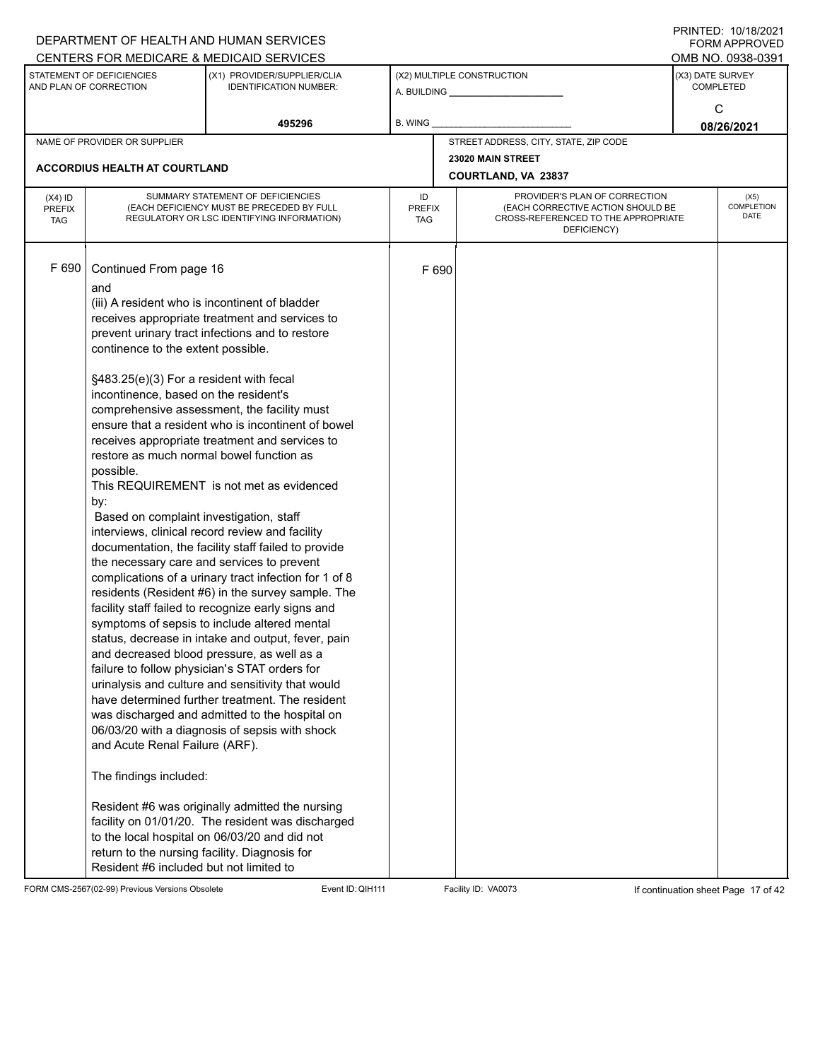DEPARTMENT OF HEALTH AND HUMAN SERVICES
CENTERS FOR MEDICARE & MEDICAID SERVICES

PRINTED: 10/18/2021
FORM APPROVED
OMB NO. 0938-0391

| STATEMENT OF DEFICIENCIES AND PLAN OF CORRECTION | (X1) PROVIDER/SUPPLIER/CLIA IDENTIFICATION NUMBER: | (X2) MULTIPLE CONSTRUCTION | (X3) DATE SURVEY COMPLETED |
|---|---|---|---|
| | 495296 | A. BUILDING ______ B. WING ______ | C 08/26/2021 |

| NAME OF PROVIDER OR SUPPLIER | STREET ADDRESS, CITY, STATE, ZIP CODE |
|---|---|
| ACCORDIUS HEALTH AT COURTLAND | 23020 MAIN STREET COURTLAND, VA 23837 |

| (X4) ID PREFIX TAG | SUMMARY STATEMENT OF DEFICIENCIES (EACH DEFICIENCY MUST BE PRECEDED BY FULL REGULATORY OR LSC IDENTIFYING INFORMATION) | ID PREFIX TAG | PROVIDER'S PLAN OF CORRECTION (EACH CORRECTIVE ACTION SHOULD BE CROSS-REFERENCED TO THE APPROPRIATE DEFICIENCY) | (X5) COMPLETION DATE |
|---|---|---|---|---|
| F 690 | Continued From page 16 | F 690 | | |

and
(iii) A resident who is incontinent of bladder receives appropriate treatment and services to prevent urinary tract infections and to restore continence to the extent possible.

§483.25(e)(3) For a resident with fecal incontinence, based on the resident's comprehensive assessment, the facility must ensure that a resident who is incontinent of bowel receives appropriate treatment and services to restore as much normal bowel function as possible.
This REQUIREMENT is not met as evidenced by:
Based on complaint investigation, staff interviews, clinical record review and facility documentation, the facility staff failed to provide the necessary care and services to prevent complications of a urinary tract infection for 1 of 8 residents (Resident #6) in the survey sample. The facility staff failed to recognize early signs and symptoms of sepsis to include altered mental status, decrease in intake and output, fever, pain and decreased blood pressure, as well as a failure to follow physician's STAT orders for urinalysis and culture and sensitivity that would have determined further treatment. The resident was discharged and admitted to the hospital on 06/03/20 with a diagnosis of sepsis with shock and Acute Renal Failure (ARF).

The findings included:

Resident #6 was originally admitted the nursing facility on 01/01/20. The resident was discharged to the local hospital on 06/03/20 and did not return to the nursing facility. Diagnosis for Resident #6 included but not limited to

FORM CMS-2567(02-99) Previous Versions Obsolete Event ID: QIH111 Facility ID: VA0073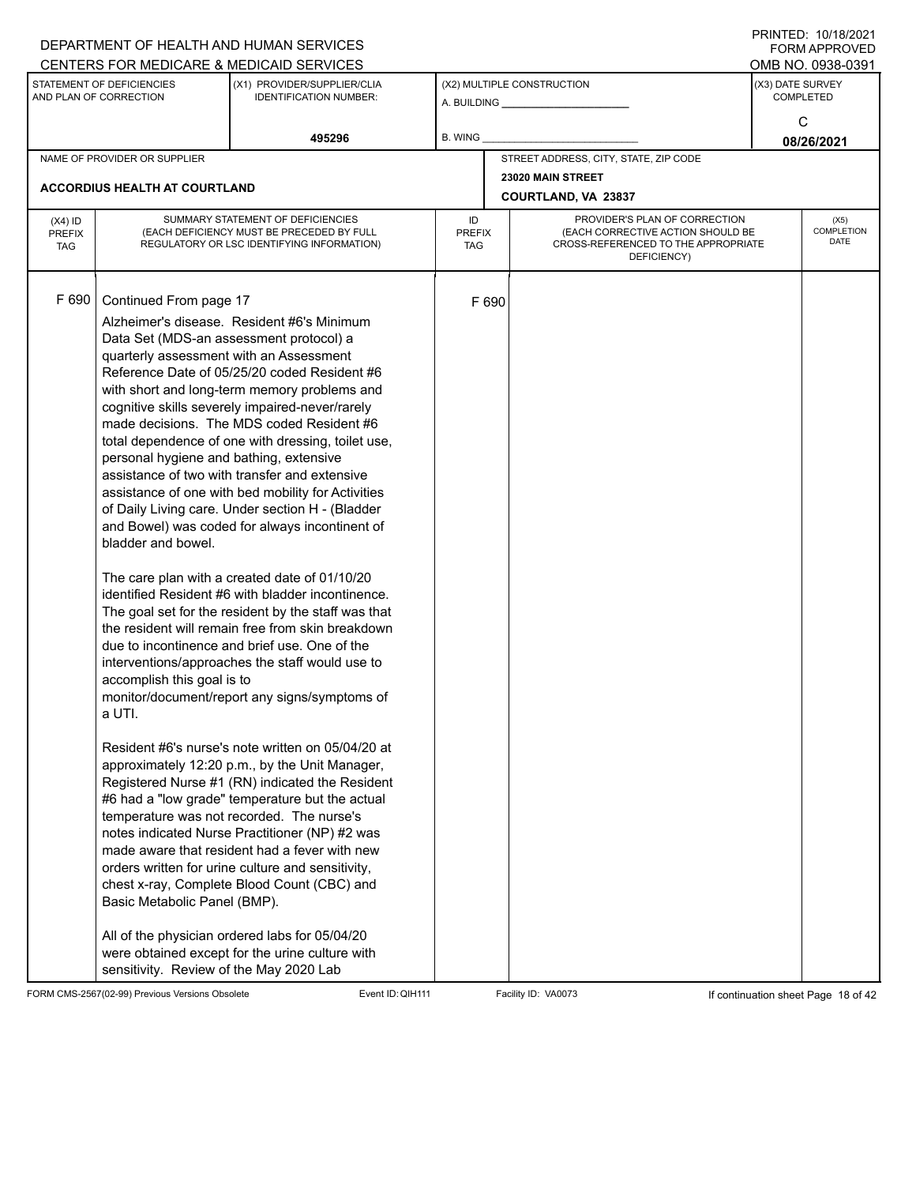DEPARTMENT OF HEALTH AND HUMAN SERVICES
CENTERS FOR MEDICARE & MEDICAID SERVICES

PRINTED: 10/18/2021
FORM APPROVED
OMB NO. 0938-0391

| STATEMENT OF DEFICIENCIES AND PLAN OF CORRECTION | (X1) PROVIDER/SUPPLIER/CLIA IDENTIFICATION NUMBER: | (X2) MULTIPLE CONSTRUCTION | (X3) DATE SURVEY COMPLETED |
|---|---|---|---|
| | 495296 | A. BUILDING ______ B. WING ______ | C 08/26/2021 |

| NAME OF PROVIDER OR SUPPLIER | STREET ADDRESS, CITY, STATE, ZIP CODE |
|---|---|
| ACCORDIUS HEALTH AT COURTLAND | 23020 MAIN STREET COURTLAND, VA 23837 |

| (X4) ID PREFIX TAG | SUMMARY STATEMENT OF DEFICIENCIES (EACH DEFICIENCY MUST BE PRECEDED BY FULL REGULATORY OR LSC IDENTIFYING INFORMATION) | ID PREFIX TAG | PROVIDER'S PLAN OF CORRECTION (EACH CORRECTIVE ACTION SHOULD BE CROSS-REFERENCED TO THE APPROPRIATE DEFICIENCY) | (X5) COMPLETION DATE |
|---|---|---|---|---|
| F 690 | Continued From page 17 | F 690 | | |

Alzheimer's disease. Resident #6's Minimum Data Set (MDS-an assessment protocol) a quarterly assessment with an Assessment Reference Date of 05/25/20 coded Resident #6 with short and long-term memory problems and cognitive skills severely impaired-never/rarely made decisions. The MDS coded Resident #6 total dependence of one with dressing, toilet use, personal hygiene and bathing, extensive assistance of two with transfer and extensive assistance of one with bed mobility for Activities of Daily Living care. Under section H - (Bladder and Bowel) was coded for always incontinent of bladder and bowel.

The care plan with a created date of 01/10/20 identified Resident #6 with bladder incontinence. The goal set for the resident by the staff was that the resident will remain free from skin breakdown due to incontinence and brief use. One of the interventions/approaches the staff would use to accomplish this goal is to monitor/document/report any signs/symptoms of a UTI.

Resident #6's nurse's note written on 05/04/20 at approximately 12:20 p.m., by the Unit Manager, Registered Nurse #1 (RN) indicated the Resident #6 had a "low grade" temperature but the actual temperature was not recorded. The nurse's notes indicated Nurse Practitioner (NP) #2 was made aware that resident had a fever with new orders written for urine culture and sensitivity, chest x-ray, Complete Blood Count (CBC) and Basic Metabolic Panel (BMP).

All of the physician ordered labs for 05/04/20 were obtained except for the urine culture with sensitivity. Review of the May 2020 Lab

FORM CMS-2567(02-99) Previous Versions Obsolete | Event ID: QIH111 | Facility ID: VA0073 | If continuation sheet Page 18 of 42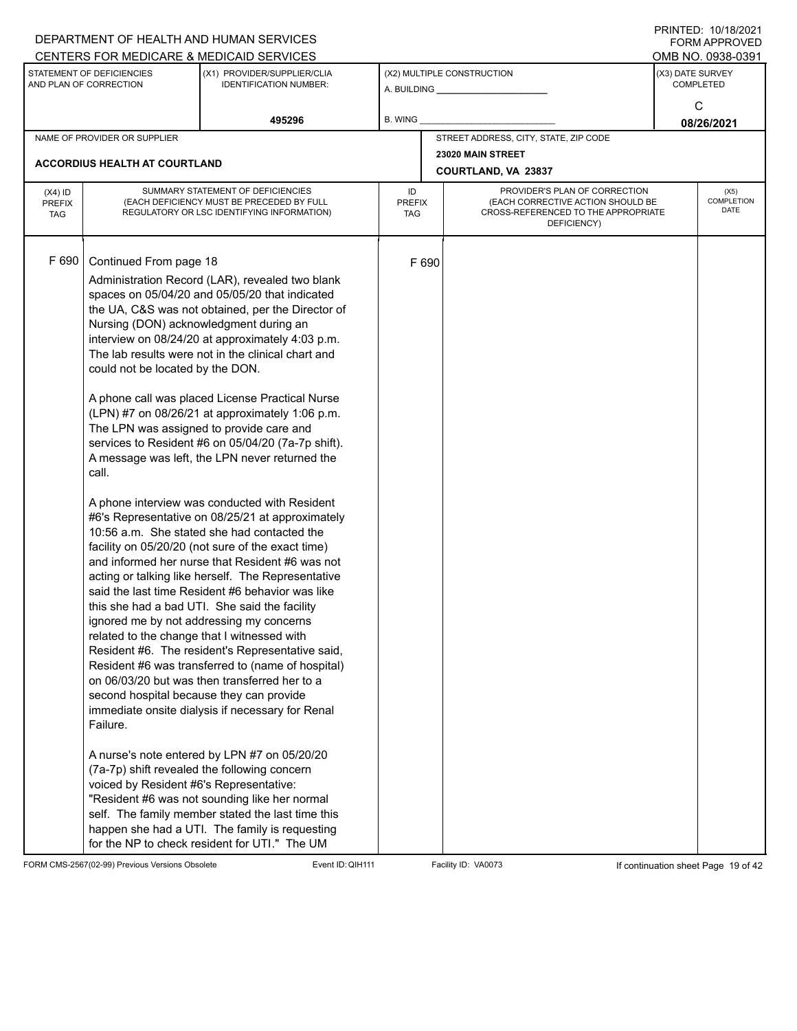| (X4) ID PREFIX TAG | SUMMARY STATEMENT OF DEFICIENCIES (EACH DEFICIENCY MUST BE PRECEDED BY FULL REGULATORY OR LSC IDENTIFYING INFORMATION) | ID PREFIX TAG | PROVIDER'S PLAN OF CORRECTION (EACH CORRECTIVE ACTION SHOULD BE CROSS-REFERENCED TO THE APPROPRIATE DEFICIENCY) | (X5) COMPLETION DATE |
|---|---|---|---|---|
| F 690 | Continued From page 18 | F 690 | | |

Administration Record (LAR), revealed two blank spaces on 05/04/20 and 05/05/20 that indicated the UA, C&S was not obtained, per the Director of Nursing (DON) acknowledgment during an interview on 08/24/20 at approximately 4:03 p.m. The lab results were not in the clinical chart and could not be located by the DON.

A phone call was placed License Practical Nurse (LPN) #7 on 08/26/21 at approximately 1:06 p.m. The LPN was assigned to provide care and services to Resident #6 on 05/04/20 (7a-7p shift). A message was left, the LPN never returned the call.

A phone interview was conducted with Resident #6's Representative on 08/25/21 at approximately 10:56 a.m. She stated she had contacted the facility on 05/20/20 (not sure of the exact time) and informed her nurse that Resident #6 was not acting or talking like herself. The Representative said the last time Resident #6 behavior was like this she had a bad UTI. She said the facility ignored me by not addressing my concerns related to the change that I witnessed with Resident #6. The resident's Representative said, Resident #6 was transferred to (name of hospital) on 06/03/20 but was then transferred her to a second hospital because they can provide immediate onsite dialysis if necessary for Renal Failure.

A nurse's note entered by LPN #7 on 05/20/20 (7a-7p) shift revealed the following concern voiced by Resident #6's Representative: "Resident #6 was not sounding like her normal self. The family member stated the last time this happen she had a UTI. The family is requesting for the NP to check resident for UTI." The UM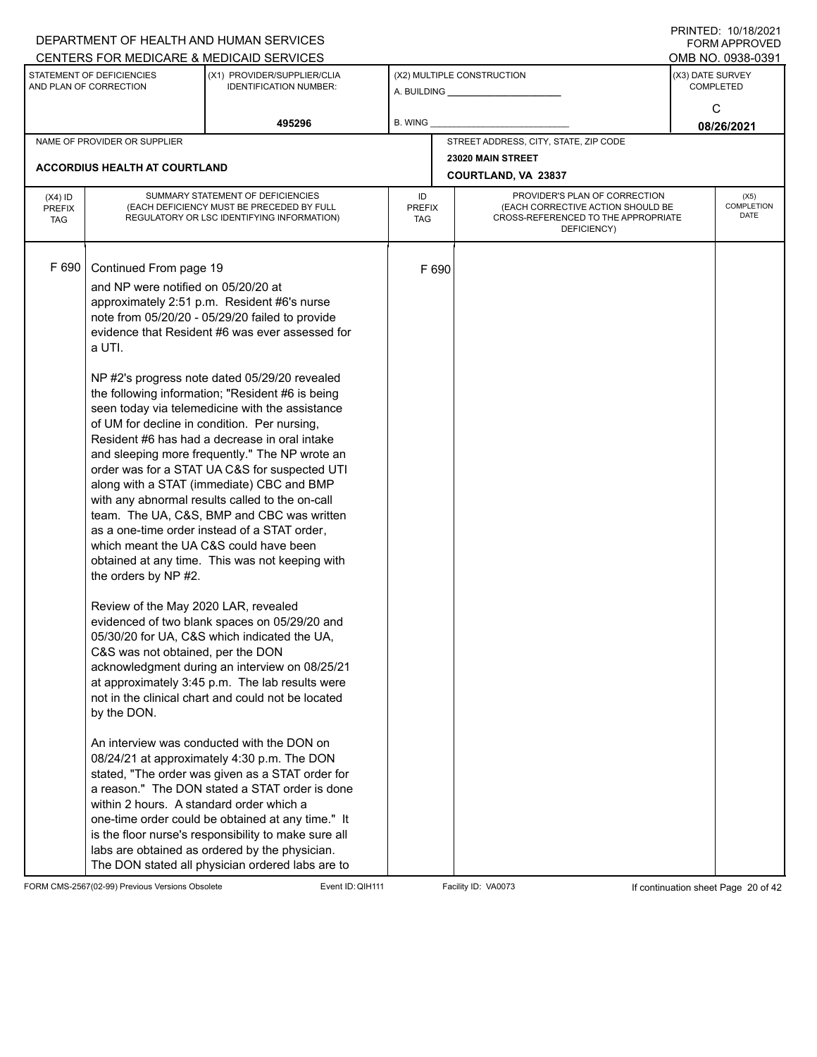DEPARTMENT OF HEALTH AND HUMAN SERVICES
CENTERS FOR MEDICARE & MEDICAID SERVICES

PRINTED: 10/18/2021
FORM APPROVED
OMB NO. 0938-0391

| STATEMENT OF DEFICIENCIES AND PLAN OF CORRECTION | (X1) PROVIDER/SUPPLIER/CLIA IDENTIFICATION NUMBER: | (X2) MULTIPLE CONSTRUCTION | (X3) DATE SURVEY COMPLETED |
|---|---|---|---|
| | 495296 | A. BUILDING ______ B. WING ______ | C 08/26/2021 |

| NAME OF PROVIDER OR SUPPLIER | STREET ADDRESS, CITY, STATE, ZIP CODE |
|---|---|
| ACCORDIUS HEALTH AT COURTLAND | 23020 MAIN STREET COURTLAND, VA 23837 |

| (X4) ID PREFIX TAG | SUMMARY STATEMENT OF DEFICIENCIES (EACH DEFICIENCY MUST BE PRECEDED BY FULL REGULATORY OR LSC IDENTIFYING INFORMATION) | ID PREFIX TAG | PROVIDER'S PLAN OF CORRECTION (EACH CORRECTIVE ACTION SHOULD BE CROSS-REFERENCED TO THE APPROPRIATE DEFICIENCY) | (X5) COMPLETION DATE |
|---|---|---|---|---|
| F 690 | Continued From page 19 | F 690 | | |

and NP were notified on 05/20/20 at approximately 2:51 p.m. Resident #6's nurse note from 05/20/20 - 05/29/20 failed to provide evidence that Resident #6 was ever assessed for a UTI.

NP #2's progress note dated 05/29/20 revealed the following information; "Resident #6 is being seen today via telemedicine with the assistance of UM for decline in condition. Per nursing, Resident #6 has had a decrease in oral intake and sleeping more frequently." The NP wrote an order was for a STAT UA C&S for suspected UTI along with a STAT (immediate) CBC and BMP with any abnormal results called to the on-call team. The UA, C&S, BMP and CBC was written as a one-time order instead of a STAT order, which meant the UA C&S could have been obtained at any time. This was not keeping with the orders by NP #2.

Review of the May 2020 LAR, revealed evidenced of two blank spaces on 05/29/20 and 05/30/20 for UA, C&S which indicated the UA, C&S was not obtained, per the DON acknowledgment during an interview on 08/25/21 at approximately 3:45 p.m. The lab results were not in the clinical chart and could not be located by the DON.

An interview was conducted with the DON on 08/24/21 at approximately 4:30 p.m. The DON stated, "The order was given as a STAT order for a reason." The DON stated a STAT order is done within 2 hours. A standard order which a one-time order could be obtained at any time." It is the floor nurse's responsibility to make sure all labs are obtained as ordered by the physician. The DON stated all physician ordered labs are to

FORM CMS-2567(02-99) Previous Versions Obsolete | Event ID: QIH111 | Facility ID: VA0073 | If continuation sheet Page 20 of 42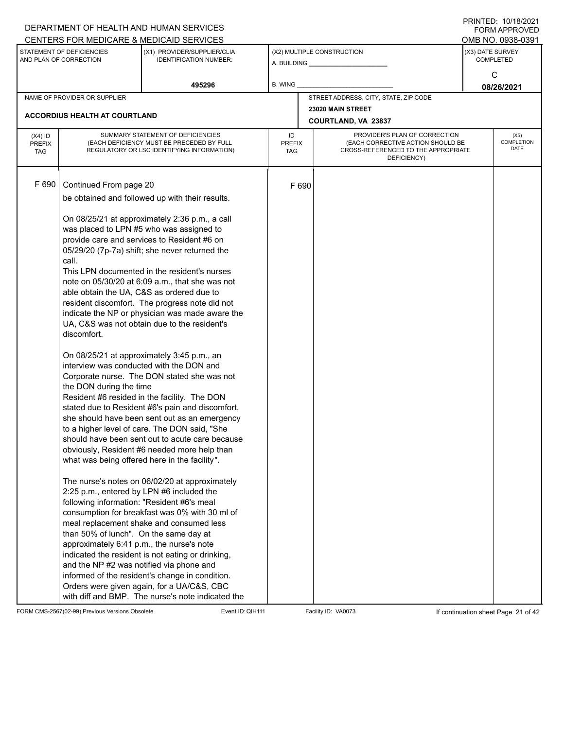DEPARTMENT OF HEALTH AND HUMAN SERVICES
CENTERS FOR MEDICARE & MEDICAID SERVICES

PRINTED: 10/18/2021
FORM APPROVED
OMB NO. 0938-0391

| STATEMENT OF DEFICIENCIES AND PLAN OF CORRECTION | (X1) PROVIDER/SUPPLIER/CLIA IDENTIFICATION NUMBER: | (X2) MULTIPLE CONSTRUCTION | (X3) DATE SURVEY COMPLETED |
|---|---|---|---|
| | 495296 | A. BUILDING ___ B. WING ___ | C 08/26/2021 |

| NAME OF PROVIDER OR SUPPLIER | STREET ADDRESS, CITY, STATE, ZIP CODE |
|---|---|
| ACCORDIUS HEALTH AT COURTLAND | 23020 MAIN STREET COURTLAND, VA 23837 |

| (X4) ID PREFIX TAG | SUMMARY STATEMENT OF DEFICIENCIES (EACH DEFICIENCY MUST BE PRECEDED BY FULL REGULATORY OR LSC IDENTIFYING INFORMATION) | ID PREFIX TAG | PROVIDER'S PLAN OF CORRECTION (EACH CORRECTIVE ACTION SHOULD BE CROSS-REFERENCED TO THE APPROPRIATE DEFICIENCY) | (X5) COMPLETION DATE |
|---|---|---|---|---|
| F 690 | Continued From page 20<br>be obtained and followed up with their results.<br><br>On 08/25/21 at approximately 2:36 p.m., a call was placed to LPN #5 who was assigned to provide care and services to Resident #6 on 05/29/20 (7p-7a) shift; she never returned the call.<br>This LPN documented in the resident's nurses note on 05/30/20 at 6:09 a.m., that she was not able obtain the UA, C&S as ordered due to resident discomfort. The progress note did not indicate the NP or physician was made aware the UA, C&S was not obtain due to the resident's discomfort.<br><br>On 08/25/21 at approximately 3:45 p.m., an interview was conducted with the DON and Corporate nurse. The DON stated she was not the DON during the time<br>Resident #6 resided in the facility. The DON stated due to Resident #6's pain and discomfort, she should have been sent out as an emergency to a higher level of care. The DON said, "She should have been sent out to acute care because obviously, Resident #6 needed more help than what was being offered here in the facility".<br><br>The nurse's notes on 06/02/20 at approximately 2:25 p.m., entered by LPN #6 included the following information: "Resident #6's meal consumption for breakfast was 0% with 30 ml of meal replacement shake and consumed less than 50% of lunch". On the same day at approximately 6:41 p.m., the nurse's note indicated the resident is not eating or drinking, and the NP #2 was notified via phone and informed of the resident's change in condition. Orders were given again, for a UA/C&S, CBC with diff and BMP. The nurse's note indicated the | F 690 | | |

FORM CMS-2567(02-99) Previous Versions Obsolete Event ID: QIH111 Facility ID: VA0073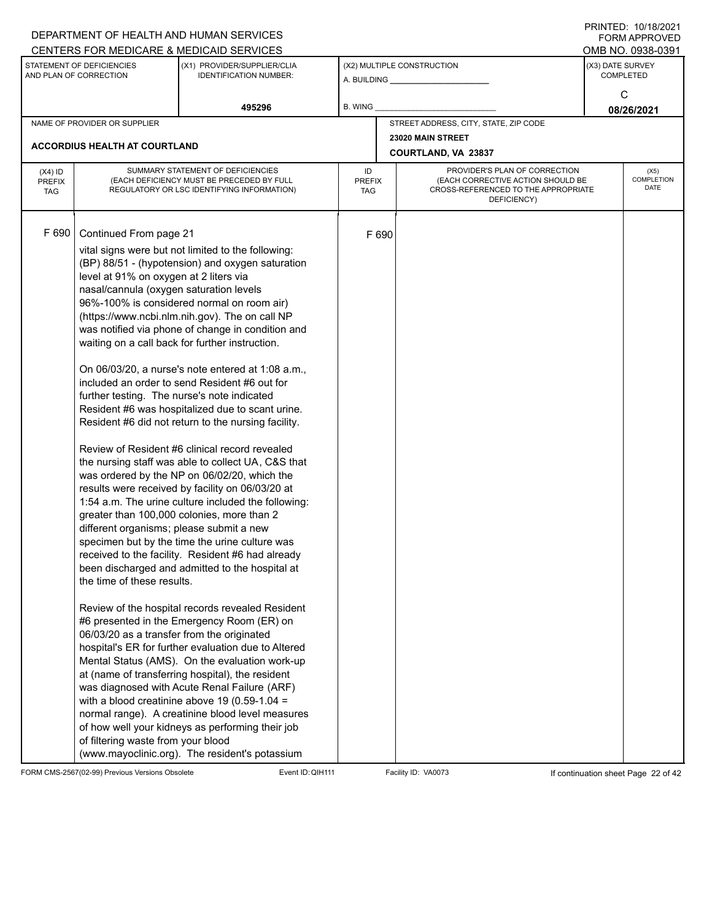DEPARTMENT OF HEALTH AND HUMAN SERVICES
CENTERS FOR MEDICARE & MEDICAID SERVICES

PRINTED: 10/18/2021
FORM APPROVED
OMB NO. 0938-0391

| STATEMENT OF DEFICIENCIES AND PLAN OF CORRECTION | (X1) PROVIDER/SUPPLIER/CLIA IDENTIFICATION NUMBER: | (X2) MULTIPLE CONSTRUCTION | (X3) DATE SURVEY COMPLETED |
|---|---|---|---|
| | 495296 | A. BUILDING ______ B. WING ______ | C 08/26/2021 |

NAME OF PROVIDER OR SUPPLIER: ACCORDIUS HEALTH AT COURTLAND

STREET ADDRESS, CITY, STATE, ZIP CODE: 23020 MAIN STREET, COURTLAND, VA 23837

| (X4) ID PREFIX TAG | SUMMARY STATEMENT OF DEFICIENCIES (EACH DEFICIENCY MUST BE PRECEDED BY FULL REGULATORY OR LSC IDENTIFYING INFORMATION) | ID PREFIX TAG | PROVIDER'S PLAN OF CORRECTION (EACH CORRECTIVE ACTION SHOULD BE CROSS-REFERENCED TO THE APPROPRIATE DEFICIENCY) | (X5) COMPLETION DATE |
|---|---|---|---|---|
| F 690 | Continued From page 21 | F 690 | | |

vital signs were but not limited to the following: (BP) 88/51 - (hypotension) and oxygen saturation level at 91% on oxygen at 2 liters via nasal/cannula (oxygen saturation levels 96%-100% is considered normal on room air) (https://www.ncbi.nlm.nih.gov). The on call NP was notified via phone of change in condition and waiting on a call back for further instruction.

On 06/03/20, a nurse's note entered at 1:08 a.m., included an order to send Resident #6 out for further testing. The nurse's note indicated Resident #6 was hospitalized due to scant urine. Resident #6 did not return to the nursing facility.

Review of Resident #6 clinical record revealed the nursing staff was able to collect UA, C&S that was ordered by the NP on 06/02/20, which the results were received by facility on 06/03/20 at 1:54 a.m. The urine culture included the following: greater than 100,000 colonies, more than 2 different organisms; please submit a new specimen but by the time the urine culture was received to the facility. Resident #6 had already been discharged and admitted to the hospital at the time of these results.

Review of the hospital records revealed Resident #6 presented in the Emergency Room (ER) on 06/03/20 as a transfer from the originated hospital's ER for further evaluation due to Altered Mental Status (AMS). On the evaluation work-up at (name of transferring hospital), the resident was diagnosed with Acute Renal Failure (ARF) with a blood creatinine above 19 (0.59-1.04 = normal range). A creatinine blood level measures of how well your kidneys as performing their job of filtering waste from your blood (www.mayoclinic.org). The resident's potassium

FORM CMS-2567(02-99) Previous Versions Obsolete | Event ID: QIH111 | Facility ID: VA0073 | If continuation sheet Page 22 of 42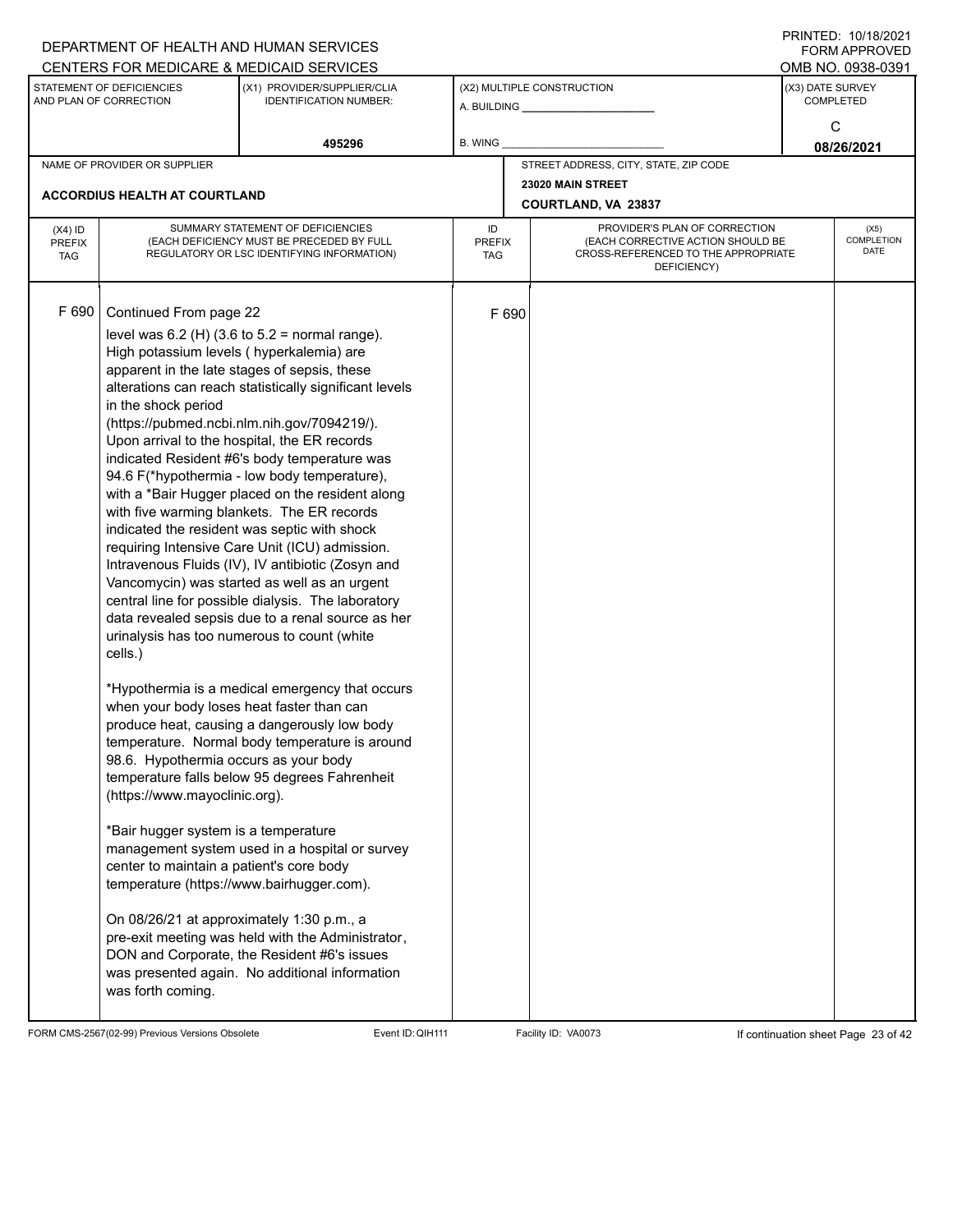DEPARTMENT OF HEALTH AND HUMAN SERVICES
CENTERS FOR MEDICARE & MEDICAID SERVICES

PRINTED: 10/18/2021
FORM APPROVED
OMB NO. 0938-0391

| STATEMENT OF DEFICIENCIES AND PLAN OF CORRECTION | (X1) PROVIDER/SUPPLIER/CLIA IDENTIFICATION NUMBER: | (X2) MULTIPLE CONSTRUCTION | (X3) DATE SURVEY COMPLETED |
|---|---|---|---|
| | 495296 | A. BUILDING ______ B. WING ______ | C 08/26/2021 |

| NAME OF PROVIDER OR SUPPLIER | STREET ADDRESS, CITY, STATE, ZIP CODE |
|---|---|
| ACCORDIUS HEALTH AT COURTLAND | 23020 MAIN STREET COURTLAND, VA 23837 |

| (X4) ID PREFIX TAG | SUMMARY STATEMENT OF DEFICIENCIES (EACH DEFICIENCY MUST BE PRECEDED BY FULL REGULATORY OR LSC IDENTIFYING INFORMATION) | ID PREFIX TAG | PROVIDER'S PLAN OF CORRECTION (EACH CORRECTIVE ACTION SHOULD BE CROSS-REFERENCED TO THE APPROPRIATE DEFICIENCY) | (X5) COMPLETION DATE |
|---|---|---|---|---|
| F 690 | Continued From page 22 | F 690 | | |

level was 6.2 (H) (3.6 to 5.2 = normal range). High potassium levels ( hyperkalemia) are apparent in the late stages of sepsis, these alterations can reach statistically significant levels in the shock period (https://pubmed.ncbi.nlm.nih.gov/7094219/). Upon arrival to the hospital, the ER records indicated Resident #6's body temperature was 94.6 F(*hypothermia - low body temperature), with a *Bair Hugger placed on the resident along with five warming blankets. The ER records indicated the resident was septic with shock requiring Intensive Care Unit (ICU) admission. Intravenous Fluids (IV), IV antibiotic (Zosyn and Vancomycin) was started as well as an urgent central line for possible dialysis. The laboratory data revealed sepsis due to a renal source as her urinalysis has too numerous to count (white cells.)

*Hypothermia is a medical emergency that occurs when your body loses heat faster than can produce heat, causing a dangerously low body temperature. Normal body temperature is around 98.6. Hypothermia occurs as your body temperature falls below 95 degrees Fahrenheit (https://www.mayoclinic.org).

*Bair hugger system is a temperature management system used in a hospital or survey center to maintain a patient's core body temperature (https://www.bairhugger.com).

On 08/26/21 at approximately 1:30 p.m., a pre-exit meeting was held with the Administrator, DON and Corporate, the Resident #6's issues was presented again. No additional information was forth coming.

FORM CMS-2567(02-99) Previous Versions Obsolete Event ID: QIH111 Facility ID: VA0073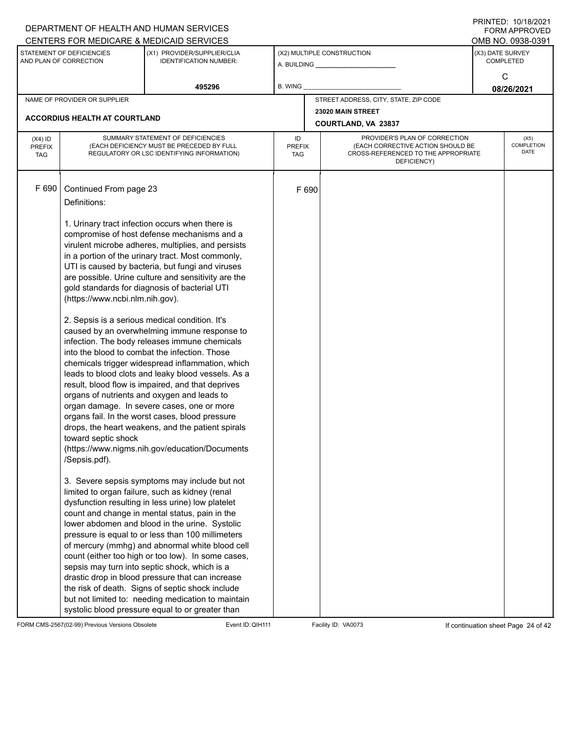DEPARTMENT OF HEALTH AND HUMAN SERVICES
CENTERS FOR MEDICARE & MEDICAID SERVICES

PRINTED: 10/18/2021
FORM APPROVED
OMB NO. 0938-0391

| STATEMENT OF DEFICIENCIES AND PLAN OF CORRECTION | (X1) PROVIDER/SUPPLIER/CLIA IDENTIFICATION NUMBER: | (X2) MULTIPLE CONSTRUCTION | (X3) DATE SURVEY COMPLETED |
|---|---|---|---|
| | 495296 | A. BUILDING ______ B. WING ______ | C 08/26/2021 |

| NAME OF PROVIDER OR SUPPLIER | STREET ADDRESS, CITY, STATE, ZIP CODE |
|---|---|
| ACCORDIUS HEALTH AT COURTLAND | 23020 MAIN STREET COURTLAND, VA 23837 |

| (X4) ID PREFIX TAG | SUMMARY STATEMENT OF DEFICIENCIES (EACH DEFICIENCY MUST BE PRECEDED BY FULL REGULATORY OR LSC IDENTIFYING INFORMATION) | ID PREFIX TAG | PROVIDER'S PLAN OF CORRECTION (EACH CORRECTIVE ACTION SHOULD BE CROSS-REFERENCED TO THE APPROPRIATE DEFICIENCY) | (X5) COMPLETION DATE |
|---|---|---|---|---|
| F 690 | Continued From page 23 | F 690 | | |

Definitions:

1. Urinary tract infection occurs when there is compromise of host defense mechanisms and a virulent microbe adheres, multiplies, and persists in a portion of the urinary tract. Most commonly, UTI is caused by bacteria, but fungi and viruses are possible. Urine culture and sensitivity are the gold standards for diagnosis of bacterial UTI (https://www.ncbi.nlm.nih.gov).

2. Sepsis is a serious medical condition. It's caused by an overwhelming immune response to infection. The body releases immune chemicals into the blood to combat the infection. Those chemicals trigger widespread inflammation, which leads to blood clots and leaky blood vessels. As a result, blood flow is impaired, and that deprives organs of nutrients and oxygen and leads to organ damage. In severe cases, one or more organs fail. In the worst cases, blood pressure drops, the heart weakens, and the patient spirals toward septic shock (https://www.nigms.nih.gov/education/Documents/Sepsis.pdf).

3. Severe sepsis symptoms may include but not limited to organ failure, such as kidney (renal dysfunction resulting in less urine) low platelet count and change in mental status, pain in the lower abdomen and blood in the urine. Systolic pressure is equal to or less than 100 millimeters of mercury (mmhg) and abnormal white blood cell count (either too high or too low). In some cases, sepsis may turn into septic shock, which is a drastic drop in blood pressure that can increase the risk of death. Signs of septic shock include but not limited to: needing medication to maintain systolic blood pressure equal to or greater than

FORM CMS-2567(02-99) Previous Versions Obsolete Event ID: QIH111 Facility ID: VA0073 If continuation sheet Page 24 of 42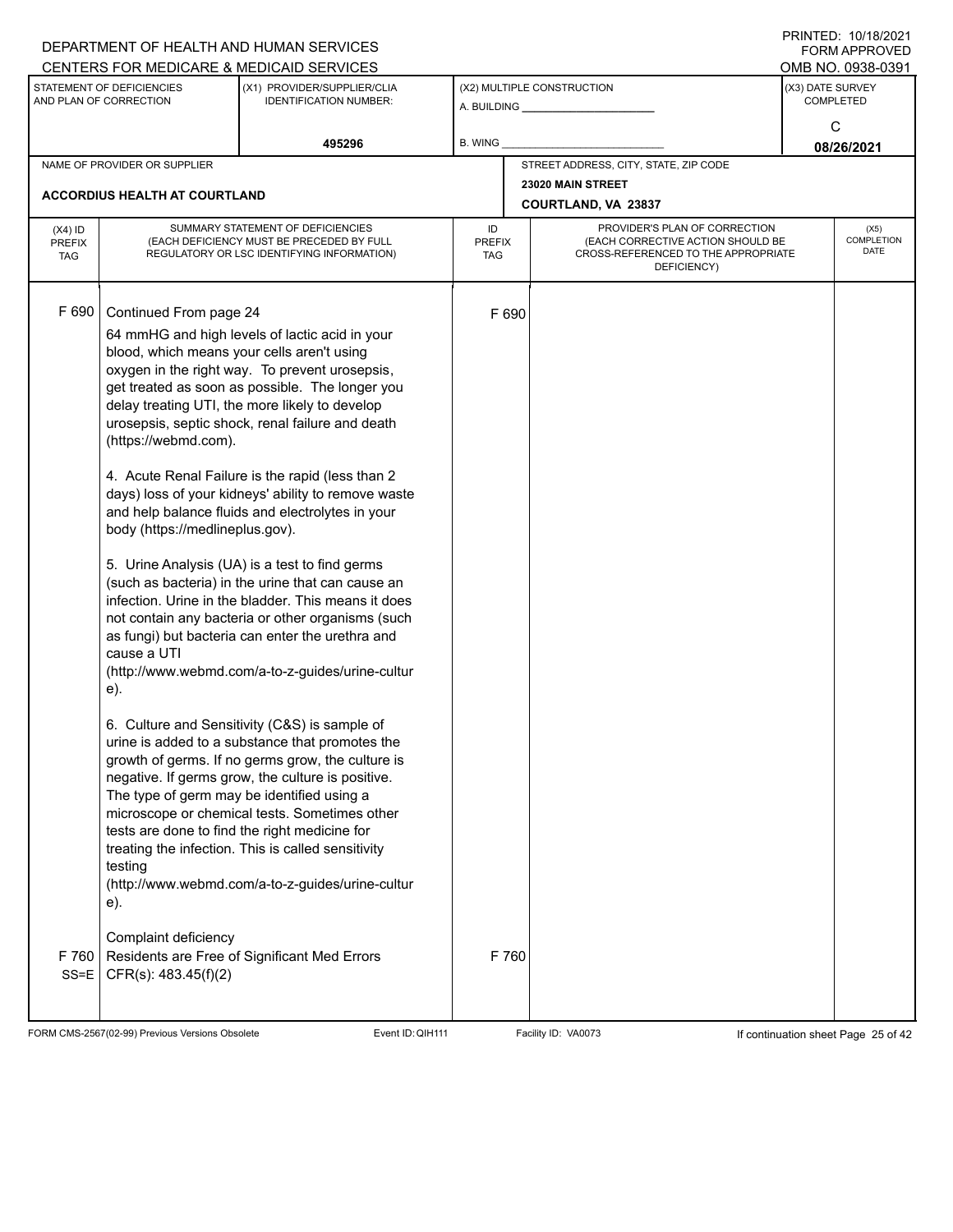DEPARTMENT OF HEALTH AND HUMAN SERVICES
CENTERS FOR MEDICARE & MEDICAID SERVICES

PRINTED: 10/18/2021
FORM APPROVED
OMB NO. 0938-0391

| STATEMENT OF DEFICIENCIES AND PLAN OF CORRECTION | (X1) PROVIDER/SUPPLIER/CLIA IDENTIFICATION NUMBER: | (X2) MULTIPLE CONSTRUCTION | (X3) DATE SURVEY COMPLETED |
|---|---|---|---|
| | 495296 | A. BUILDING _____ B. WING _____ | C 08/26/2021 |

| NAME OF PROVIDER OR SUPPLIER | STREET ADDRESS, CITY, STATE, ZIP CODE |
|---|---|
| ACCORDIUS HEALTH AT COURTLAND | 23020 MAIN STREET COURTLAND, VA 23837 |

| (X4) ID PREFIX TAG | SUMMARY STATEMENT OF DEFICIENCIES (EACH DEFICIENCY MUST BE PRECEDED BY FULL REGULATORY OR LSC IDENTIFYING INFORMATION) | ID PREFIX TAG | PROVIDER'S PLAN OF CORRECTION (EACH CORRECTIVE ACTION SHOULD BE CROSS-REFERENCED TO THE APPROPRIATE DEFICIENCY) | (X5) COMPLETION DATE |
|---|---|---|---|---|
| F 690 | Continued From page 24 | F 690 | | |

64 mmHG and high levels of lactic acid in your blood, which means your cells aren't using oxygen in the right way. To prevent urosepsis, get treated as soon as possible. The longer you delay treating UTI, the more likely to develop urosepsis, septic shock, renal failure and death (https://webmd.com).

4. Acute Renal Failure is the rapid (less than 2 days) loss of your kidneys' ability to remove waste and help balance fluids and electrolytes in your body (https://medlineplus.gov).

5. Urine Analysis (UA) is a test to find germs (such as bacteria) in the urine that can cause an infection. Urine in the bladder. This means it does not contain any bacteria or other organisms (such as fungi) but bacteria can enter the urethra and cause a UTI (http://www.webmd.com/a-to-z-guides/urine-culture).

6. Culture and Sensitivity (C&S) is sample of urine is added to a substance that promotes the growth of germs. If no germs grow, the culture is negative. If germs grow, the culture is positive. The type of germ may be identified using a microscope or chemical tests. Sometimes other tests are done to find the right medicine for treating the infection. This is called sensitivity testing (http://www.webmd.com/a-to-z-guides/urine-culture).

Complaint deficiency

| F 760 SS=E | Residents are Free of Significant Med Errors CFR(s): 483.45(f)(2) | F 760 | | |
|---|---|---|---|---|

FORM CMS-2567(02-99) Previous Versions Obsolete | Event ID: QIH111 | Facility ID: VA0073 | If continuation sheet Page 25 of 42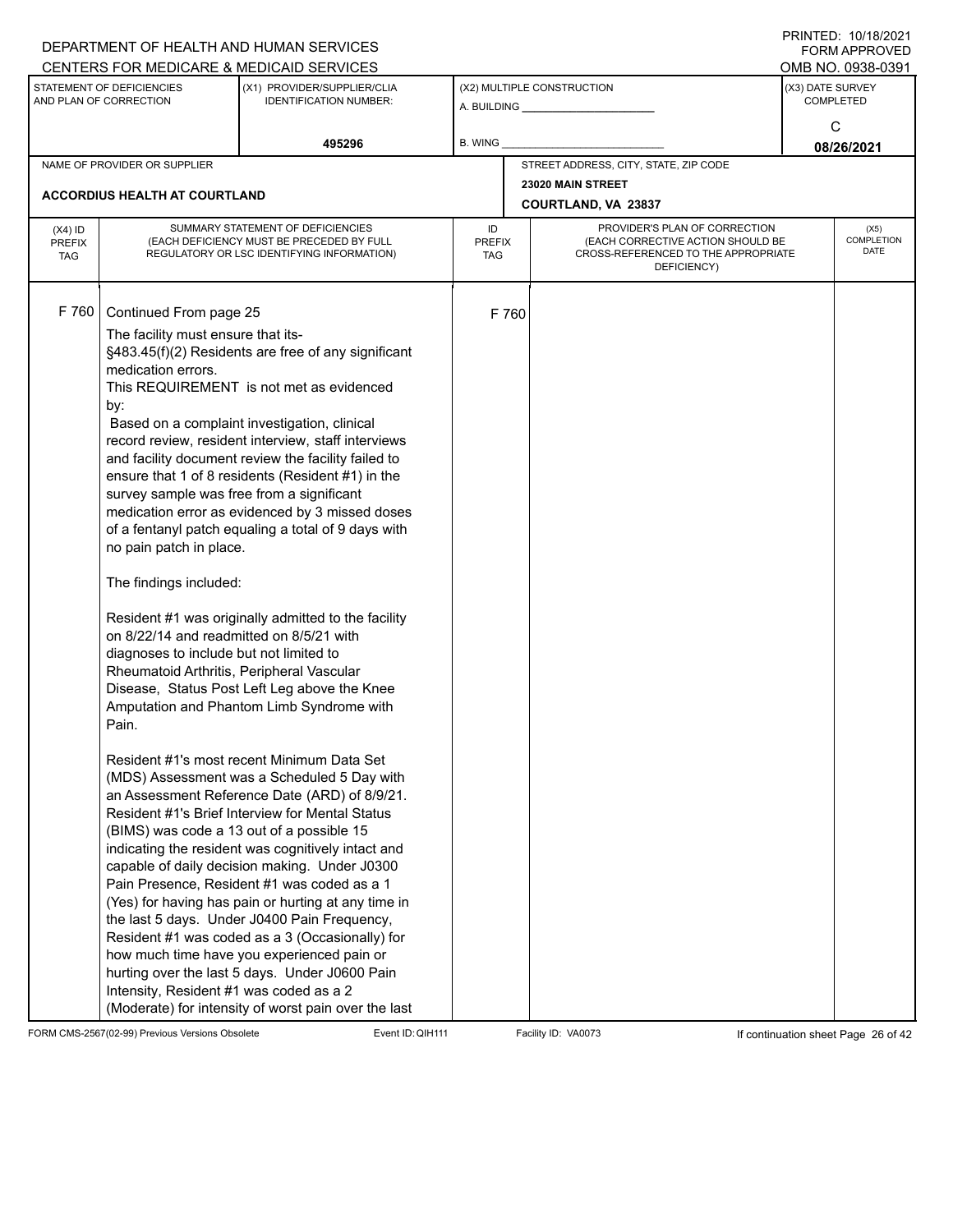DEPARTMENT OF HEALTH AND HUMAN SERVICES
CENTERS FOR MEDICARE & MEDICAID SERVICES

PRINTED: 10/18/2021
FORM APPROVED
OMB NO. 0938-0391

| STATEMENT OF DEFICIENCIES AND PLAN OF CORRECTION | (X1) PROVIDER/SUPPLIER/CLIA IDENTIFICATION NUMBER: | (X2) MULTIPLE CONSTRUCTION | (X3) DATE SURVEY COMPLETED |
|---|---|---|---|
| | 495296 | A. BUILDING ______ B. WING ______ | C 08/26/2021 |

| NAME OF PROVIDER OR SUPPLIER | STREET ADDRESS, CITY, STATE, ZIP CODE |
|---|---|
| ACCORDIUS HEALTH AT COURTLAND | 23020 MAIN STREET COURTLAND, VA 23837 |

| (X4) ID PREFIX TAG | SUMMARY STATEMENT OF DEFICIENCIES (EACH DEFICIENCY MUST BE PRECEDED BY FULL REGULATORY OR LSC IDENTIFYING INFORMATION) | ID PREFIX TAG | PROVIDER'S PLAN OF CORRECTION (EACH CORRECTIVE ACTION SHOULD BE CROSS-REFERENCED TO THE APPROPRIATE DEFICIENCY) | (X5) COMPLETION DATE |
|---|---|---|---|---|
| F 760 | Continued From page 25<br>The facility must ensure that its-<br>§483.45(f)(2) Residents are free of any significant medication errors.<br>This REQUIREMENT is not met as evidenced by:<br>Based on a complaint investigation, clinical record review, resident interview, staff interviews and facility document review the facility failed to ensure that 1 of 8 residents (Resident #1) in the survey sample was free from a significant medication error as evidenced by 3 missed doses of a fentanyl patch equaling a total of 9 days with no pain patch in place.<br><br>The findings included:<br><br>Resident #1 was originally admitted to the facility on 8/22/14 and readmitted on 8/5/21 with diagnoses to include but not limited to Rheumatoid Arthritis, Peripheral Vascular Disease, Status Post Left Leg above the Knee Amputation and Phantom Limb Syndrome with Pain.<br><br>Resident #1's most recent Minimum Data Set (MDS) Assessment was a Scheduled 5 Day with an Assessment Reference Date (ARD) of 8/9/21. Resident #1's Brief Interview for Mental Status (BIMS) was code a 13 out of a possible 15 indicating the resident was cognitively intact and capable of daily decision making. Under J0300 Pain Presence, Resident #1 was coded as a 1 (Yes) for having has pain or hurting at any time in the last 5 days. Under J0400 Pain Frequency, Resident #1 was coded as a 3 (Occasionally) for how much time have you experienced pain or hurting over the last 5 days. Under J0600 Pain Intensity, Resident #1 was coded as a 2 (Moderate) for intensity of worst pain over the last | F 760 | | |

FORM CMS-2567(02-99) Previous Versions Obsolete Event ID: QIH111 Facility ID: VA0073 If continuation sheet Page 26 of 42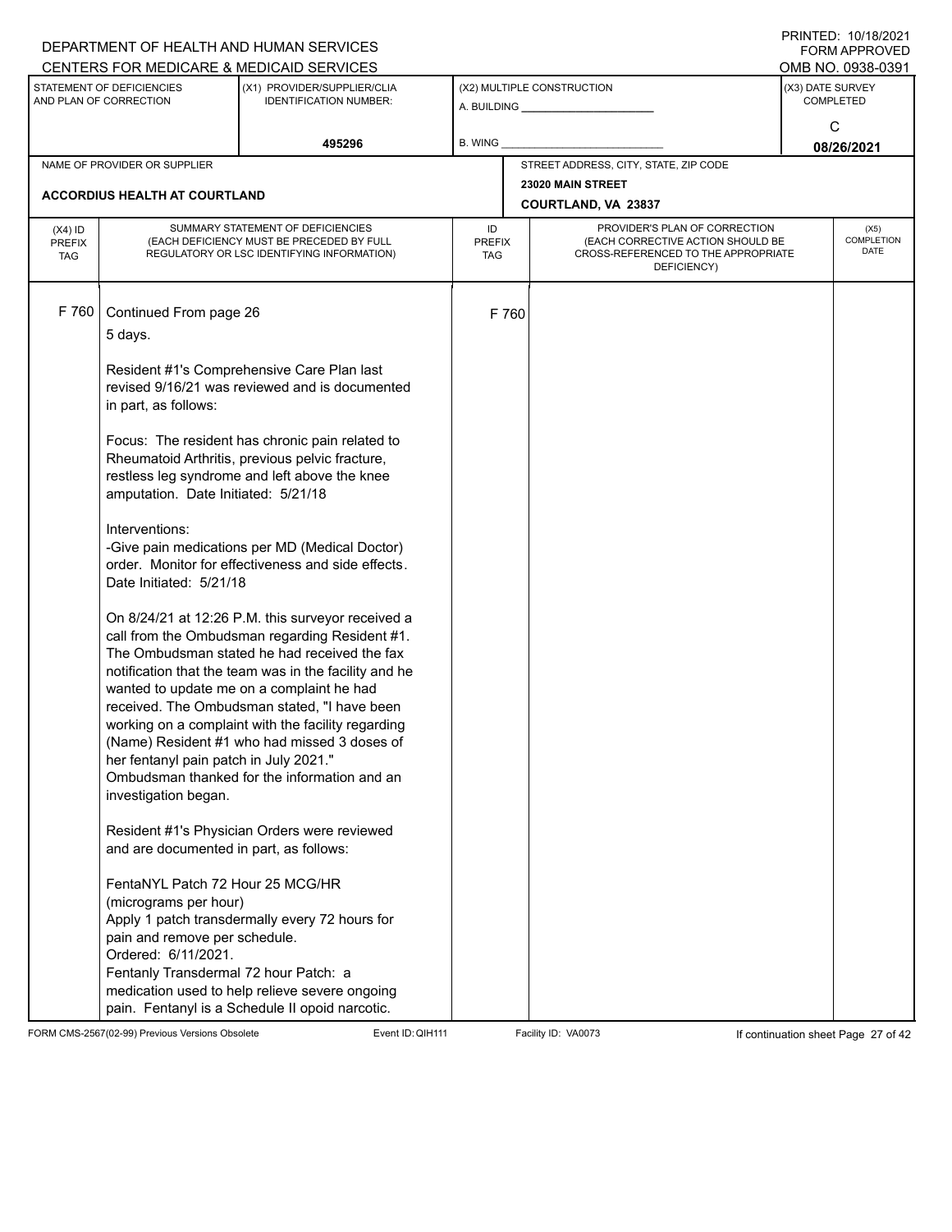DEPARTMENT OF HEALTH AND HUMAN SERVICES
CENTERS FOR MEDICARE & MEDICAID SERVICES

PRINTED: 10/18/2021
FORM APPROVED
OMB NO. 0938-0391

| STATEMENT OF DEFICIENCIES AND PLAN OF CORRECTION | (X1) PROVIDER/SUPPLIER/CLIA IDENTIFICATION NUMBER: | (X2) MULTIPLE CONSTRUCTION | (X3) DATE SURVEY COMPLETED |
|---|---|---|---|
| | 495296 | A. BUILDING ______ B. WING ______ | C 08/26/2021 |

| NAME OF PROVIDER OR SUPPLIER | STREET ADDRESS, CITY, STATE, ZIP CODE |
|---|---|
| ACCORDIUS HEALTH AT COURTLAND | 23020 MAIN STREET COURTLAND, VA 23837 |

| (X4) ID PREFIX TAG | SUMMARY STATEMENT OF DEFICIENCIES (EACH DEFICIENCY MUST BE PRECEDED BY FULL REGULATORY OR LSC IDENTIFYING INFORMATION) | ID PREFIX TAG | PROVIDER'S PLAN OF CORRECTION (EACH CORRECTIVE ACTION SHOULD BE CROSS-REFERENCED TO THE APPROPRIATE DEFICIENCY) | (X5) COMPLETION DATE |
|---|---|---|---|---|
| F 760 | Continued From page 26 | F 760 | | |

5 days.

Resident #1's Comprehensive Care Plan last revised 9/16/21 was reviewed and is documented in part, as follows:

Focus: The resident has chronic pain related to Rheumatoid Arthritis, previous pelvic fracture, restless leg syndrome and left above the knee amputation. Date Initiated: 5/21/18

Interventions:
-Give pain medications per MD (Medical Doctor) order. Monitor for effectiveness and side effects. Date Initiated: 5/21/18

On 8/24/21 at 12:26 P.M. this surveyor received a call from the Ombudsman regarding Resident #1. The Ombudsman stated he had received the fax notification that the team was in the facility and he wanted to update me on a complaint he had received. The Ombudsman stated, "I have been working on a complaint with the facility regarding (Name) Resident #1 who had missed 3 doses of her fentanyl pain patch in July 2021." Ombudsman thanked for the information and an investigation began.

Resident #1's Physician Orders were reviewed and are documented in part, as follows:

FentaNYL Patch 72 Hour 25 MCG/HR (micrograms per hour)
Apply 1 patch transdermally every 72 hours for pain and remove per schedule.
Ordered: 6/11/2021.
Fentanly Transdermal 72 hour Patch: a medication used to help relieve severe ongoing pain. Fentanyl is a Schedule II opoid narcotic.

FORM CMS-2567(02-99) Previous Versions Obsolete | Event ID: QIH111 | Facility ID: VA0073 | If continuation sheet Page 27 of 42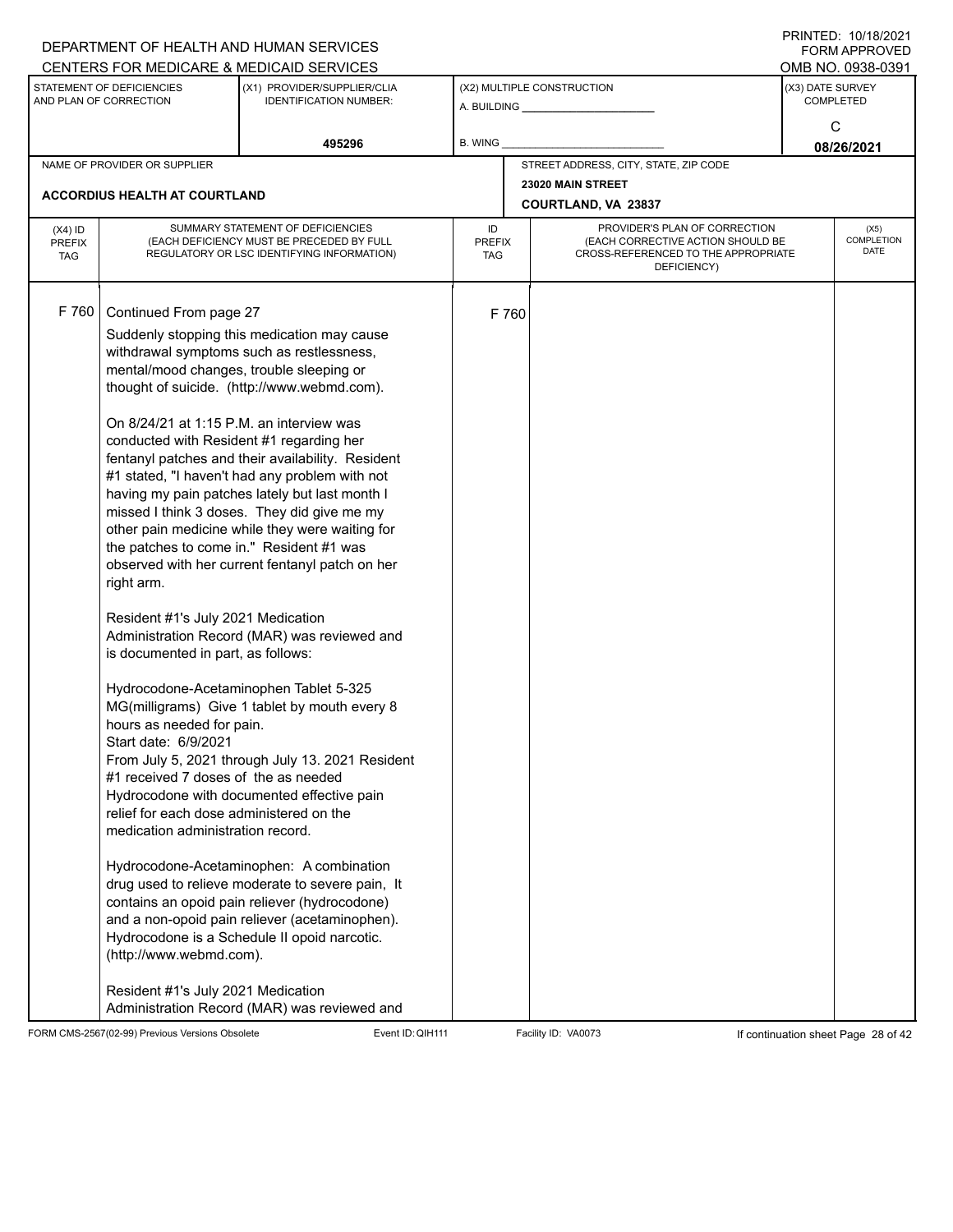| (X4) ID PREFIX TAG | SUMMARY STATEMENT OF DEFICIENCIES (EACH DEFICIENCY MUST BE PRECEDED BY FULL REGULATORY OR LSC IDENTIFYING INFORMATION) | ID PREFIX TAG | PROVIDER'S PLAN OF CORRECTION (EACH CORRECTIVE ACTION SHOULD BE CROSS-REFERENCED TO THE APPROPRIATE DEFICIENCY) | (X5) COMPLETION DATE |
|---|---|---|---|---|
| F 760 | Continued From page 27 | F 760 | | |

Suddenly stopping this medication may cause withdrawal symptoms such as restlessness, mental/mood changes, trouble sleeping or thought of suicide. (http://www.webmd.com).

On 8/24/21 at 1:15 P.M. an interview was conducted with Resident #1 regarding her fentanyl patches and their availability. Resident #1 stated, "I haven't had any problem with not having my pain patches lately but last month I missed I think 3 doses. They did give me my other pain medicine while they were waiting for the patches to come in." Resident #1 was observed with her current fentanyl patch on her right arm.

Resident #1's July 2021 Medication Administration Record (MAR) was reviewed and is documented in part, as follows:

Hydrocodone-Acetaminophen Tablet 5-325 MG(milligrams) Give 1 tablet by mouth every 8 hours as needed for pain.
Start date: 6/9/2021
From July 5, 2021 through July 13. 2021 Resident #1 received 7 doses of the as needed Hydrocodone with documented effective pain relief for each dose administered on the medication administration record.

Hydrocodone-Acetaminophen: A combination drug used to relieve moderate to severe pain, It contains an opoid pain reliever (hydrocodone) and a non-opoid pain reliever (acetaminophen). Hydrocodone is a Schedule II opoid narcotic. (http://www.webmd.com).

Resident #1's July 2021 Medication Administration Record (MAR) was reviewed and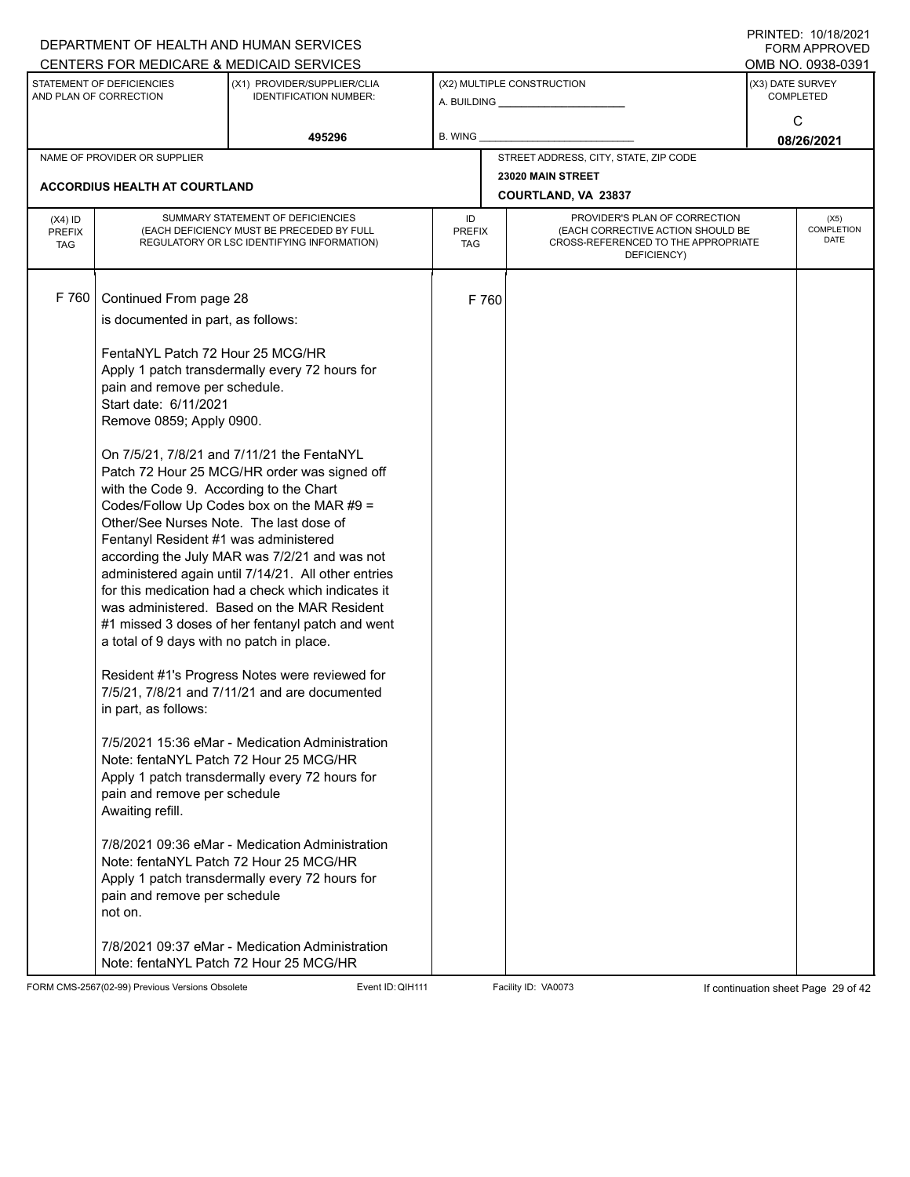DEPARTMENT OF HEALTH AND HUMAN SERVICES
CENTERS FOR MEDICARE & MEDICAID SERVICES

PRINTED: 10/18/2021
FORM APPROVED
OMB NO. 0938-0391

| STATEMENT OF DEFICIENCIES AND PLAN OF CORRECTION | (X1) PROVIDER/SUPPLIER/CLIA IDENTIFICATION NUMBER: | (X2) MULTIPLE CONSTRUCTION | (X3) DATE SURVEY COMPLETED |
|---|---|---|---|
| | 495296 | A. BUILDING _____ B. WING _____ | C 08/26/2021 |

| NAME OF PROVIDER OR SUPPLIER | STREET ADDRESS, CITY, STATE, ZIP CODE |
|---|---|
| ACCORDIUS HEALTH AT COURTLAND | 23020 MAIN STREET COURTLAND, VA 23837 |

| (X4) ID PREFIX TAG | SUMMARY STATEMENT OF DEFICIENCIES (EACH DEFICIENCY MUST BE PRECEDED BY FULL REGULATORY OR LSC IDENTIFYING INFORMATION) | ID PREFIX TAG | PROVIDER'S PLAN OF CORRECTION (EACH CORRECTIVE ACTION SHOULD BE CROSS-REFERENCED TO THE APPROPRIATE DEFICIENCY) | (X5) COMPLETION DATE |
|---|---|---|---|---|
| F 760 | Continued From page 28 | F 760 | | |

is documented in part, as follows:

FentaNYL Patch 72 Hour 25 MCG/HR
Apply 1 patch transdermally every 72 hours for pain and remove per schedule.
Start date: 6/11/2021
Remove 0859; Apply 0900.

On 7/5/21, 7/8/21 and 7/11/21 the FentaNYL Patch 72 Hour 25 MCG/HR order was signed off with the Code 9. According to the Chart Codes/Follow Up Codes box on the MAR #9 = Other/See Nurses Note. The last dose of Fentanyl Resident #1 was administered according the July MAR was 7/2/21 and was not administered again until 7/14/21. All other entries for this medication had a check which indicates it was administered. Based on the MAR Resident #1 missed 3 doses of her fentanyl patch and went a total of 9 days with no patch in place.

Resident #1's Progress Notes were reviewed for 7/5/21, 7/8/21 and 7/11/21 and are documented in part, as follows:

7/5/2021 15:36 eMar - Medication Administration Note: fentaNYL Patch 72 Hour 25 MCG/HR Apply 1 patch transdermally every 72 hours for pain and remove per schedule
Awaiting refill.

7/8/2021 09:36 eMar - Medication Administration Note: fentaNYL Patch 72 Hour 25 MCG/HR Apply 1 patch transdermally every 72 hours for pain and remove per schedule
not on.

7/8/2021 09:37 eMar - Medication Administration Note: fentaNYL Patch 72 Hour 25 MCG/HR

FORM CMS-2567(02-99) Previous Versions Obsolete Event ID: QIH111 Facility ID: VA0073 If continuation sheet Page 29 of 42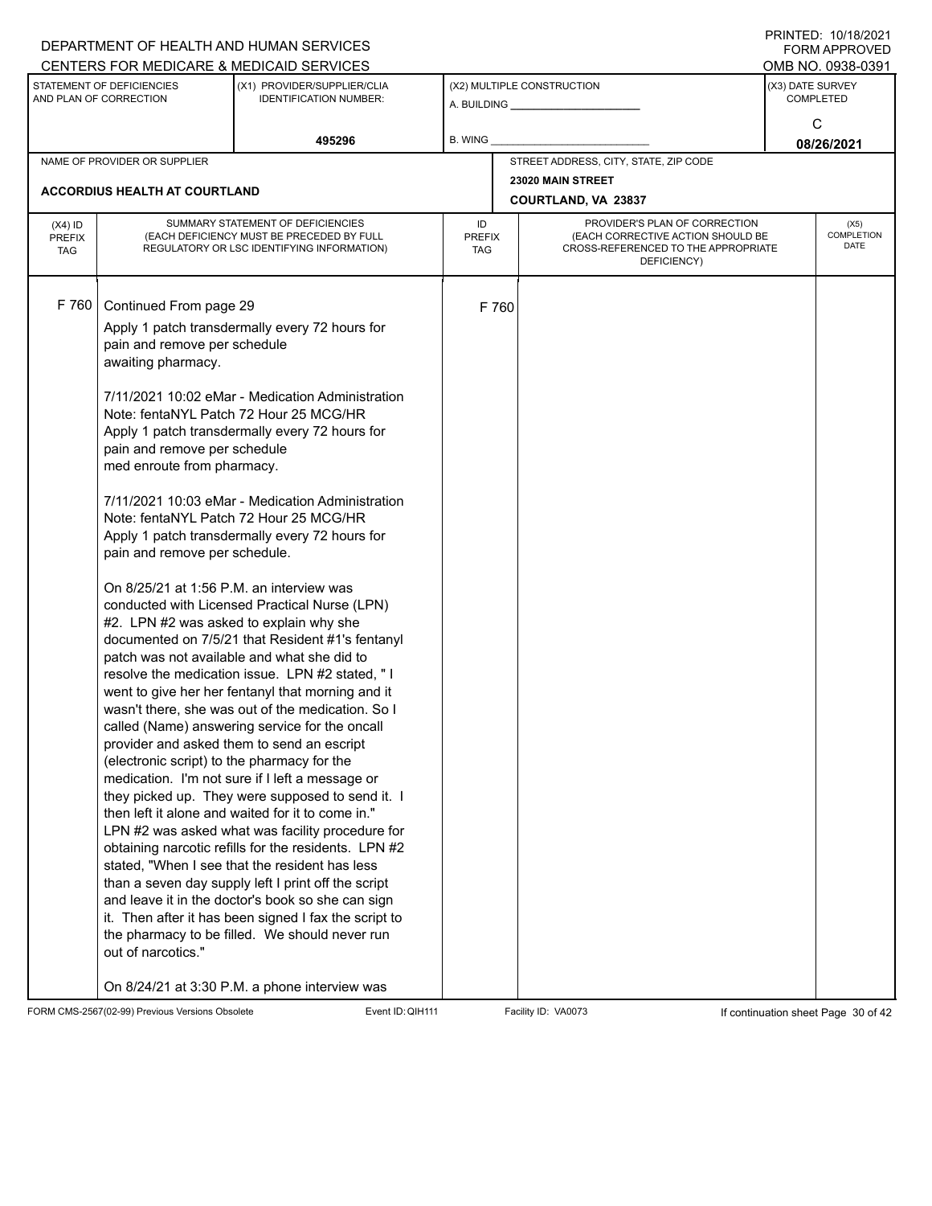DEPARTMENT OF HEALTH AND HUMAN SERVICES
CENTERS FOR MEDICARE & MEDICAID SERVICES

PRINTED: 10/18/2021
FORM APPROVED
OMB NO. 0938-0391

| STATEMENT OF DEFICIENCIES AND PLAN OF CORRECTION | (X1) PROVIDER/SUPPLIER/CLIA IDENTIFICATION NUMBER: | (X2) MULTIPLE CONSTRUCTION | (X3) DATE SURVEY COMPLETED |
|---|---|---|---|
| | 495296 | A. BUILDING ______ B. WING ______ | C 08/26/2021 |

| NAME OF PROVIDER OR SUPPLIER | STREET ADDRESS, CITY, STATE, ZIP CODE |
|---|---|
| ACCORDIUS HEALTH AT COURTLAND | 23020 MAIN STREET COURTLAND, VA 23837 |

| (X4) ID PREFIX TAG | SUMMARY STATEMENT OF DEFICIENCIES (EACH DEFICIENCY MUST BE PRECEDED BY FULL REGULATORY OR LSC IDENTIFYING INFORMATION) | ID PREFIX TAG | PROVIDER'S PLAN OF CORRECTION (EACH CORRECTIVE ACTION SHOULD BE CROSS-REFERENCED TO THE APPROPRIATE DEFICIENCY) | (X5) COMPLETION DATE |
|---|---|---|---|---|
| F 760 | Continued From page 29 | F 760 | | |

Apply 1 patch transdermally every 72 hours for pain and remove per schedule
awaiting pharmacy.

7/11/2021 10:02 eMar - Medication Administration Note: fentaNYL Patch 72 Hour 25 MCG/HR
Apply 1 patch transdermally every 72 hours for pain and remove per schedule
med enroute from pharmacy.

7/11/2021 10:03 eMar - Medication Administration Note: fentaNYL Patch 72 Hour 25 MCG/HR
Apply 1 patch transdermally every 72 hours for pain and remove per schedule.

On 8/25/21 at 1:56 P.M. an interview was conducted with Licensed Practical Nurse (LPN) #2. LPN #2 was asked to explain why she documented on 7/5/21 that Resident #1's fentanyl patch was not available and what she did to resolve the medication issue. LPN #2 stated, " I went to give her her fentanyl that morning and it wasn't there, she was out of the medication. So I called (Name) answering service for the oncall provider and asked them to send an escript (electronic script) to the pharmacy for the medication. I'm not sure if I left a message or they picked up. They were supposed to send it. I then left it alone and waited for it to come in." LPN #2 was asked what was facility procedure for obtaining narcotic refills for the residents. LPN #2 stated, "When I see that the resident has less than a seven day supply left I print off the script and leave it in the doctor's book so she can sign it. Then after it has been signed I fax the script to the pharmacy to be filled. We should never run out of narcotics."

On 8/24/21 at 3:30 P.M. a phone interview was

FORM CMS-2567(02-99) Previous Versions Obsolete Event ID: QIH111 Facility ID: VA0073 If continuation sheet Page 30 of 42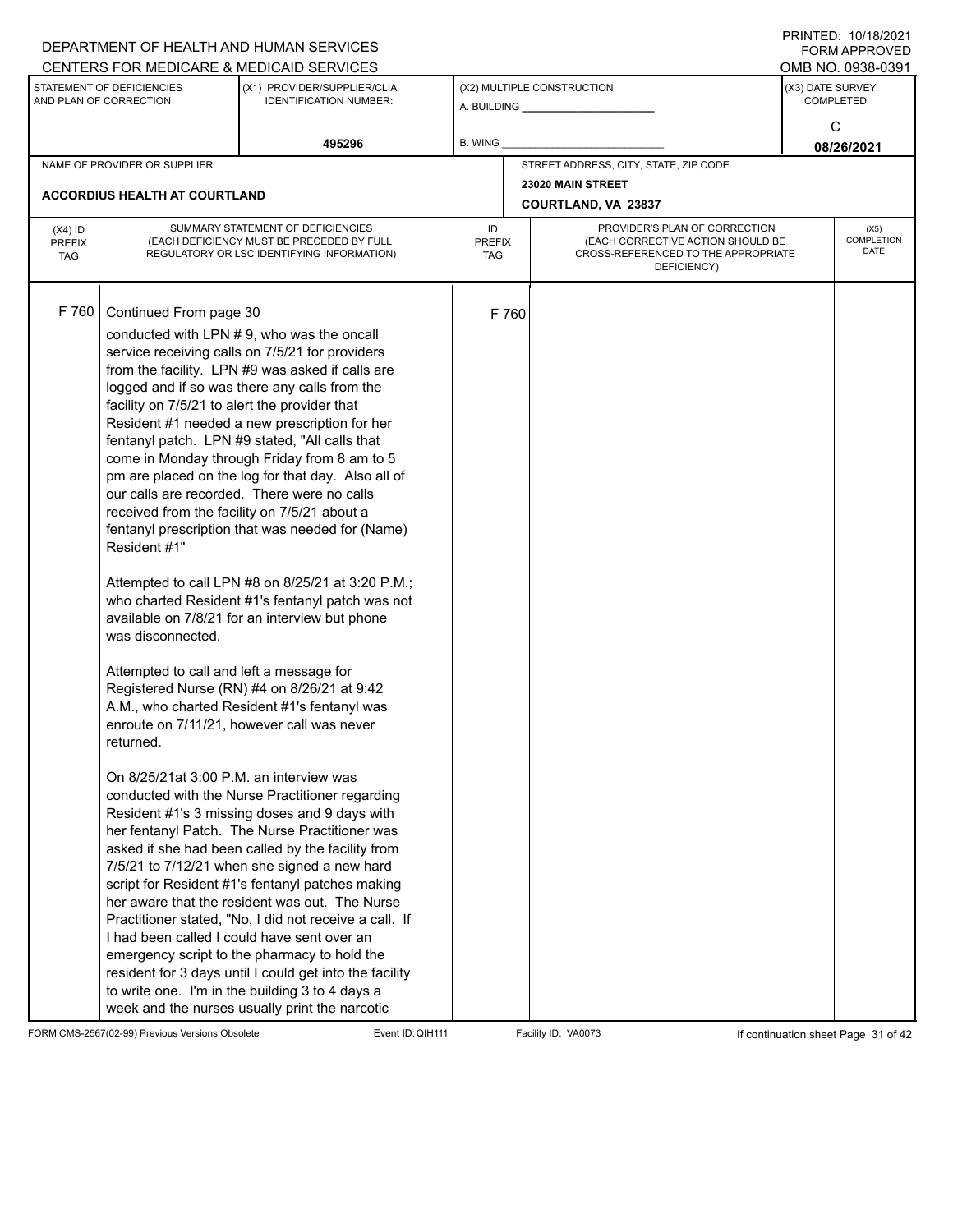DEPARTMENT OF HEALTH AND HUMAN SERVICES
CENTERS FOR MEDICARE & MEDICAID SERVICES

PRINTED: 10/18/2021
FORM APPROVED
OMB NO. 0938-0391

| STATEMENT OF DEFICIENCIES AND PLAN OF CORRECTION | (X1) PROVIDER/SUPPLIER/CLIA IDENTIFICATION NUMBER: | (X2) MULTIPLE CONSTRUCTION | (X3) DATE SURVEY COMPLETED |
|---|---|---|---|
| | 495296 | A. BUILDING ______ B. WING ______ | C 08/26/2021 |

| NAME OF PROVIDER OR SUPPLIER | STREET ADDRESS, CITY, STATE, ZIP CODE |
|---|---|
| ACCORDIUS HEALTH AT COURTLAND | 23020 MAIN STREET COURTLAND, VA 23837 |

| (X4) ID PREFIX TAG | SUMMARY STATEMENT OF DEFICIENCIES (EACH DEFICIENCY MUST BE PRECEDED BY FULL REGULATORY OR LSC IDENTIFYING INFORMATION) | ID PREFIX TAG | PROVIDER'S PLAN OF CORRECTION (EACH CORRECTIVE ACTION SHOULD BE CROSS-REFERENCED TO THE APPROPRIATE DEFICIENCY) | (X5) COMPLETION DATE |
|---|---|---|---|---|
| F 760 | Continued From page 30 | F 760 | | |

conducted with LPN # 9, who was the oncall service receiving calls on 7/5/21 for providers from the facility. LPN #9 was asked if calls are logged and if so was there any calls from the facility on 7/5/21 to alert the provider that Resident #1 needed a new prescription for her fentanyl patch. LPN #9 stated, "All calls that come in Monday through Friday from 8 am to 5 pm are placed on the log for that day. Also all of our calls are recorded. There were no calls received from the facility on 7/5/21 about a fentanyl prescription that was needed for (Name) Resident #1"

Attempted to call LPN #8 on 8/25/21 at 3:20 P.M.; who charted Resident #1's fentanyl patch was not available on 7/8/21 for an interview but phone was disconnected.

Attempted to call and left a message for Registered Nurse (RN) #4 on 8/26/21 at 9:42 A.M., who charted Resident #1's fentanyl was enroute on 7/11/21, however call was never returned.

On 8/25/21at 3:00 P.M. an interview was conducted with the Nurse Practitioner regarding Resident #1's 3 missing doses and 9 days with her fentanyl Patch. The Nurse Practitioner was asked if she had been called by the facility from 7/5/21 to 7/12/21 when she signed a new hard script for Resident #1's fentanyl patches making her aware that the resident was out. The Nurse Practitioner stated, "No, I did not receive a call. If I had been called I could have sent over an emergency script to the pharmacy to hold the resident for 3 days until I could get into the facility to write one. I'm in the building 3 to 4 days a week and the nurses usually print the narcotic

FORM CMS-2567(02-99) Previous Versions Obsolete Event ID: QIH111 Facility ID: VA0073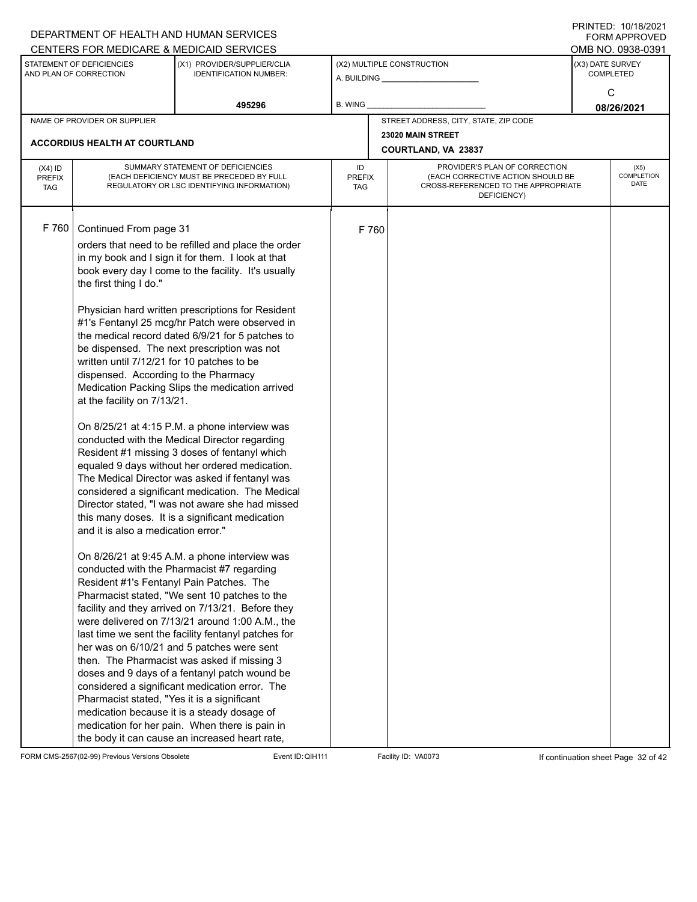DEPARTMENT OF HEALTH AND HUMAN SERVICES
CENTERS FOR MEDICARE & MEDICAID SERVICES

PRINTED: 10/18/2021
FORM APPROVED
OMB NO. 0938-0391

| STATEMENT OF DEFICIENCIES AND PLAN OF CORRECTION | (X1) PROVIDER/SUPPLIER/CLIA IDENTIFICATION NUMBER: | (X2) MULTIPLE CONSTRUCTION | (X3) DATE SURVEY COMPLETED |
|---|---|---|---|
| | 495296 | A. BUILDING ______ B. WING ______ | C 08/26/2021 |

| NAME OF PROVIDER OR SUPPLIER | STREET ADDRESS, CITY, STATE, ZIP CODE |
|---|---|
| ACCORDIUS HEALTH AT COURTLAND | 23020 MAIN STREET COURTLAND, VA 23837 |

| (X4) ID PREFIX TAG | SUMMARY STATEMENT OF DEFICIENCIES (EACH DEFICIENCY MUST BE PRECEDED BY FULL REGULATORY OR LSC IDENTIFYING INFORMATION) | ID PREFIX TAG | PROVIDER'S PLAN OF CORRECTION (EACH CORRECTIVE ACTION SHOULD BE CROSS-REFERENCED TO THE APPROPRIATE DEFICIENCY) | (X5) COMPLETION DATE |
|---|---|---|---|---|
| F 760 | Continued From page 31 | F 760 | | |

orders that need to be refilled and place the order in my book and I sign it for them. I look at that book every day I come to the facility. It's usually the first thing I do."

Physician hard written prescriptions for Resident #1's Fentanyl 25 mcg/hr Patch were observed in the medical record dated 6/9/21 for 5 patches to be dispensed. The next prescription was not written until 7/12/21 for 10 patches to be dispensed. According to the Pharmacy Medication Packing Slips the medication arrived at the facility on 7/13/21.

On 8/25/21 at 4:15 P.M. a phone interview was conducted with the Medical Director regarding Resident #1 missing 3 doses of fentanyl which equaled 9 days without her ordered medication. The Medical Director was asked if fentanyl was considered a significant medication. The Medical Director stated, "I was not aware she had missed this many doses. It is a significant medication and it is also a medication error."

On 8/26/21 at 9:45 A.M. a phone interview was conducted with the Pharmacist #7 regarding Resident #1's Fentanyl Pain Patches. The Pharmacist stated, "We sent 10 patches to the facility and they arrived on 7/13/21. Before they were delivered on 7/13/21 around 1:00 A.M., the last time we sent the facility fentanyl patches for her was on 6/10/21 and 5 patches were sent then. The Pharmacist was asked if missing 3 doses and 9 days of a fentanyl patch wound be considered a significant medication error. The Pharmacist stated, "Yes it is a significant medication because it is a steady dosage of medication for her pain. When there is pain in the body it can cause an increased heart rate,

FORM CMS-2567(02-99) Previous Versions Obsolete Event ID: QIH111 Facility ID: VA0073 If continuation sheet Page 32 of 42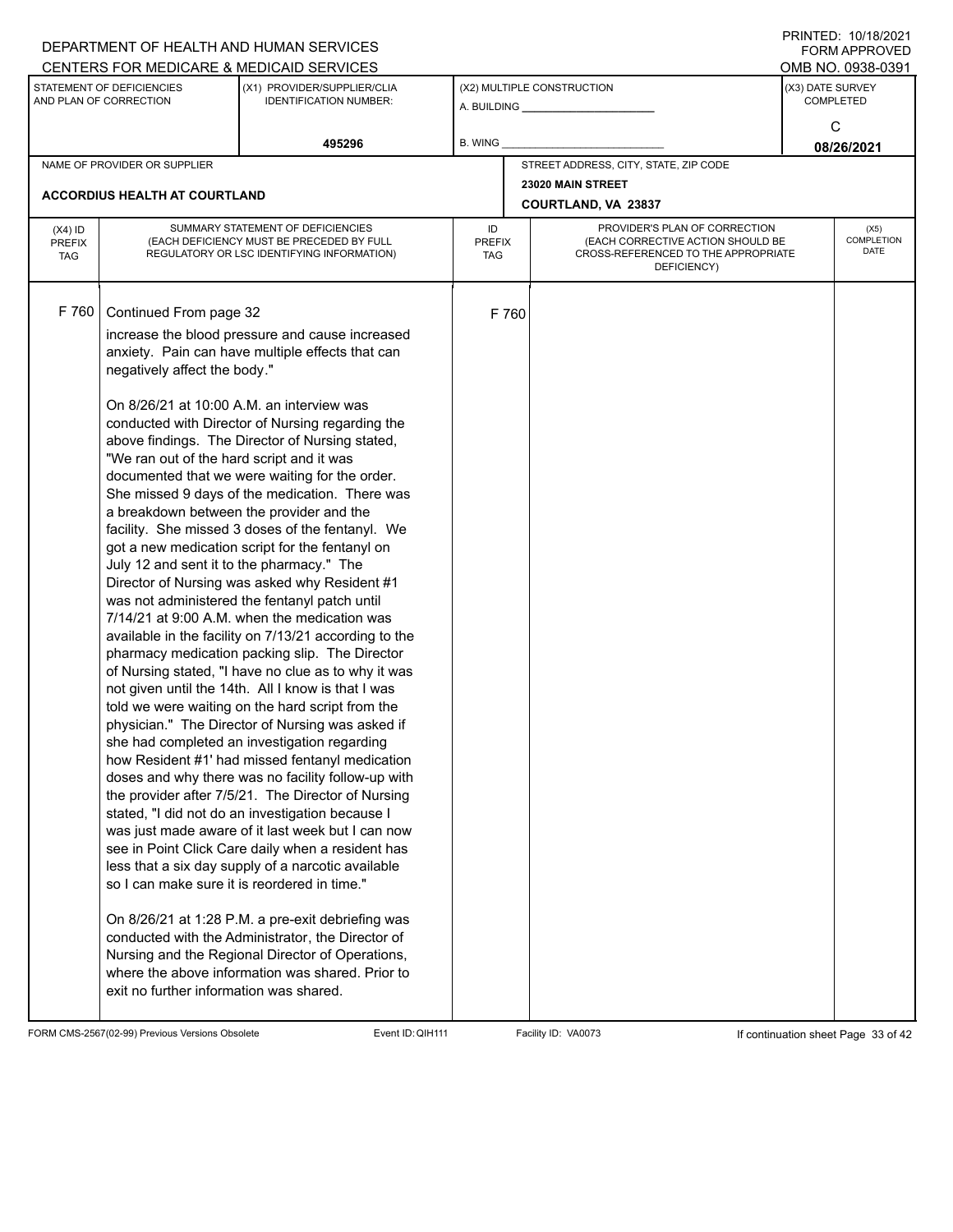DEPARTMENT OF HEALTH AND HUMAN SERVICES
CENTERS FOR MEDICARE & MEDICAID SERVICES

PRINTED: 10/18/2021
FORM APPROVED
OMB NO. 0938-0391

| STATEMENT OF DEFICIENCIES AND PLAN OF CORRECTION | (X1) PROVIDER/SUPPLIER/CLIA IDENTIFICATION NUMBER: | (X2) MULTIPLE CONSTRUCTION | (X3) DATE SURVEY COMPLETED |
|---|---|---|---|
| | 495296 | A. BUILDING ______ B. WING ______ | C 08/26/2021 |

| NAME OF PROVIDER OR SUPPLIER | STREET ADDRESS, CITY, STATE, ZIP CODE |
|---|---|
| ACCORDIUS HEALTH AT COURTLAND | 23020 MAIN STREET COURTLAND, VA 23837 |

| (X4) ID PREFIX TAG | SUMMARY STATEMENT OF DEFICIENCIES (EACH DEFICIENCY MUST BE PRECEDED BY FULL REGULATORY OR LSC IDENTIFYING INFORMATION) | ID PREFIX TAG | PROVIDER'S PLAN OF CORRECTION (EACH CORRECTIVE ACTION SHOULD BE CROSS-REFERENCED TO THE APPROPRIATE DEFICIENCY) | (X5) COMPLETION DATE |
|---|---|---|---|---|
| F 760 | Continued From page 32<br><br>increase the blood pressure and cause increased anxiety. Pain can have multiple effects that can negatively affect the body."<br><br>On 8/26/21 at 10:00 A.M. an interview was conducted with Director of Nursing regarding the above findings. The Director of Nursing stated, "We ran out of the hard script and it was documented that we were waiting for the order. She missed 9 days of the medication. There was a breakdown between the provider and the facility. She missed 3 doses of the fentanyl. We got a new medication script for the fentanyl on July 12 and sent it to the pharmacy." The Director of Nursing was asked why Resident #1 was not administered the fentanyl patch until 7/14/21 at 9:00 A.M. when the medication was available in the facility on 7/13/21 according to the pharmacy medication packing slip. The Director of Nursing stated, "I have no clue as to why it was not given until the 14th. All I know is that I was told we were waiting on the hard script from the physician." The Director of Nursing was asked if she had completed an investigation regarding how Resident #1' had missed fentanyl medication doses and why there was no facility follow-up with the provider after 7/5/21. The Director of Nursing stated, "I did not do an investigation because I was just made aware of it last week but I can now see in Point Click Care daily when a resident has less that a six day supply of a narcotic available so I can make sure it is reordered in time."<br><br>On 8/26/21 at 1:28 P.M. a pre-exit debriefing was conducted with the Administrator, the Director of Nursing and the Regional Director of Operations, where the above information was shared. Prior to exit no further information was shared. | F 760 | | |

FORM CMS-2567(02-99) Previous Versions Obsolete Event ID: QIH111 Facility ID: VA0073 If continuation sheet Page 33 of 42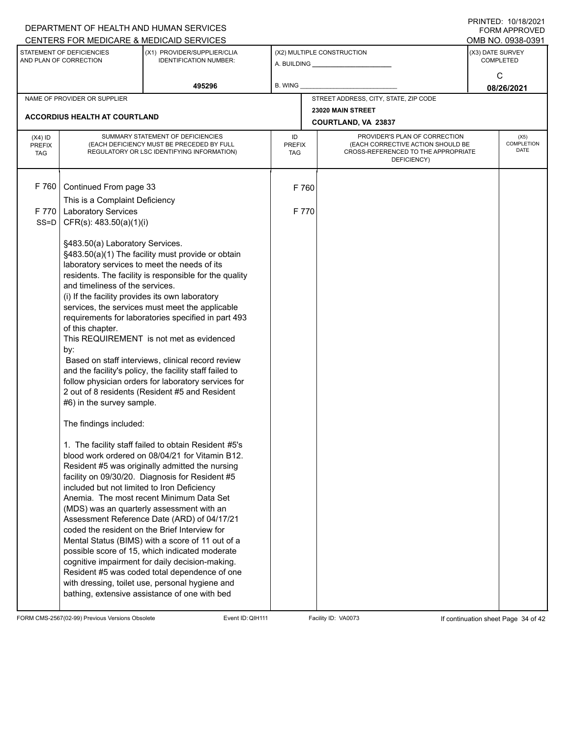DEPARTMENT OF HEALTH AND HUMAN SERVICES
CENTERS FOR MEDICARE & MEDICAID SERVICES

PRINTED: 10/18/2021
FORM APPROVED
OMB NO. 0938-0391

| STATEMENT OF DEFICIENCIES AND PLAN OF CORRECTION | (X1) PROVIDER/SUPPLIER/CLIA IDENTIFICATION NUMBER: | (X2) MULTIPLE CONSTRUCTION | (X3) DATE SURVEY COMPLETED |
|---|---|---|---|
| | 495296 | A. BUILDING ______ B. WING ______ | C 08/26/2021 |

| NAME OF PROVIDER OR SUPPLIER | STREET ADDRESS, CITY, STATE, ZIP CODE |
|---|---|
| ACCORDIUS HEALTH AT COURTLAND | 23020 MAIN STREET COURTLAND, VA 23837 |

| (X4) ID PREFIX TAG | SUMMARY STATEMENT OF DEFICIENCIES (EACH DEFICIENCY MUST BE PRECEDED BY FULL REGULATORY OR LSC IDENTIFYING INFORMATION) | ID PREFIX TAG | PROVIDER'S PLAN OF CORRECTION (EACH CORRECTIVE ACTION SHOULD BE CROSS-REFERENCED TO THE APPROPRIATE DEFICIENCY) | (X5) COMPLETION DATE |
|---|---|---|---|---|
| F 760 | Continued From page 33<br>This is a Complaint Deficiency | F 760 | | |
| F 770<br>SS=D | Laboratory Services<br>CFR(s): 483.50(a)(1)(i)<br><br>§483.50(a) Laboratory Services.<br>§483.50(a)(1) The facility must provide or obtain laboratory services to meet the needs of its residents. The facility is responsible for the quality and timeliness of the services.<br>(i) If the facility provides its own laboratory services, the services must meet the applicable requirements for laboratories specified in part 493 of this chapter.<br>This REQUIREMENT is not met as evidenced by:<br>Based on staff interviews, clinical record review and the facility's policy, the facility staff failed to follow physician orders for laboratory services for 2 out of 8 residents (Resident #5 and Resident #6) in the survey sample.<br><br>The findings included:<br><br>1. The facility staff failed to obtain Resident #5's blood work ordered on 08/04/21 for Vitamin B12. Resident #5 was originally admitted the nursing facility on 09/30/20. Diagnosis for Resident #5 included but not limited to Iron Deficiency Anemia. The most recent Minimum Data Set (MDS) was an quarterly assessment with an Assessment Reference Date (ARD) of 04/17/21 coded the resident on the Brief Interview for Mental Status (BIMS) with a score of 11 out of a possible score of 15, which indicated moderate cognitive impairment for daily decision-making. Resident #5 was coded total dependence of one with dressing, toilet use, personal hygiene and bathing, extensive assistance of one with bed | F 770 | | |

FORM CMS-2567(02-99) Previous Versions Obsolete    Event ID: QIH111    Facility ID: VA0073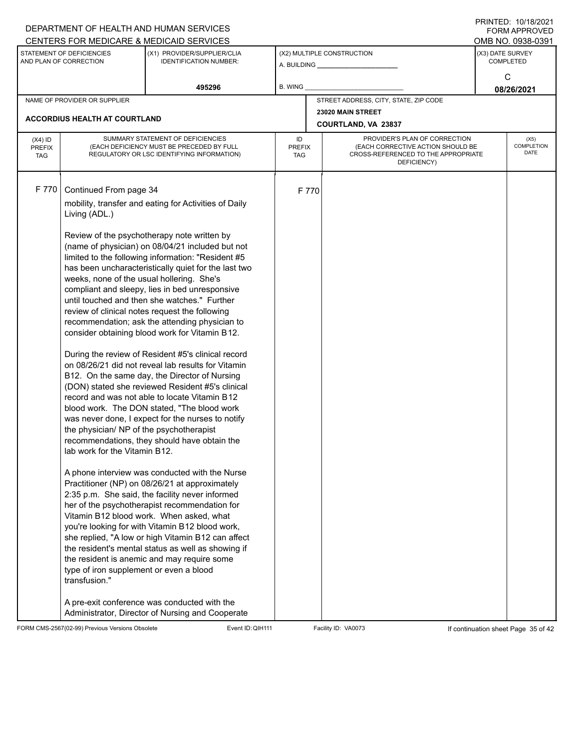DEPARTMENT OF HEALTH AND HUMAN SERVICES
CENTERS FOR MEDICARE & MEDICAID SERVICES

PRINTED: 10/18/2021
FORM APPROVED
OMB NO. 0938-0391

| STATEMENT OF DEFICIENCIES AND PLAN OF CORRECTION | (X1) PROVIDER/SUPPLIER/CLIA IDENTIFICATION NUMBER: | (X2) MULTIPLE CONSTRUCTION | (X3) DATE SURVEY COMPLETED |
|---|---|---|---|
| | 495296 | A. BUILDING ______ B. WING ______ | C 08/26/2021 |

| NAME OF PROVIDER OR SUPPLIER | STREET ADDRESS, CITY, STATE, ZIP CODE |
|---|---|
| ACCORDIUS HEALTH AT COURTLAND | 23020 MAIN STREET COURTLAND, VA 23837 |

| (X4) ID PREFIX TAG | SUMMARY STATEMENT OF DEFICIENCIES (EACH DEFICIENCY MUST BE PRECEDED BY FULL REGULATORY OR LSC IDENTIFYING INFORMATION) | ID PREFIX TAG | PROVIDER'S PLAN OF CORRECTION (EACH CORRECTIVE ACTION SHOULD BE CROSS-REFERENCED TO THE APPROPRIATE DEFICIENCY) | (X5) COMPLETION DATE |
|---|---|---|---|---|
| F 770 | Continued From page 34 | F 770 | | |

mobility, transfer and eating for Activities of Daily Living (ADL.)

Review of the psychotherapy note written by (name of physician) on 08/04/21 included but not limited to the following information: "Resident #5 has been uncharacteristically quiet for the last two weeks, none of the usual hollering. She's compliant and sleepy, lies in bed unresponsive until touched and then she watches." Further review of clinical notes request the following recommendation; ask the attending physician to consider obtaining blood work for Vitamin B12.

During the review of Resident #5's clinical record on 08/26/21 did not reveal lab results for Vitamin B12. On the same day, the Director of Nursing (DON) stated she reviewed Resident #5's clinical record and was not able to locate Vitamin B12 blood work. The DON stated, "The blood work was never done, I expect for the nurses to notify the physician/ NP of the psychotherapist recommendations, they should have obtain the lab work for the Vitamin B12.

A phone interview was conducted with the Nurse Practitioner (NP) on 08/26/21 at approximately 2:35 p.m. She said, the facility never informed her of the psychotherapist recommendation for Vitamin B12 blood work. When asked, what you're looking for with Vitamin B12 blood work, she replied, "A low or high Vitamin B12 can affect the resident's mental status as well as showing if the resident is anemic and may require some type of iron supplement or even a blood transfusion."

A pre-exit conference was conducted with the Administrator, Director of Nursing and Cooperate

FORM CMS-2567(02-99) Previous Versions Obsolete | Event ID: QIH111 | Facility ID: VA0073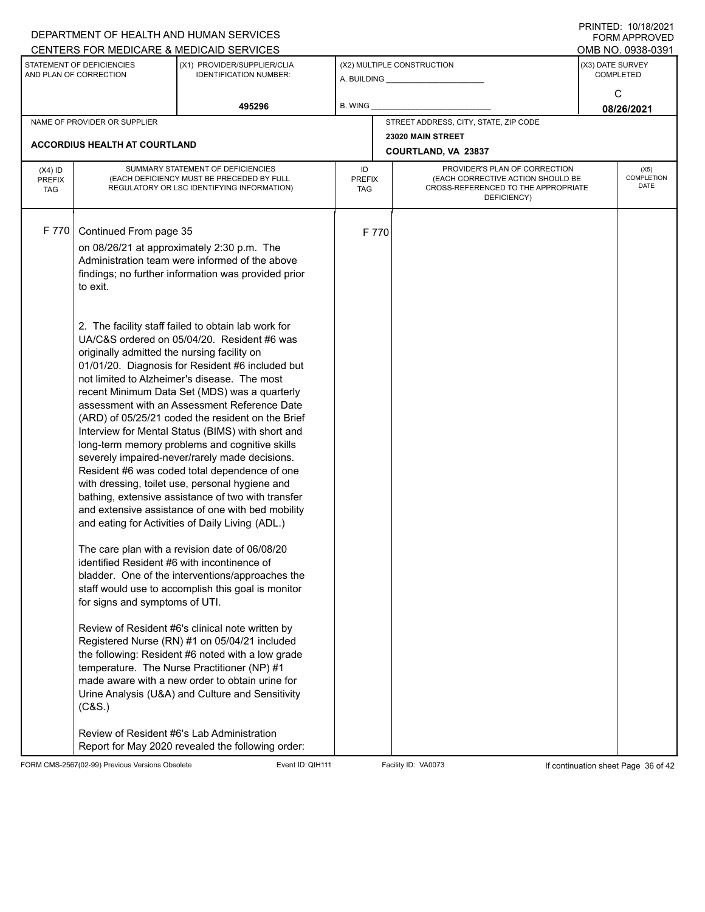DEPARTMENT OF HEALTH AND HUMAN SERVICES
CENTERS FOR MEDICARE & MEDICAID SERVICES

PRINTED: 10/18/2021
FORM APPROVED
OMB NO. 0938-0391

| STATEMENT OF DEFICIENCIES AND PLAN OF CORRECTION | (X1) PROVIDER/SUPPLIER/CLIA IDENTIFICATION NUMBER: | (X2) MULTIPLE CONSTRUCTION | (X3) DATE SURVEY COMPLETED |
|---|---|---|---|
| | 495296 | A. BUILDING ______ B. WING ______ | C 08/26/2021 |

| NAME OF PROVIDER OR SUPPLIER | STREET ADDRESS, CITY, STATE, ZIP CODE |
|---|---|
| ACCORDIUS HEALTH AT COURTLAND | 23020 MAIN STREET COURTLAND, VA 23837 |

| (X4) ID PREFIX TAG | SUMMARY STATEMENT OF DEFICIENCIES (EACH DEFICIENCY MUST BE PRECEDED BY FULL REGULATORY OR LSC IDENTIFYING INFORMATION) | ID PREFIX TAG | PROVIDER'S PLAN OF CORRECTION (EACH CORRECTIVE ACTION SHOULD BE CROSS-REFERENCED TO THE APPROPRIATE DEFICIENCY) | (X5) COMPLETION DATE |
|---|---|---|---|---|
| F 770 | Continued From page 35 | F 770 | | |

on 08/26/21 at approximately 2:30 p.m. The Administration team were informed of the above findings; no further information was provided prior to exit.

2. The facility staff failed to obtain lab work for UA/C&S ordered on 05/04/20. Resident #6 was originally admitted the nursing facility on 01/01/20. Diagnosis for Resident #6 included but not limited to Alzheimer's disease. The most recent Minimum Data Set (MDS) was a quarterly assessment with an Assessment Reference Date (ARD) of 05/25/21 coded the resident on the Brief Interview for Mental Status (BIMS) with short and long-term memory problems and cognitive skills severely impaired-never/rarely made decisions. Resident #6 was coded total dependence of one with dressing, toilet use, personal hygiene and bathing, extensive assistance of two with transfer and extensive assistance of one with bed mobility and eating for Activities of Daily Living (ADL.)

The care plan with a revision date of 06/08/20 identified Resident #6 with incontinence of bladder. One of the interventions/approaches the staff would use to accomplish this goal is monitor for signs and symptoms of UTI.

Review of Resident #6's clinical note written by Registered Nurse (RN) #1 on 05/04/21 included the following: Resident #6 noted with a low grade temperature. The Nurse Practitioner (NP) #1 made aware with a new order to obtain urine for Urine Analysis (U&A) and Culture and Sensitivity (C&S.)

Review of Resident #6's Lab Administration Report for May 2020 revealed the following order:

FORM CMS-2567(02-99) Previous Versions Obsolete    Event ID: QIH111    Facility ID: VA0073    If continuation sheet Page 36 of 42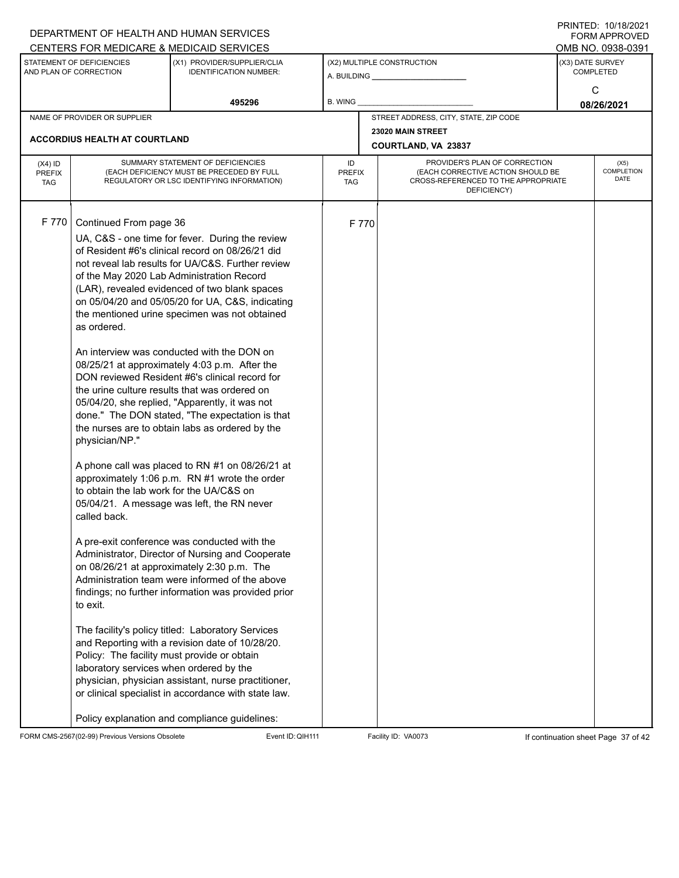DEPARTMENT OF HEALTH AND HUMAN SERVICES
CENTERS FOR MEDICARE & MEDICAID SERVICES

PRINTED: 10/18/2021
FORM APPROVED
OMB NO. 0938-0391

| STATEMENT OF DEFICIENCIES AND PLAN OF CORRECTION | (X1) PROVIDER/SUPPLIER/CLIA IDENTIFICATION NUMBER: | (X2) MULTIPLE CONSTRUCTION | (X3) DATE SURVEY COMPLETED |
|---|---|---|---|
| | 495296 | A. BUILDING ______ B. WING ______ | C 08/26/2021 |

| NAME OF PROVIDER OR SUPPLIER | STREET ADDRESS, CITY, STATE, ZIP CODE |
|---|---|
| ACCORDIUS HEALTH AT COURTLAND | 23020 MAIN STREET COURTLAND, VA 23837 |

| (X4) ID PREFIX TAG | SUMMARY STATEMENT OF DEFICIENCIES (EACH DEFICIENCY MUST BE PRECEDED BY FULL REGULATORY OR LSC IDENTIFYING INFORMATION) | ID PREFIX TAG | PROVIDER'S PLAN OF CORRECTION (EACH CORRECTIVE ACTION SHOULD BE CROSS-REFERENCED TO THE APPROPRIATE DEFICIENCY) | (X5) COMPLETION DATE |
|---|---|---|---|---|
| F 770 | Continued From page 36 | F 770 | | |

UA, C&S - one time for fever. During the review of Resident #6's clinical record on 08/26/21 did not reveal lab results for UA/C&S. Further review of the May 2020 Lab Administration Record (LAR), revealed evidenced of two blank spaces on 05/04/20 and 05/05/20 for UA, C&S, indicating the mentioned urine specimen was not obtained as ordered.

An interview was conducted with the DON on 08/25/21 at approximately 4:03 p.m. After the DON reviewed Resident #6's clinical record for the urine culture results that was ordered on 05/04/20, she replied, "Apparently, it was not done." The DON stated, "The expectation is that the nurses are to obtain labs as ordered by the physician/NP."

A phone call was placed to RN #1 on 08/26/21 at approximately 1:06 p.m. RN #1 wrote the order to obtain the lab work for the UA/C&S on 05/04/21. A message was left, the RN never called back.

A pre-exit conference was conducted with the Administrator, Director of Nursing and Cooperate on 08/26/21 at approximately 2:30 p.m. The Administration team were informed of the above findings; no further information was provided prior to exit.

The facility's policy titled: Laboratory Services and Reporting with a revision date of 10/28/20. Policy: The facility must provide or obtain laboratory services when ordered by the physician, physician assistant, nurse practitioner, or clinical specialist in accordance with state law.

Policy explanation and compliance guidelines:

FORM CMS-2567(02-99) Previous Versions Obsolete Event ID: QIH111 Facility ID: VA0073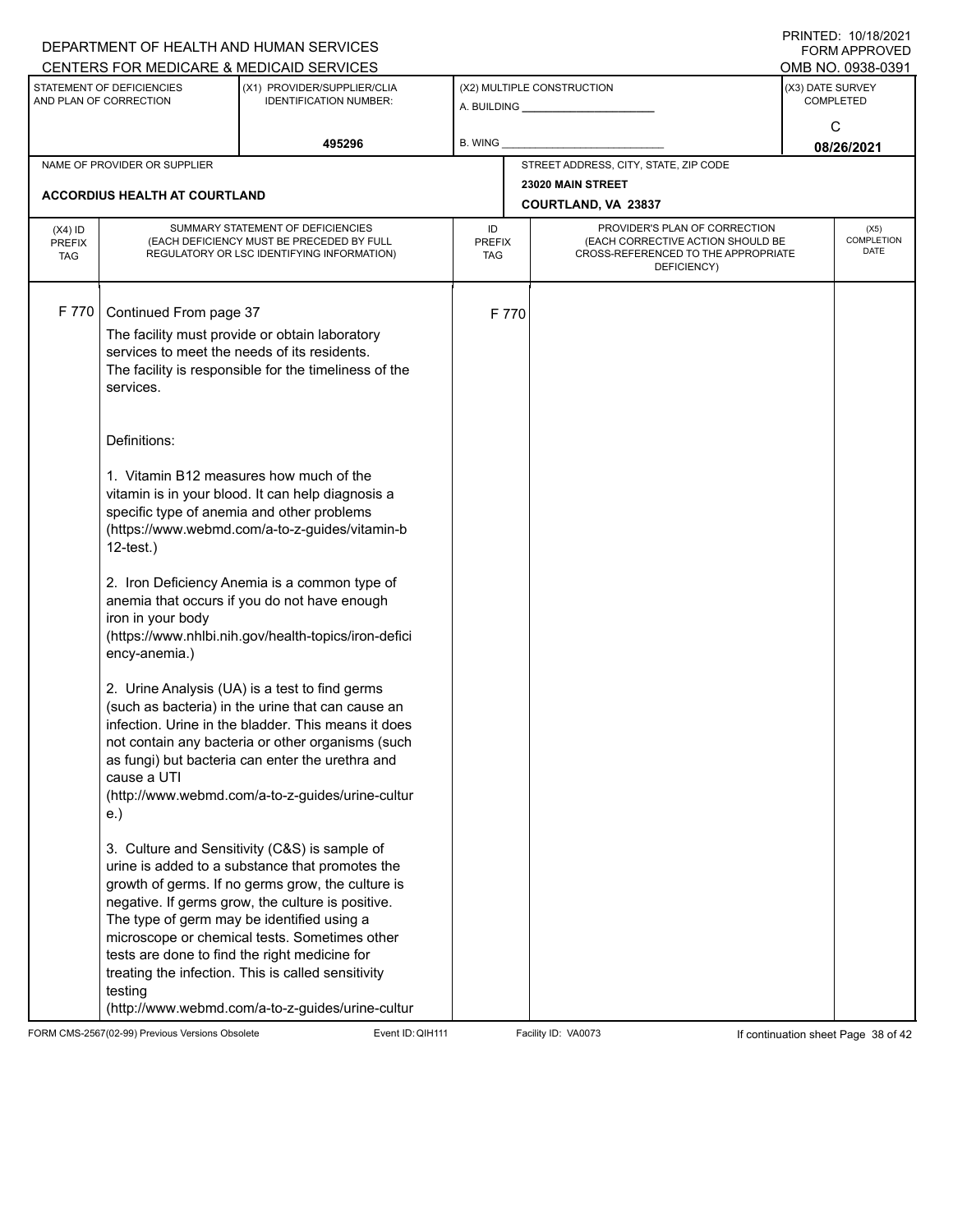DEPARTMENT OF HEALTH AND HUMAN SERVICES
CENTERS FOR MEDICARE & MEDICAID SERVICES

PRINTED: 10/18/2021
FORM APPROVED
OMB NO. 0938-0391

| STATEMENT OF DEFICIENCIES AND PLAN OF CORRECTION | (X1) PROVIDER/SUPPLIER/CLIA IDENTIFICATION NUMBER: | (X2) MULTIPLE CONSTRUCTION | (X3) DATE SURVEY COMPLETED |
|---|---|---|---|
| | 495296 | A. BUILDING _____ B. WING _____ | C 08/26/2021 |

| NAME OF PROVIDER OR SUPPLIER | STREET ADDRESS, CITY, STATE, ZIP CODE |
|---|---|
| ACCORDIUS HEALTH AT COURTLAND | 23020 MAIN STREET COURTLAND, VA 23837 |

| (X4) ID PREFIX TAG | SUMMARY STATEMENT OF DEFICIENCIES (EACH DEFICIENCY MUST BE PRECEDED BY FULL REGULATORY OR LSC IDENTIFYING INFORMATION) | ID PREFIX TAG | PROVIDER'S PLAN OF CORRECTION (EACH CORRECTIVE ACTION SHOULD BE CROSS-REFERENCED TO THE APPROPRIATE DEFICIENCY) | (X5) COMPLETION DATE |
|---|---|---|---|---|
| F 770 | Continued From page 37 | F 770 | | |

The facility must provide or obtain laboratory services to meet the needs of its residents. The facility is responsible for the timeliness of the services.

Definitions:

1. Vitamin B12 measures how much of the vitamin is in your blood. It can help diagnosis a specific type of anemia and other problems (https://www.webmd.com/a-to-z-guides/vitamin-b12-test.)

2. Iron Deficiency Anemia is a common type of anemia that occurs if you do not have enough iron in your body (https://www.nhlbi.nih.gov/health-topics/iron-deficiency-anemia.)

2. Urine Analysis (UA) is a test to find germs (such as bacteria) in the urine that can cause an infection. Urine in the bladder. This means it does not contain any bacteria or other organisms (such as fungi) but bacteria can enter the urethra and cause a UTI (http://www.webmd.com/a-to-z-guides/urine-culture.)

3. Culture and Sensitivity (C&S) is sample of urine is added to a substance that promotes the growth of germs. If no germs grow, the culture is negative. If germs grow, the culture is positive. The type of germ may be identified using a microscope or chemical tests. Sometimes other tests are done to find the right medicine for treating the infection. This is called sensitivity testing (http://www.webmd.com/a-to-z-guides/urine-cultur

FORM CMS-2567(02-99) Previous Versions Obsolete | Event ID: QIH111 | Facility ID: VA0073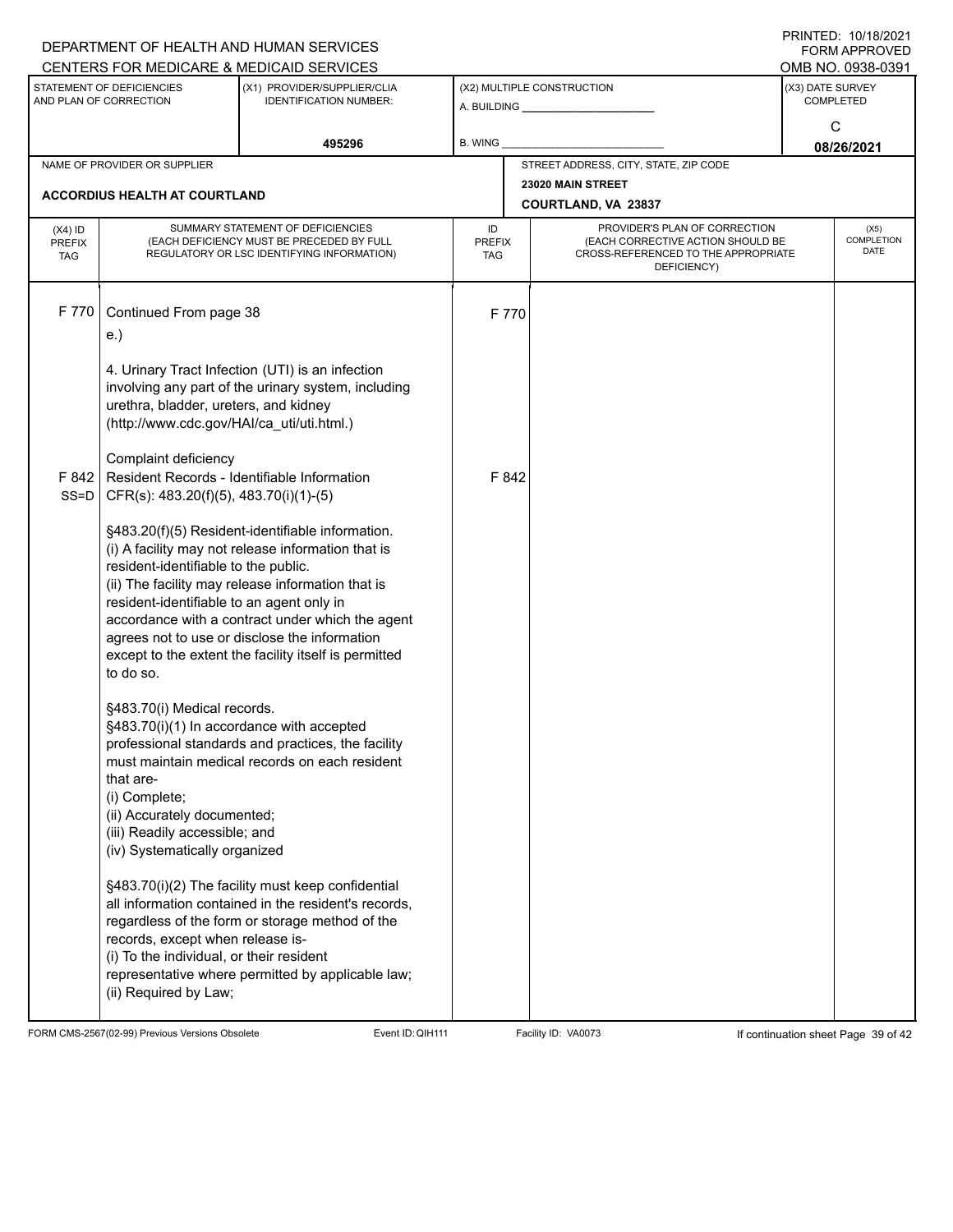DEPARTMENT OF HEALTH AND HUMAN SERVICES
CENTERS FOR MEDICARE & MEDICAID SERVICES

PRINTED: 10/18/2021
FORM APPROVED
OMB NO. 0938-0391

| STATEMENT OF DEFICIENCIES AND PLAN OF CORRECTION | (X1) PROVIDER/SUPPLIER/CLIA IDENTIFICATION NUMBER: | (X2) MULTIPLE CONSTRUCTION | (X3) DATE SURVEY COMPLETED |
|---|---|---|---|
| | 495296 | A. BUILDING ______ B. WING ______ | C 08/26/2021 |

| NAME OF PROVIDER OR SUPPLIER | STREET ADDRESS, CITY, STATE, ZIP CODE |
|---|---|
| ACCORDIUS HEALTH AT COURTLAND | 23020 MAIN STREET COURTLAND, VA 23837 |

| (X4) ID PREFIX TAG | SUMMARY STATEMENT OF DEFICIENCIES (EACH DEFICIENCY MUST BE PRECEDED BY FULL REGULATORY OR LSC IDENTIFYING INFORMATION) | ID PREFIX TAG | PROVIDER'S PLAN OF CORRECTION (EACH CORRECTIVE ACTION SHOULD BE CROSS-REFERENCED TO THE APPROPRIATE DEFICIENCY) | (X5) COMPLETION DATE |
|---|---|---|---|---|
| F 770 | Continued From page 38<br>e.)<br><br>4. Urinary Tract Infection (UTI) is an infection involving any part of the urinary system, including urethra, bladder, ureters, and kidney (http://www.cdc.gov/HAI/ca_uti/uti.html.)<br><br>Complaint deficiency | F 770 | | |
| F 842 SS=D | Resident Records - Identifiable Information CFR(s): 483.20(f)(5), 483.70(i)(1)-(5)<br><br>§483.20(f)(5) Resident-identifiable information.<br>(i) A facility may not release information that is resident-identifiable to the public.<br>(ii) The facility may release information that is resident-identifiable to an agent only in accordance with a contract under which the agent agrees not to use or disclose the information except to the extent the facility itself is permitted to do so.<br><br>§483.70(i) Medical records.<br>§483.70(i)(1) In accordance with accepted professional standards and practices, the facility must maintain medical records on each resident that are-<br>(i) Complete;<br>(ii) Accurately documented;<br>(iii) Readily accessible; and<br>(iv) Systematically organized<br><br>§483.70(i)(2) The facility must keep confidential all information contained in the resident's records, regardless of the form or storage method of the records, except when release is-<br>(i) To the individual, or their resident representative where permitted by applicable law;<br>(ii) Required by Law; | F 842 | | |

FORM CMS-2567(02-99) Previous Versions Obsolete | Event ID: QIH111 | Facility ID: VA0073 | If continuation sheet Page 39 of 42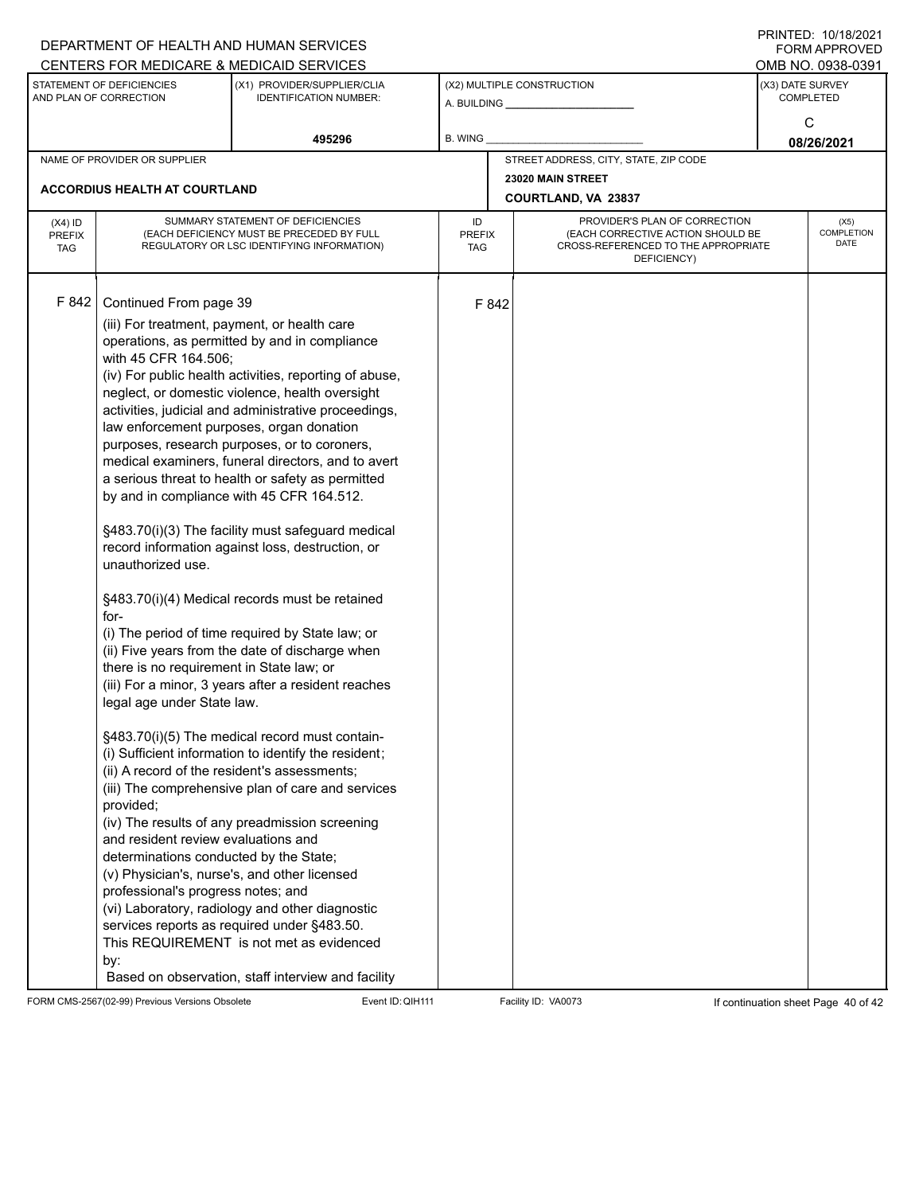DEPARTMENT OF HEALTH AND HUMAN SERVICES
CENTERS FOR MEDICARE & MEDICAID SERVICES

PRINTED: 10/18/2021
FORM APPROVED
OMB NO. 0938-0391

| STATEMENT OF DEFICIENCIES AND PLAN OF CORRECTION | (X1) PROVIDER/SUPPLIER/CLIA IDENTIFICATION NUMBER: | (X2) MULTIPLE CONSTRUCTION | (X3) DATE SURVEY COMPLETED |
|---|---|---|---|
| | 495296 | A. BUILDING ______ B. WING ______ | C 08/26/2021 |

| NAME OF PROVIDER OR SUPPLIER | STREET ADDRESS, CITY, STATE, ZIP CODE |
|---|---|
| ACCORDIUS HEALTH AT COURTLAND | 23020 MAIN STREET COURTLAND, VA 23837 |

| (X4) ID PREFIX TAG | SUMMARY STATEMENT OF DEFICIENCIES (EACH DEFICIENCY MUST BE PRECEDED BY FULL REGULATORY OR LSC IDENTIFYING INFORMATION) | ID PREFIX TAG | PROVIDER'S PLAN OF CORRECTION (EACH CORRECTIVE ACTION SHOULD BE CROSS-REFERENCED TO THE APPROPRIATE DEFICIENCY) | (X5) COMPLETION DATE |
|---|---|---|---|---|
| F 842 | Continued From page 39 | F 842 | | |

(iii) For treatment, payment, or health care operations, as permitted by and in compliance with 45 CFR 164.506;
(iv) For public health activities, reporting of abuse, neglect, or domestic violence, health oversight activities, judicial and administrative proceedings, law enforcement purposes, organ donation purposes, research purposes, or to coroners, medical examiners, funeral directors, and to avert a serious threat to health or safety as permitted by and in compliance with 45 CFR 164.512.

§483.70(i)(3) The facility must safeguard medical record information against loss, destruction, or unauthorized use.

§483.70(i)(4) Medical records must be retained for-
(i) The period of time required by State law; or
(ii) Five years from the date of discharge when there is no requirement in State law; or
(iii) For a minor, 3 years after a resident reaches legal age under State law.

§483.70(i)(5) The medical record must contain-
(i) Sufficient information to identify the resident;
(ii) A record of the resident's assessments;
(iii) The comprehensive plan of care and services provided;
(iv) The results of any preadmission screening and resident review evaluations and determinations conducted by the State;
(v) Physician's, nurse's, and other licensed professional's progress notes; and
(vi) Laboratory, radiology and other diagnostic services reports as required under §483.50.
This REQUIREMENT is not met as evidenced by:
Based on observation, staff interview and facility

FORM CMS-2567(02-99) Previous Versions Obsolete | Event ID: QIH111 | Facility ID: VA0073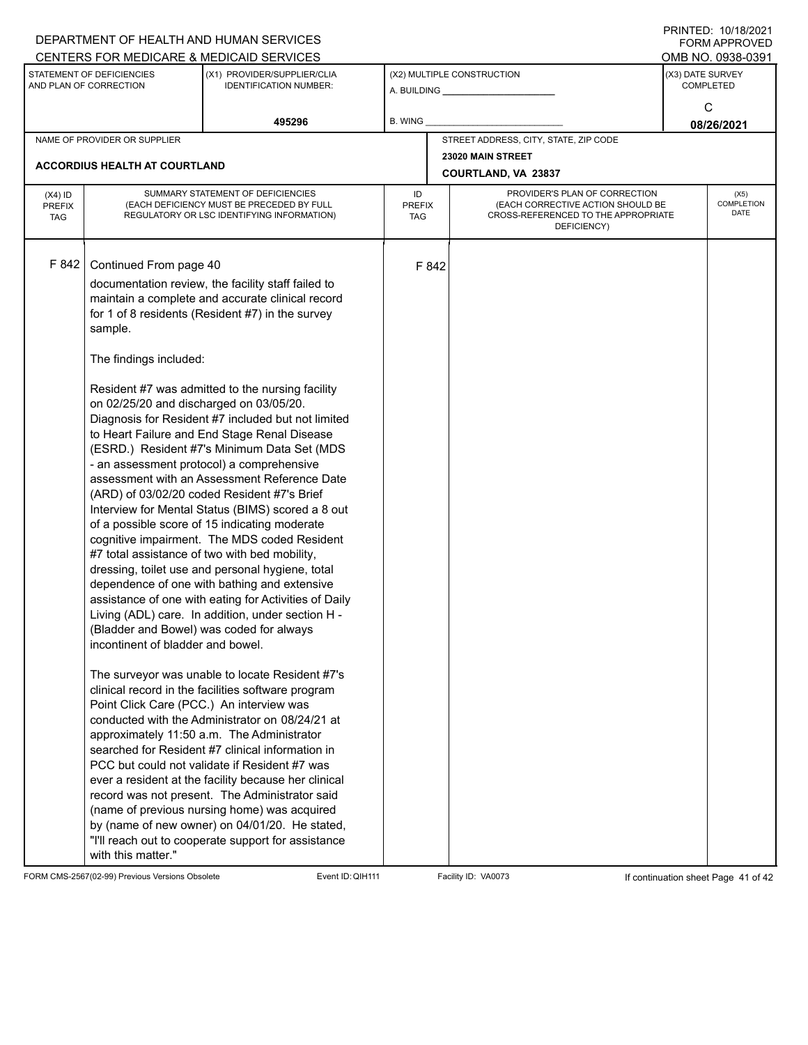DEPARTMENT OF HEALTH AND HUMAN SERVICES
CENTERS FOR MEDICARE & MEDICAID SERVICES

PRINTED: 10/18/2021
FORM APPROVED
OMB NO. 0938-0391

| STATEMENT OF DEFICIENCIES AND PLAN OF CORRECTION | (X1) PROVIDER/SUPPLIER/CLIA IDENTIFICATION NUMBER: | (X2) MULTIPLE CONSTRUCTION | (X3) DATE SURVEY COMPLETED |
|---|---|---|---|
| | 495296 | A. BUILDING ______ B. WING ______ | C 08/26/2021 |

| NAME OF PROVIDER OR SUPPLIER | STREET ADDRESS, CITY, STATE, ZIP CODE |
|---|---|
| ACCORDIUS HEALTH AT COURTLAND | 23020 MAIN STREET COURTLAND, VA 23837 |

| (X4) ID PREFIX TAG | SUMMARY STATEMENT OF DEFICIENCIES (EACH DEFICIENCY MUST BE PRECEDED BY FULL REGULATORY OR LSC IDENTIFYING INFORMATION) | ID PREFIX TAG | PROVIDER'S PLAN OF CORRECTION (EACH CORRECTIVE ACTION SHOULD BE CROSS-REFERENCED TO THE APPROPRIATE DEFICIENCY) | (X5) COMPLETION DATE |
|---|---|---|---|---|
| F 842 | Continued From page 40<br><br>documentation review, the facility staff failed to maintain a complete and accurate clinical record for 1 of 8 residents (Resident #7) in the survey sample.<br><br>The findings included:<br><br>Resident #7 was admitted to the nursing facility on 02/25/20 and discharged on 03/05/20. Diagnosis for Resident #7 included but not limited to Heart Failure and End Stage Renal Disease (ESRD.) Resident #7's Minimum Data Set (MDS - an assessment protocol) a comprehensive assessment with an Assessment Reference Date (ARD) of 03/02/20 coded Resident #7's Brief Interview for Mental Status (BIMS) scored a 8 out of a possible score of 15 indicating moderate cognitive impairment. The MDS coded Resident #7 total assistance of two with bed mobility, dressing, toilet use and personal hygiene, total dependence of one with bathing and extensive assistance of one with eating for Activities of Daily Living (ADL) care. In addition, under section H - (Bladder and Bowel) was coded for always incontinent of bladder and bowel.<br><br>The surveyor was unable to locate Resident #7's clinical record in the facilities software program Point Click Care (PCC.) An interview was conducted with the Administrator on 08/24/21 at approximately 11:50 a.m. The Administrator searched for Resident #7 clinical information in PCC but could not validate if Resident #7 was ever a resident at the facility because her clinical record was not present. The Administrator said (name of previous nursing home) was acquired by (name of new owner) on 04/01/20. He stated, "I'll reach out to cooperate support for assistance with this matter." | F 842 | | |

FORM CMS-2567(02-99) Previous Versions Obsolete Event ID: QIH111 Facility ID: VA0073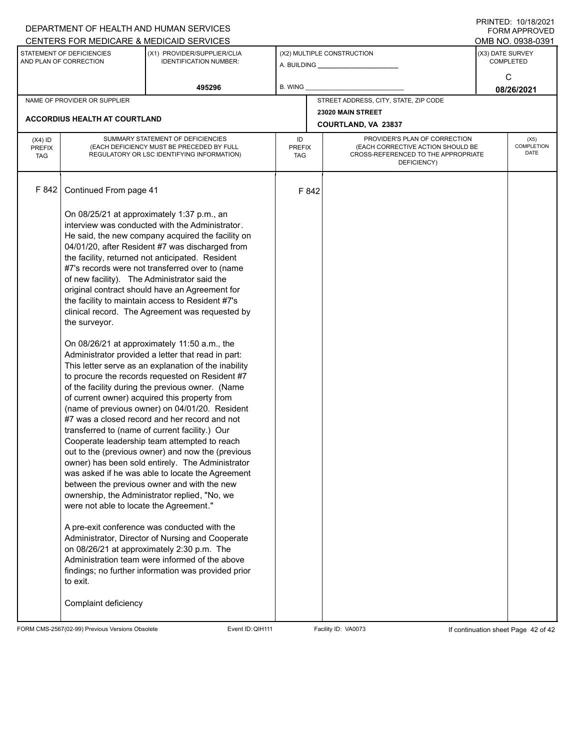DEPARTMENT OF HEALTH AND HUMAN SERVICES
CENTERS FOR MEDICARE & MEDICAID SERVICES

PRINTED: 10/18/2021
FORM APPROVED
OMB NO. 0938-0391

| STATEMENT OF DEFICIENCIES AND PLAN OF CORRECTION | (X1) PROVIDER/SUPPLIER/CLIA IDENTIFICATION NUMBER: | (X2) MULTIPLE CONSTRUCTION | (X3) DATE SURVEY COMPLETED |
|---|---|---|---|
| | 495296 | A. BUILDING ______ B. WING ______ | C 08/26/2021 |

NAME OF PROVIDER OR SUPPLIER: **ACCORDIUS HEALTH AT COURTLAND**

STREET ADDRESS, CITY, STATE, ZIP CODE: **23020 MAIN STREET, COURTLAND, VA 23837**

| (X4) ID PREFIX TAG | SUMMARY STATEMENT OF DEFICIENCIES (EACH DEFICIENCY MUST BE PRECEDED BY FULL REGULATORY OR LSC IDENTIFYING INFORMATION) | ID PREFIX TAG | PROVIDER'S PLAN OF CORRECTION (EACH CORRECTIVE ACTION SHOULD BE CROSS-REFERENCED TO THE APPROPRIATE DEFICIENCY) | (X5) COMPLETION DATE |
|---|---|---|---|---|
| F 842 | Continued From page 41 | F 842 | | |

On 08/25/21 at approximately 1:37 p.m., an interview was conducted with the Administrator. He said, the new company acquired the facility on 04/01/20, after Resident #7 was discharged from the facility, returned not anticipated. Resident #7's records were not transferred over to (name of new facility). The Administrator said the original contract should have an Agreement for the facility to maintain access to Resident #7's clinical record. The Agreement was requested by the surveyor.

On 08/26/21 at approximately 11:50 a.m., the Administrator provided a letter that read in part: This letter serve as an explanation of the inability to procure the records requested on Resident #7 of the facility during the previous owner. (Name of current owner) acquired this property from (name of previous owner) on 04/01/20. Resident #7 was a closed record and her record and not transferred to (name of current facility.) Our Cooperate leadership team attempted to reach out to the (previous owner) and now the (previous owner) has been sold entirely. The Administrator was asked if he was able to locate the Agreement between the previous owner and with the new ownership, the Administrator replied, "No, we were not able to locate the Agreement."

A pre-exit conference was conducted with the Administrator, Director of Nursing and Cooperate on 08/26/21 at approximately 2:30 p.m. The Administration team were informed of the above findings; no further information was provided prior to exit.

Complaint deficiency

FORM CMS-2567(02-99) Previous Versions Obsolete Event ID: QIH111 Facility ID: VA0073